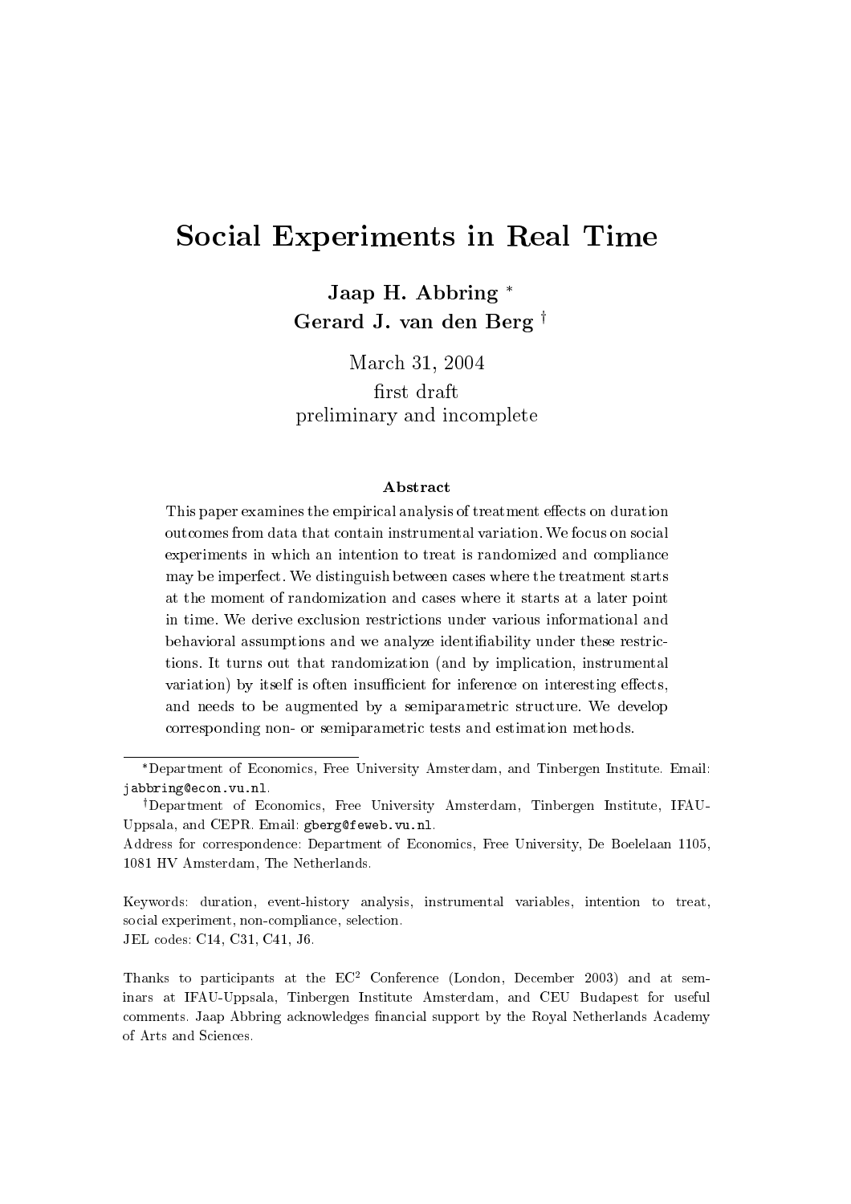# Social Experiments in Real Time

**Jaap H. Abbring** [*]
**Gerard J. van den Berg** [†]

March 31, 2004
first draft
preliminary and incomplete

### Abstract

This paper examines the empirical analysis of treatment effects on duration outcomes from data that contain instrumental variation. We focus on social experiments in which an intention to treat is randomized and compliance may be imperfect. We distinguish between cases where the treatment starts at the moment of randomization and cases where it starts at a later point in time. We derive exclusion restrictions under various informational and behavioral assumptions and we analyze identifiability under these restrictions. It turns out that randomization (and by implication, instrumental variation) by itself is often insufficient for inference on interesting effects, and needs to be augmented by a semiparametric structure. We develop corresponding non- or semiparametric tests and estimation methods.

---

[*] Department of Economics, Free University Amsterdam, and Tinbergen Institute. Email: jabbring@econ.vu.nl.

[†] Department of Economics, Free University Amsterdam, Tinbergen Institute, IFAU-Uppsala, and CEPR. Email: gberg@feweb.vu.nl.

Address for correspondence: Department of Economics, Free University, De Boelelaan 1105, 1081 HV Amsterdam, The Netherlands.

Keywords: duration, event-history analysis, instrumental variables, intention to treat, social experiment, non-compliance, selection.
JEL codes: C14, C31, C41, J6.

Thanks to participants at the EC$^2$ Conference (London, December 2003) and at seminars at IFAU-Uppsala, Tinbergen Institute Amsterdam, and CEU Budapest for useful comments. Jaap Abbring acknowledges financial support by the Royal Netherlands Academy of Arts and Sciences.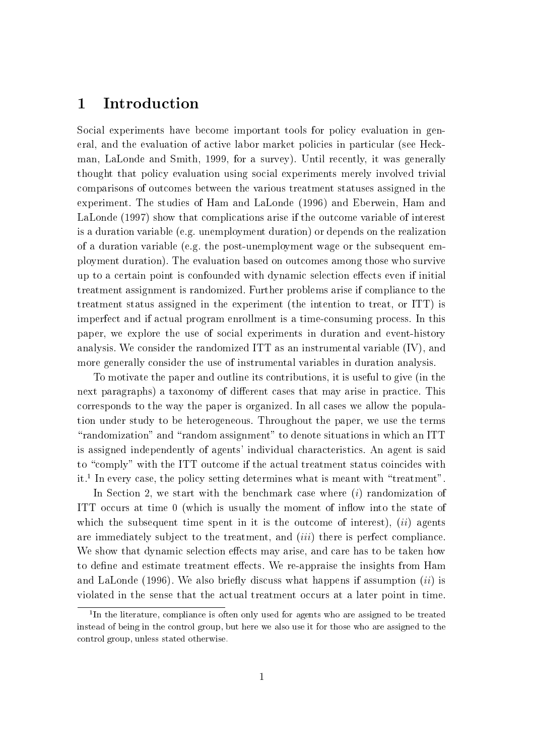# 1 Introduction

Social experiments have become important tools for policy evaluation in general, and the evaluation of active labor market policies in particular (see Heckman, LaLonde and Smith, 1999, for a survey). Until recently, it was generally thought that policy evaluation using social experiments merely involved trivial comparisons of outcomes between the various treatment statuses assigned in the experiment. The studies of Ham and LaLonde (1996) and Eberwein, Ham and LaLonde (1997) show that complications arise if the outcome variable of interest is a duration variable (e.g. unemployment duration) or depends on the realization of a duration variable (e.g. the post-unemployment wage or the subsequent employment duration). The evaluation based on outcomes among those who survive up to a certain point is confounded with dynamic selection effects even if initial treatment assignment is randomized. Further problems arise if compliance to the treatment status assigned in the experiment (the intention to treat, or ITT) is imperfect and if actual program enrollment is a time-consuming process. In this paper, we explore the use of social experiments in duration and event-history analysis. We consider the randomized ITT as an instrumental variable (IV), and more generally consider the use of instrumental variables in duration analysis.

To motivate the paper and outline its contributions, it is useful to give (in the next paragraphs) a taxonomy of different cases that may arise in practice. This corresponds to the way the paper is organized. In all cases we allow the population under study to be heterogeneous. Throughout the paper, we use the terms "randomization" and "random assignment" to denote situations in which an ITT is assigned independently of agents' individual characteristics. An agent is said to "comply" with the ITT outcome if the actual treatment status coincides with it.[1] In every case, the policy setting determines what is meant with "treatment".

In Section 2, we start with the benchmark case where (*i*) randomization of ITT occurs at time 0 (which is usually the moment of inflow into the state of which the subsequent time spent in it is the outcome of interest), (*ii*) agents are immediately subject to the treatment, and (*iii*) there is perfect compliance. We show that dynamic selection effects may arise, and care has to be taken how to define and estimate treatment effects. We re-appraise the insights from Ham and LaLonde (1996). We also briefly discuss what happens if assumption (*ii*) is violated in the sense that the actual treatment occurs at a later point in time.

[1] In the literature, compliance is often only used for agents who are assigned to be treated instead of being in the control group, but here we also use it for those who are assigned to the control group, unless stated otherwise.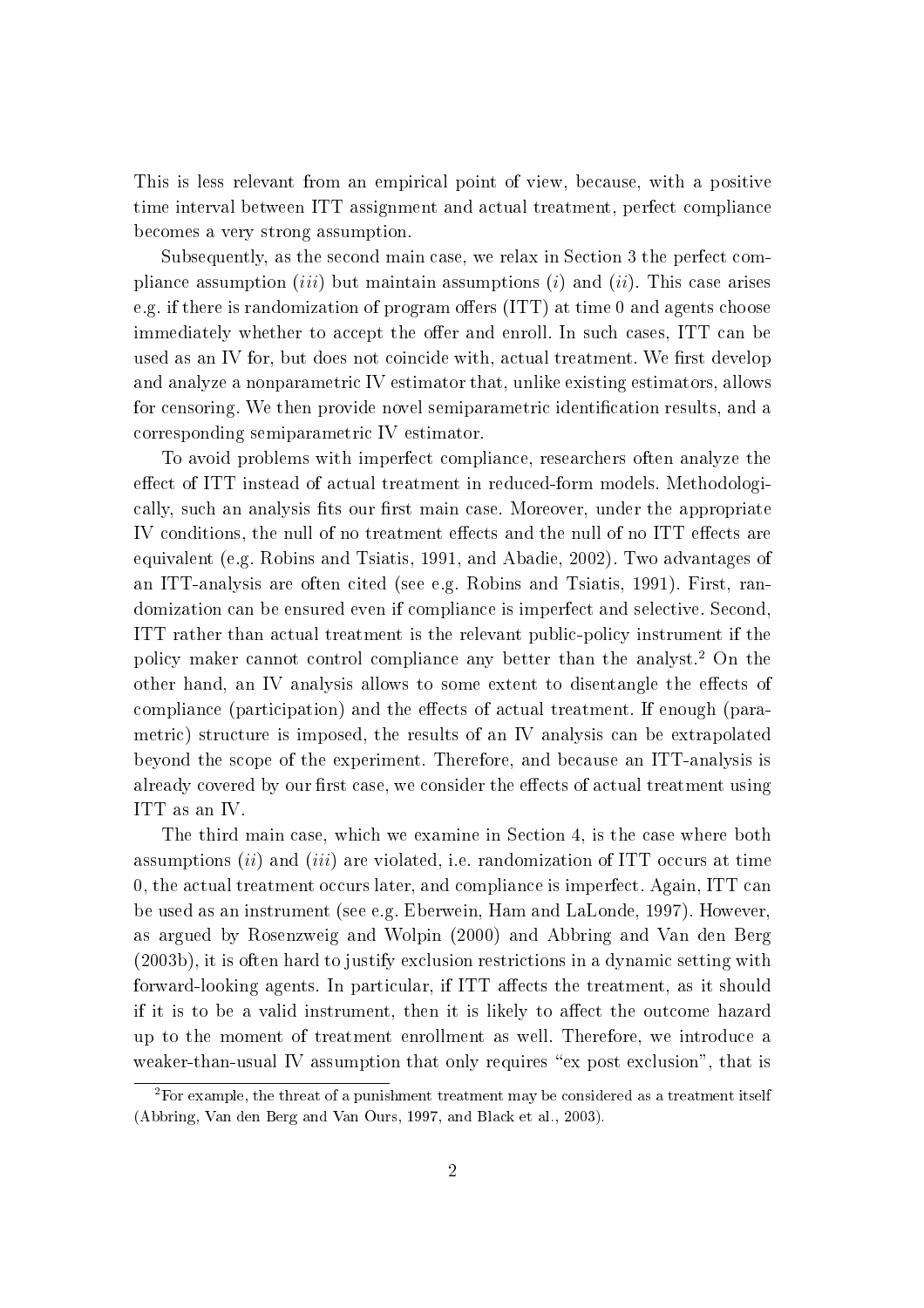This is less relevant from an empirical point of view, because, with a positive time interval between ITT assignment and actual treatment, perfect compliance becomes a very strong assumption.

Subsequently, as the second main case, we relax in Section 3 the perfect compliance assumption (*iii*) but maintain assumptions (*i*) and (*ii*). This case arises e.g. if there is randomization of program offers (ITT) at time 0 and agents choose immediately whether to accept the offer and enroll. In such cases, ITT can be used as an IV for, but does not coincide with, actual treatment. We first develop and analyze a nonparametric IV estimator that, unlike existing estimators, allows for censoring. We then provide novel semiparametric identification results, and a corresponding semiparametric IV estimator.

To avoid problems with imperfect compliance, researchers often analyze the effect of ITT instead of actual treatment in reduced-form models. Methodologically, such an analysis fits our first main case. Moreover, under the appropriate IV conditions, the null of no treatment effects and the null of no ITT effects are equivalent (e.g. Robins and Tsiatis, 1991, and Abadie, 2002). Two advantages of an ITT-analysis are often cited (see e.g. Robins and Tsiatis, 1991). First, randomization can be ensured even if compliance is imperfect and selective. Second, ITT rather than actual treatment is the relevant public-policy instrument if the policy maker cannot control compliance any better than the analyst.[2] On the other hand, an IV analysis allows to some extent to disentangle the effects of compliance (participation) and the effects of actual treatment. If enough (parametric) structure is imposed, the results of an IV analysis can be extrapolated beyond the scope of the experiment. Therefore, and because an ITT-analysis is already covered by our first case, we consider the effects of actual treatment using ITT as an IV.

The third main case, which we examine in Section 4, is the case where both assumptions (*ii*) and (*iii*) are violated, i.e. randomization of ITT occurs at time 0, the actual treatment occurs later, and compliance is imperfect. Again, ITT can be used as an instrument (see e.g. Eberwein, Ham and LaLonde, 1997). However, as argued by Rosenzweig and Wolpin (2000) and Abbring and Van den Berg (2003b), it is often hard to justify exclusion restrictions in a dynamic setting with forward-looking agents. In particular, if ITT affects the treatment, as it should if it is to be a valid instrument, then it is likely to affect the outcome hazard up to the moment of treatment enrollment as well. Therefore, we introduce a weaker-than-usual IV assumption that only requires "ex post exclusion", that is

[2] For example, the threat of a punishment treatment may be considered as a treatment itself (Abbring, Van den Berg and Van Ours, 1997, and Black et al., 2003).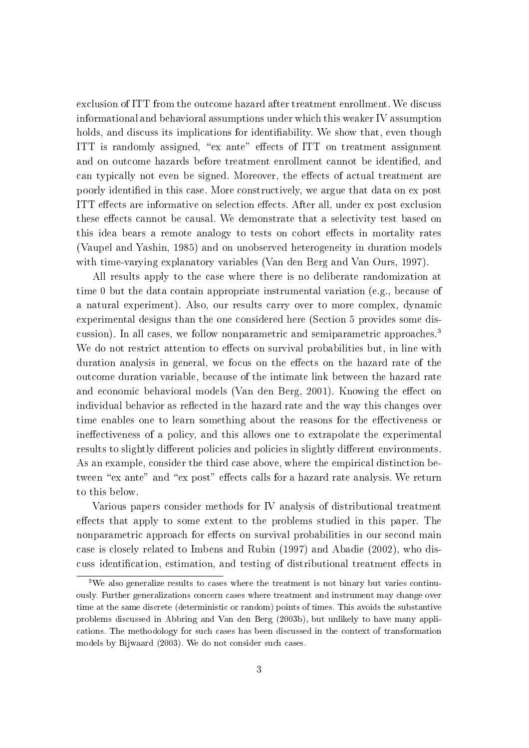exclusion of ITT from the outcome hazard after treatment enrollment. We discuss informational and behavioral assumptions under which this weaker IV assumption holds, and discuss its implications for identifiability. We show that, even though ITT is randomly assigned, "ex ante" effects of ITT on treatment assignment and on outcome hazards before treatment enrollment cannot be identified, and can typically not even be signed. Moreover, the effects of actual treatment are poorly identified in this case. More constructively, we argue that data on ex post ITT effects are informative on selection effects. After all, under ex post exclusion these effects cannot be causal. We demonstrate that a selectivity test based on this idea bears a remote analogy to tests on cohort effects in mortality rates (Vaupel and Yashin, 1985) and on unobserved heterogeneity in duration models with time-varying explanatory variables (Van den Berg and Van Ours, 1997).

All results apply to the case where there is no deliberate randomization at time 0 but the data contain appropriate instrumental variation (e.g., because of a natural experiment). Also, our results carry over to more complex, dynamic experimental designs than the one considered here (Section 5 provides some discussion). In all cases, we follow nonparametric and semiparametric approaches.[3] We do not restrict attention to effects on survival probabilities but, in line with duration analysis in general, we focus on the effects on the hazard rate of the outcome duration variable, because of the intimate link between the hazard rate and economic behavioral models (Van den Berg, 2001). Knowing the effect on individual behavior as reflected in the hazard rate and the way this changes over time enables one to learn something about the reasons for the effectiveness or ineffectiveness of a policy, and this allows one to extrapolate the experimental results to slightly different policies and policies in slightly different environments. As an example, consider the third case above, where the empirical distinction between "ex ante" and "ex post" effects calls for a hazard rate analysis. We return to this below.

Various papers consider methods for IV analysis of distributional treatment effects that apply to some extent to the problems studied in this paper. The nonparametric approach for effects on survival probabilities in our second main case is closely related to Imbens and Rubin (1997) and Abadie (2002), who discuss identification, estimation, and testing of distributional treatment effects in

[3] We also generalize results to cases where the treatment is not binary but varies continuously. Further generalizations concern cases where treatment and instrument may change over time at the same discrete (deterministic or random) points of times. This avoids the substantive problems discussed in Abbring and Van den Berg (2003b), but unlikely to have many applications. The methodology for such cases has been discussed in the context of transformation models by Bijwaard (2003). We do not consider such cases.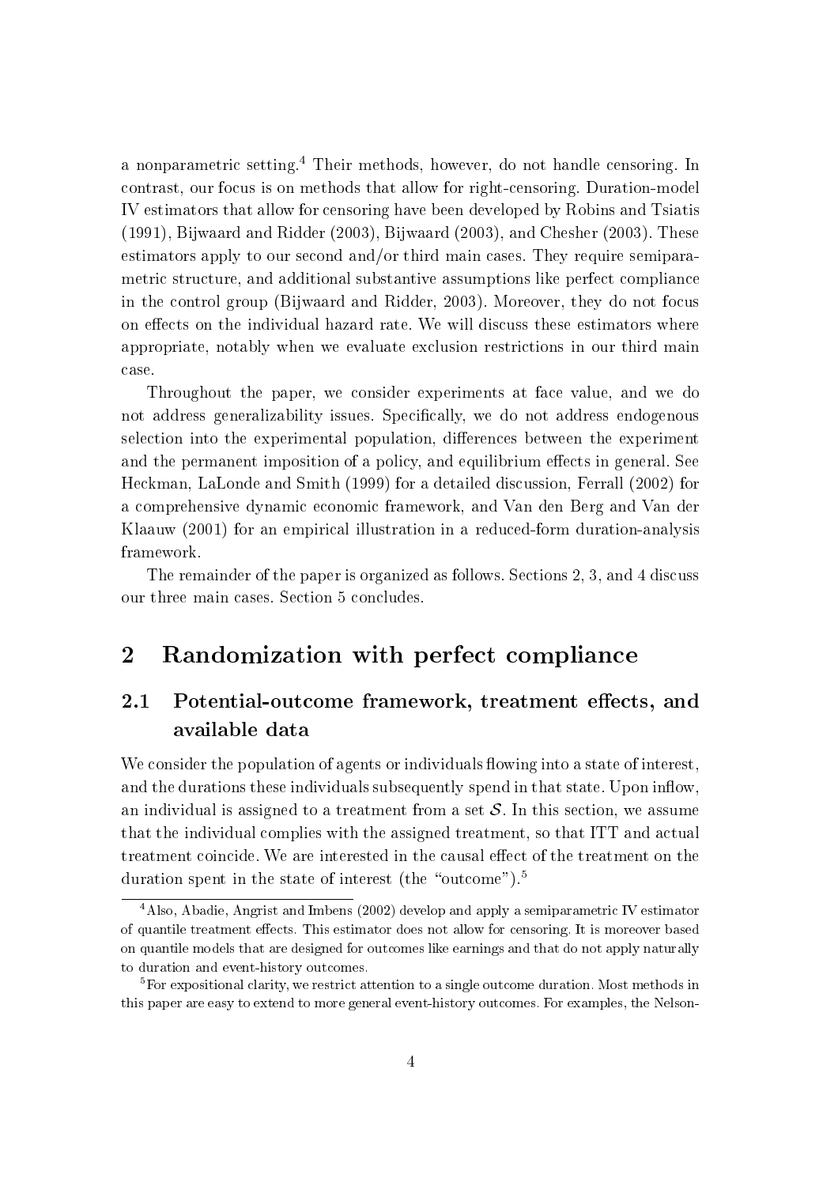a nonparametric setting.[4] Their methods, however, do not handle censoring. In contrast, our focus is on methods that allow for right-censoring. Duration-model IV estimators that allow for censoring have been developed by Robins and Tsiatis (1991), Bijwaard and Ridder (2003), Bijwaard (2003), and Chesher (2003). These estimators apply to our second and/or third main cases. They require semiparametric structure, and additional substantive assumptions like perfect compliance in the control group (Bijwaard and Ridder, 2003). Moreover, they do not focus on effects on the individual hazard rate. We will discuss these estimators where appropriate, notably when we evaluate exclusion restrictions in our third main case.

Throughout the paper, we consider experiments at face value, and we do not address generalizability issues. Specifically, we do not address endogenous selection into the experimental population, differences between the experiment and the permanent imposition of a policy, and equilibrium effects in general. See Heckman, LaLonde and Smith (1999) for a detailed discussion, Ferrall (2002) for a comprehensive dynamic economic framework, and Van den Berg and Van der Klaauw (2001) for an empirical illustration in a reduced-form duration-analysis framework.

The remainder of the paper is organized as follows. Sections 2, 3, and 4 discuss our three main cases. Section 5 concludes.

## 2 Randomization with perfect compliance

### 2.1 Potential-outcome framework, treatment effects, and available data

We consider the population of agents or individuals flowing into a state of interest, and the durations these individuals subsequently spend in that state. Upon inflow, an individual is assigned to a treatment from a set $\mathcal{S}$. In this section, we assume that the individual complies with the assigned treatment, so that ITT and actual treatment coincide. We are interested in the causal effect of the treatment on the duration spent in the state of interest (the "outcome").[5]

[4] Also, Abadie, Angrist and Imbens (2002) develop and apply a semiparametric IV estimator of quantile treatment effects. This estimator does not allow for censoring. It is moreover based on quantile models that are designed for outcomes like earnings and that do not apply naturally to duration and event-history outcomes.

[5] For expositional clarity, we restrict attention to a single outcome duration. Most methods in this paper are easy to extend to more general event-history outcomes. For examples, the Nelson-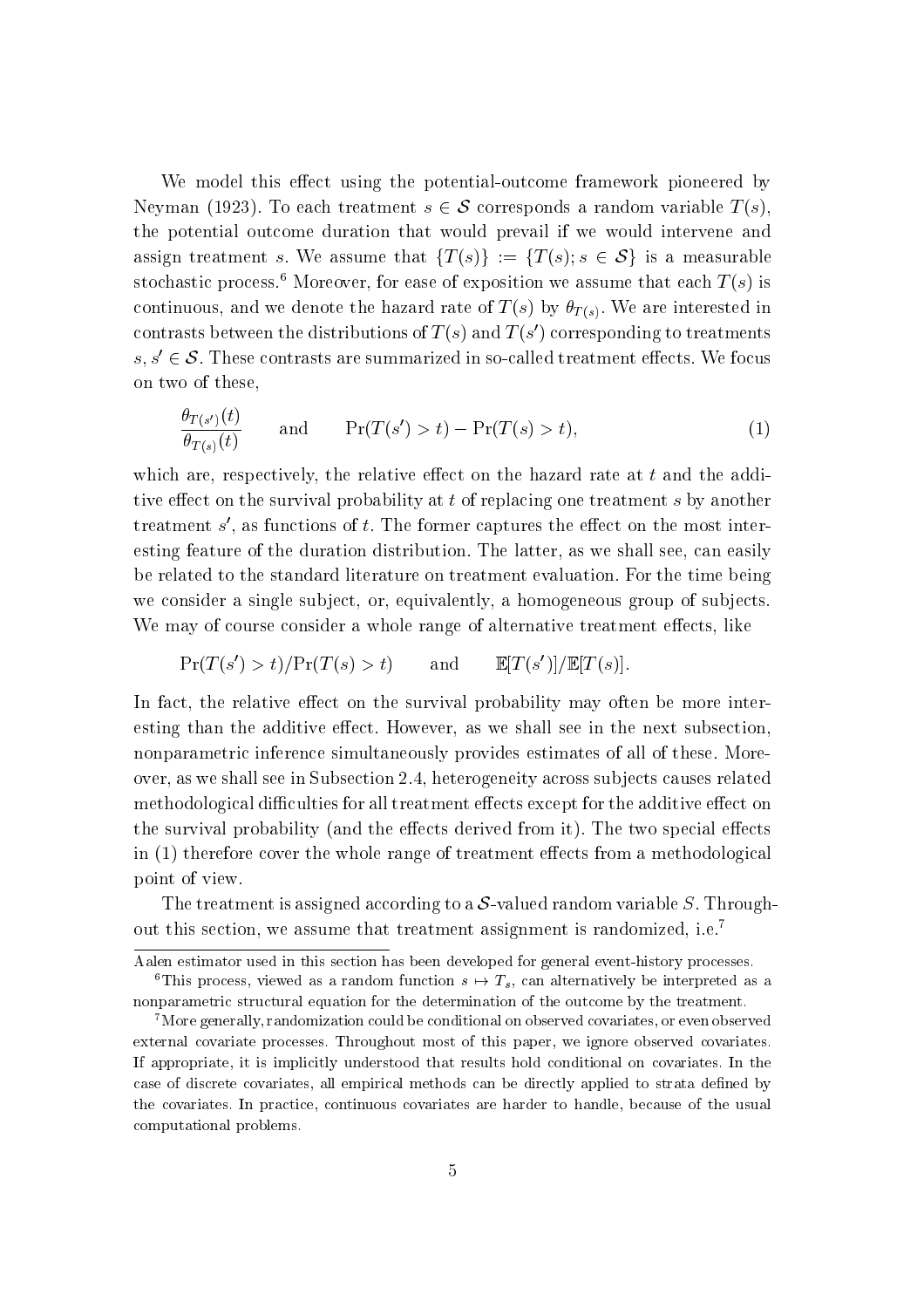We model this effect using the potential-outcome framework pioneered by Neyman (1923). To each treatment $s \in \mathcal{S}$ corresponds a random variable $T(s)$, the potential outcome duration that would prevail if we would intervene and assign treatment $s$. We assume that $\{T(s)\} := \{T(s); s \in \mathcal{S}\}$ is a measurable stochastic process.[6] Moreover, for ease of exposition we assume that each $T(s)$ is continuous, and we denote the hazard rate of $T(s)$ by $\theta_{T(s)}$. We are interested in contrasts between the distributions of $T(s)$ and $T(s')$ corresponding to treatments $s, s' \in \mathcal{S}$. These contrasts are summarized in so-called treatment effects. We focus on two of these,

$$\frac{\theta_{T(s')}(t)}{\theta_{T(s)}(t)} \qquad \text{and} \qquad \Pr(T(s') > t) - \Pr(T(s) > t), \tag{1}$$

which are, respectively, the relative effect on the hazard rate at $t$ and the additive effect on the survival probability at $t$ of replacing one treatment $s$ by another treatment $s'$, as functions of $t$. The former captures the effect on the most interesting feature of the duration distribution. The latter, as we shall see, can easily be related to the standard literature on treatment evaluation. For the time being we consider a single subject, or, equivalently, a homogeneous group of subjects. We may of course consider a whole range of alternative treatment effects, like

$$\Pr(T(s') > t)/\Pr(T(s) > t) \qquad \text{and} \qquad \mathbb{E}[T(s')]/\mathbb{E}[T(s)].$$

In fact, the relative effect on the survival probability may often be more interesting than the additive effect. However, as we shall see in the next subsection, nonparametric inference simultaneously provides estimates of all of these. Moreover, as we shall see in Subsection 2.4, heterogeneity across subjects causes related methodological difficulties for all treatment effects except for the additive effect on the survival probability (and the effects derived from it). The two special effects in (1) therefore cover the whole range of treatment effects from a methodological point of view.

The treatment is assigned according to a $\mathcal{S}$-valued random variable $S$. Throughout this section, we assume that treatment assignment is randomized, i.e.[7]

---

Aalen estimator used in this section has been developed for general event-history processes.

[6] This process, viewed as a random function $s \mapsto T_s$, can alternatively be interpreted as a nonparametric structural equation for the determination of the outcome by the treatment.

[7] More generally, randomization could be conditional on observed covariates, or even observed external covariate processes. Throughout most of this paper, we ignore observed covariates. If appropriate, it is implicitly understood that results hold conditional on covariates. In the case of discrete covariates, all empirical methods can be directly applied to strata defined by the covariates. In practice, continuous covariates are harder to handle, because of the usual computational problems.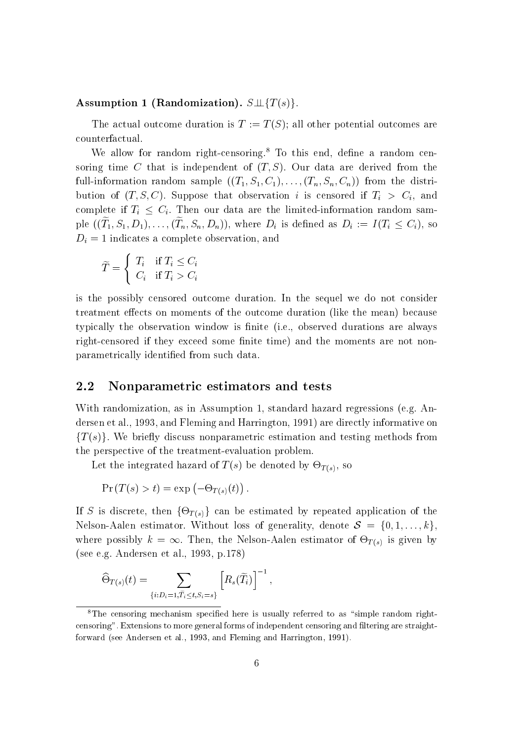**Assumption 1 (Randomization).** $S \perp\!\!\!\perp \{T(s)\}$.

The actual outcome duration is $T := T(S)$; all other potential outcomes are counterfactual.

We allow for random right-censoring.[8] To this end, define a random censoring time $C$ that is independent of $(T, S)$. Our data are derived from the full-information random sample $((T_1, S_1, C_1), \ldots, (T_n, S_n, C_n))$ from the distribution of $(T, S, C)$. Suppose that observation $i$ is censored if $T_i > C_i$, and complete if $T_i \leq C_i$. Then our data are the limited-information random sample $((\widetilde{T}_1, S_1, D_1), \ldots, (\widetilde{T}_n, S_n, D_n))$, where $D_i$ is defined as $D_i := I(T_i \leq C_i)$, so $D_i = 1$ indicates a complete observation, and

$$\widetilde{T} = \begin{cases} T_i & \text{if } T_i \leq C_i \\ C_i & \text{if } T_i > C_i \end{cases}$$

is the possibly censored outcome duration. In the sequel we do not consider treatment effects on moments of the outcome duration (like the mean) because typically the observation window is finite (i.e., observed durations are always right-censored if they exceed some finite time) and the moments are not nonparametrically identified from such data.

## 2.2 Nonparametric estimators and tests

With randomization, as in Assumption 1, standard hazard regressions (e.g. Andersen et al., 1993, and Fleming and Harrington, 1991) are directly informative on $\{T(s)\}$. We briefly discuss nonparametric estimation and testing methods from the perspective of the treatment-evaluation problem.

Let the integrated hazard of $T(s)$ be denoted by $\Theta_{T(s)}$, so

$$\Pr(T(s) > t) = \exp\left(-\Theta_{T(s)}(t)\right).$$

If $S$ is discrete, then $\{\Theta_{T(s)}\}$ can be estimated by repeated application of the Nelson-Aalen estimator. Without loss of generality, denote $\mathcal{S} = \{0, 1, \ldots, k\}$, where possibly $k = \infty$. Then, the Nelson-Aalen estimator of $\Theta_{T(s)}$ is given by (see e.g. Andersen et al., 1993, p.178)

$$\widehat{\Theta}_{T(s)}(t) = \sum_{\{i: D_i = 1, \widetilde{T}_i \leq t, S_i = s\}} \left[R_s(\widetilde{T}_i)\right]^{-1},$$

[8] The censoring mechanism specified here is usually referred to as "simple random right-censoring". Extensions to more general forms of independent censoring and filtering are straightforward (see Andersen et al., 1993, and Fleming and Harrington, 1991).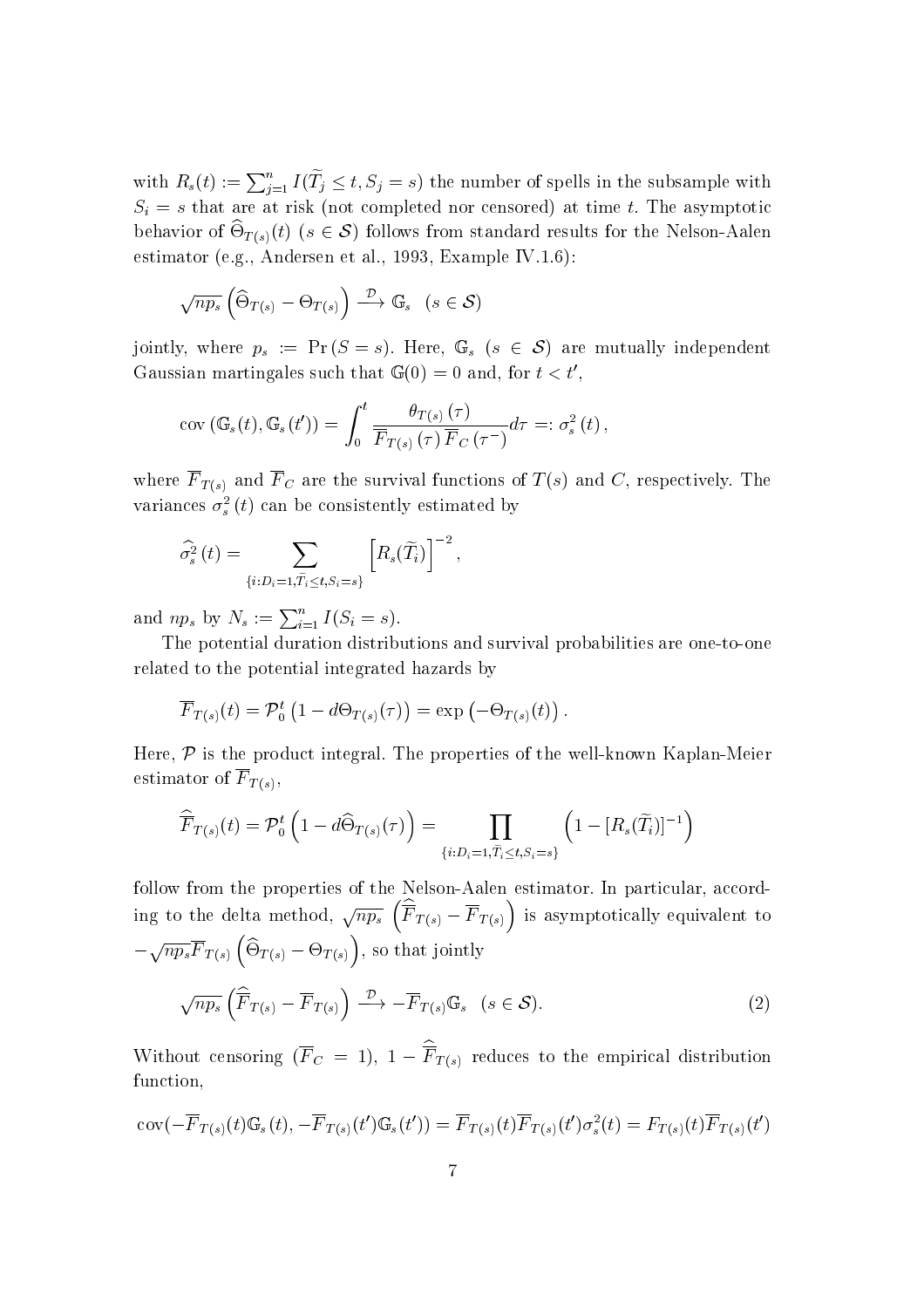with $R_s(t) := \sum_{j=1}^n I(\widetilde{T}_j \leq t, S_j = s)$ the number of spells in the subsample with $S_i = s$ that are at risk (not completed nor censored) at time $t$. The asymptotic behavior of $\widehat{\Theta}_{T(s)}(t)$ $(s \in \mathcal{S})$ follows from standard results for the Nelson-Aalen estimator (e.g., Andersen et al., 1993, Example IV.1.6):

$$\sqrt{np_s}\left(\widehat{\Theta}_{T(s)} - \Theta_{T(s)}\right) \xrightarrow{\mathcal{D}} \mathbb{G}_s \quad (s \in \mathcal{S})$$

jointly, where $p_s := \Pr(S = s)$. Here, $\mathbb{G}_s$ $(s \in \mathcal{S})$ are mutually independent Gaussian martingales such that $\mathbb{G}(0) = 0$ and, for $t < t'$,

$$\operatorname{cov}\left(\mathbb{G}_s(t), \mathbb{G}_s(t')\right) = \int_0^t \frac{\theta_{T(s)}(\tau)}{\overline{F}_{T(s)}(\tau)\,\overline{F}_C(\tau^-)} d\tau =: \sigma_s^2(t),$$

where $\overline{F}_{T(s)}$ and $\overline{F}_C$ are the survival functions of $T(s)$ and $C$, respectively. The variances $\sigma_s^2(t)$ can be consistently estimated by

$$\widehat{\sigma}_s^2(t) = \sum_{\{i: D_i = 1, \widetilde{T}_i \leq t, S_i = s\}} \left[R_s(\widetilde{T}_i)\right]^{-2},$$

and $np_s$ by $N_s := \sum_{i=1}^n I(S_i = s)$.

The potential duration distributions and survival probabilities are one-to-one related to the potential integrated hazards by

$$\overline{F}_{T(s)}(t) = \mathcal{P}_0^t\left(1 - d\Theta_{T(s)}(\tau)\right) = \exp\left(-\Theta_{T(s)}(t)\right).$$

Here, $\mathcal{P}$ is the product integral. The properties of the well-known Kaplan-Meier estimator of $\overline{F}_{T(s)}$,

$$\widehat{\overline{F}}_{T(s)}(t) = \mathcal{P}_0^t\left(1 - d\widehat{\Theta}_{T(s)}(\tau)\right) = \prod_{\{i: D_i = 1, \widetilde{T}_i \leq t, S_i = s\}} \left(1 - [R_s(\widetilde{T}_i)]^{-1}\right)$$

follow from the properties of the Nelson-Aalen estimator. In particular, according to the delta method, $\sqrt{np_s}\left(\widehat{\overline{F}}_{T(s)} - \overline{F}_{T(s)}\right)$ is asymptotically equivalent to $-\sqrt{np_s}\,\overline{F}_{T(s)}\left(\widehat{\Theta}_{T(s)} - \Theta_{T(s)}\right)$, so that jointly

$$\sqrt{np_s}\left(\widehat{\overline{F}}_{T(s)} - \overline{F}_{T(s)}\right) \xrightarrow{\mathcal{D}} -\overline{F}_{T(s)}\mathbb{G}_s \quad (s \in \mathcal{S}). \tag{2}$$

Without censoring ($\overline{F}_C = 1$), $1 - \widehat{\overline{F}}_{T(s)}$ reduces to the empirical distribution function,

$$\operatorname{cov}(-\overline{F}_{T(s)}(t)\mathbb{G}_s(t), -\overline{F}_{T(s)}(t')\mathbb{G}_s(t')) = \overline{F}_{T(s)}(t)\overline{F}_{T(s)}(t')\sigma_s^2(t) = F_{T(s)}(t)\overline{F}_{T(s)}(t')$$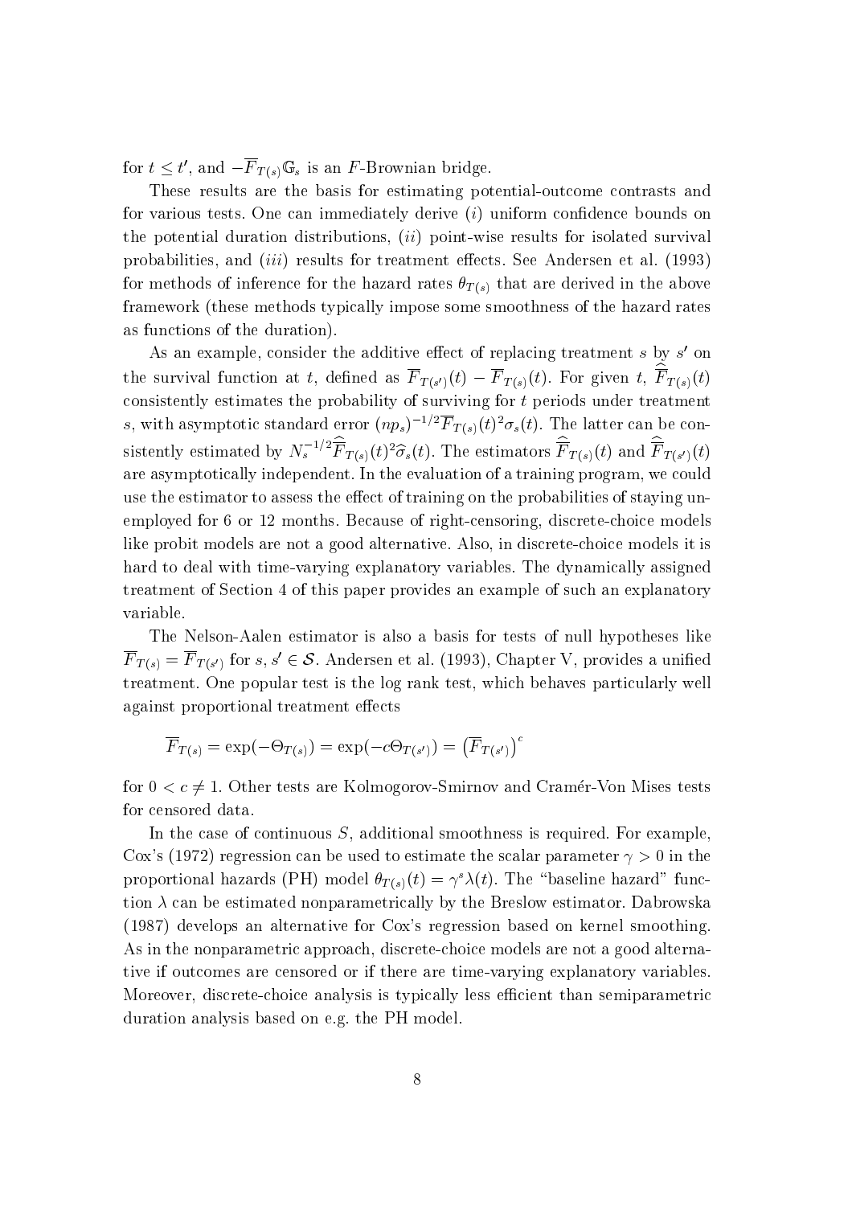for $t \leq t'$, and $-\overline{F}_{T(s)}\mathbb{G}_s$ is an $F$-Brownian bridge.

These results are the basis for estimating potential-outcome contrasts and for various tests. One can immediately derive $(i)$ uniform confidence bounds on the potential duration distributions, $(ii)$ point-wise results for isolated survival probabilities, and $(iii)$ results for treatment effects. See Andersen et al. (1993) for methods of inference for the hazard rates $\theta_{T(s)}$ that are derived in the above framework (these methods typically impose some smoothness of the hazard rates as functions of the duration).

As an example, consider the additive effect of replacing treatment $s$ by $s'$ on the survival function at $t$, defined as $\overline{F}_{T(s')}(t) - \overline{F}_{T(s)}(t)$. For given $t$, $\widehat{\overline{F}}_{T(s)}(t)$ consistently estimates the probability of surviving for $t$ periods under treatment $s$, with asymptotic standard error $(np_s)^{-1/2}\overline{F}_{T(s)}(t)^2\sigma_s(t)$. The latter can be consistently estimated by $N_s^{-1/2}\widehat{\overline{F}}_{T(s)}(t)^2\widehat{\sigma}_s(t)$. The estimators $\widehat{\overline{F}}_{T(s)}(t)$ and $\widehat{\overline{F}}_{T(s')}(t)$ are asymptotically independent. In the evaluation of a training program, we could use the estimator to assess the effect of training on the probabilities of staying unemployed for 6 or 12 months. Because of right-censoring, discrete-choice models like probit models are not a good alternative. Also, in discrete-choice models it is hard to deal with time-varying explanatory variables. The dynamically assigned treatment of Section 4 of this paper provides an example of such an explanatory variable.

The Nelson-Aalen estimator is also a basis for tests of null hypotheses like $\overline{F}_{T(s)} = \overline{F}_{T(s')}$ for $s, s' \in \mathcal{S}$. Andersen et al. (1993), Chapter V, provides a unified treatment. One popular test is the log rank test, which behaves particularly well against proportional treatment effects

$$\overline{F}_{T(s)} = \exp(-\Theta_{T(s)}) = \exp(-c\Theta_{T(s')}) = \left(\overline{F}_{T(s')}\right)^c$$

for $0 < c \neq 1$. Other tests are Kolmogorov-Smirnov and Cramér-Von Mises tests for censored data.

In the case of continuous $S$, additional smoothness is required. For example, Cox's (1972) regression can be used to estimate the scalar parameter $\gamma > 0$ in the proportional hazards (PH) model $\theta_{T(s)}(t) = \gamma^s\lambda(t)$. The "baseline hazard" function $\lambda$ can be estimated nonparametrically by the Breslow estimator. Dabrowska (1987) develops an alternative for Cox's regression based on kernel smoothing. As in the nonparametric approach, discrete-choice models are not a good alternative if outcomes are censored or if there are time-varying explanatory variables. Moreover, discrete-choice analysis is typically less efficient than semiparametric duration analysis based on e.g. the PH model.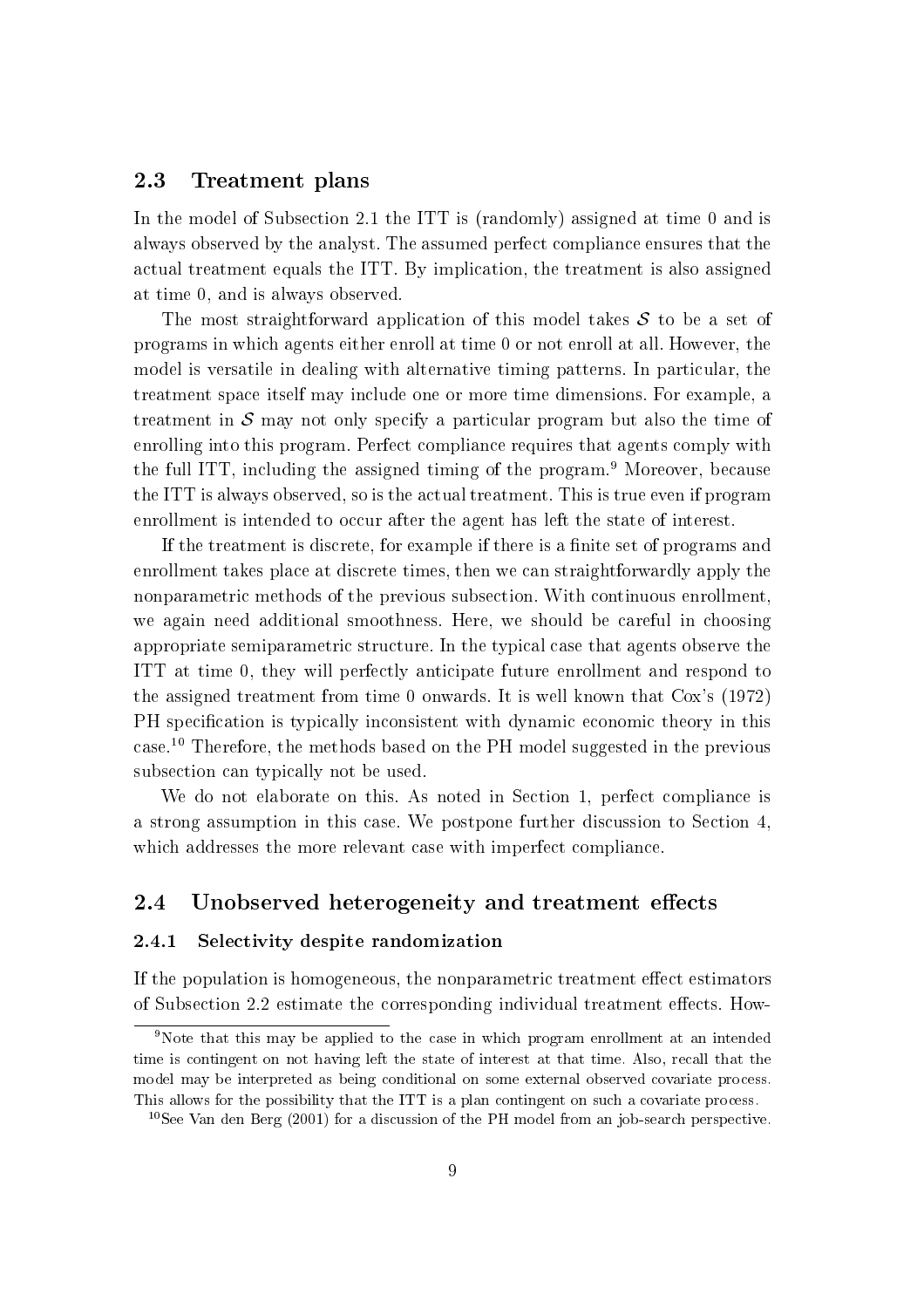## 2.3 Treatment plans

In the model of Subsection 2.1 the ITT is (randomly) assigned at time 0 and is always observed by the analyst. The assumed perfect compliance ensures that the actual treatment equals the ITT. By implication, the treatment is also assigned at time 0, and is always observed.

The most straightforward application of this model takes $\mathcal{S}$ to be a set of programs in which agents either enroll at time 0 or not enroll at all. However, the model is versatile in dealing with alternative timing patterns. In particular, the treatment space itself may include one or more time dimensions. For example, a treatment in $\mathcal{S}$ may not only specify a particular program but also the time of enrolling into this program. Perfect compliance requires that agents comply with the full ITT, including the assigned timing of the program.[9] Moreover, because the ITT is always observed, so is the actual treatment. This is true even if program enrollment is intended to occur after the agent has left the state of interest.

If the treatment is discrete, for example if there is a finite set of programs and enrollment takes place at discrete times, then we can straightforwardly apply the nonparametric methods of the previous subsection. With continuous enrollment, we again need additional smoothness. Here, we should be careful in choosing appropriate semiparametric structure. In the typical case that agents observe the ITT at time 0, they will perfectly anticipate future enrollment and respond to the assigned treatment from time 0 onwards. It is well known that Cox's (1972) PH specification is typically inconsistent with dynamic economic theory in this case.[10] Therefore, the methods based on the PH model suggested in the previous subsection can typically not be used.

We do not elaborate on this. As noted in Section 1, perfect compliance is a strong assumption in this case. We postpone further discussion to Section 4, which addresses the more relevant case with imperfect compliance.

## 2.4 Unobserved heterogeneity and treatment effects

### 2.4.1 Selectivity despite randomization

If the population is homogeneous, the nonparametric treatment effect estimators of Subsection 2.2 estimate the corresponding individual treatment effects. How-

[9] Note that this may be applied to the case in which program enrollment at an intended time is contingent on not having left the state of interest at that time. Also, recall that the model may be interpreted as being conditional on some external observed covariate process. This allows for the possibility that the ITT is a plan contingent on such a covariate process.

[10] See Van den Berg (2001) for a discussion of the PH model from an job-search perspective.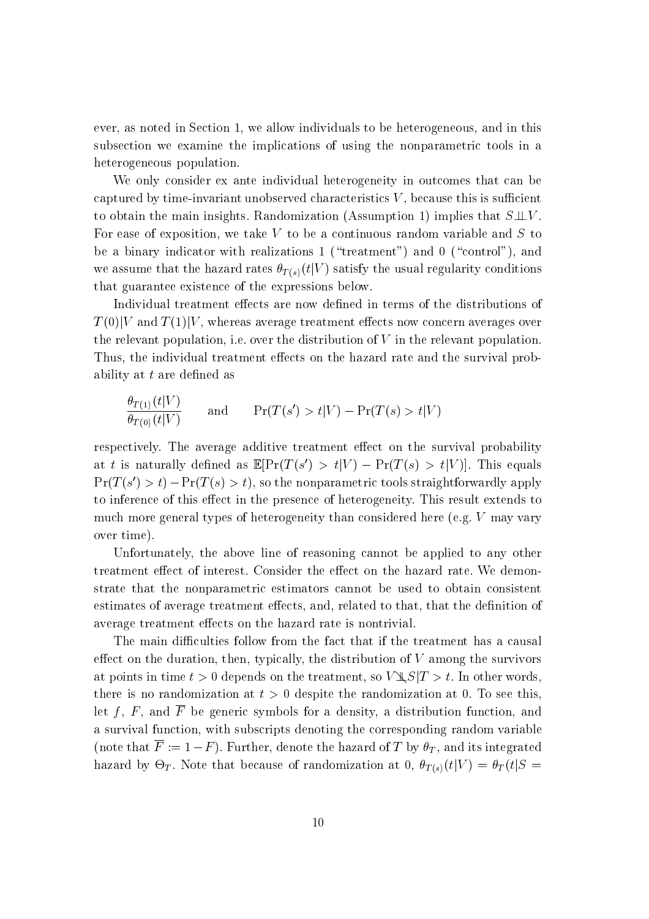ever, as noted in Section 1, we allow individuals to be heterogeneous, and in this subsection we examine the implications of using the nonparametric tools in a heterogeneous population.

We only consider ex ante individual heterogeneity in outcomes that can be captured by time-invariant unobserved characteristics $V$, because this is sufficient to obtain the main insights. Randomization (Assumption 1) implies that $S \perp\!\!\!\perp V$. For ease of exposition, we take $V$ to be a continuous random variable and $S$ to be a binary indicator with realizations 1 ("treatment") and 0 ("control"), and we assume that the hazard rates $\theta_{T(s)}(t|V)$ satisfy the usual regularity conditions that guarantee existence of the expressions below.

Individual treatment effects are now defined in terms of the distributions of $T(0)|V$ and $T(1)|V$, whereas average treatment effects now concern averages over the relevant population, i.e. over the distribution of $V$ in the relevant population. Thus, the individual treatment effects on the hazard rate and the survival probability at $t$ are defined as

$$\frac{\theta_{T(1)}(t|V)}{\theta_{T(0)}(t|V)} \qquad \text{and} \qquad \Pr(T(s') > t|V) - \Pr(T(s) > t|V)$$

respectively. The average additive treatment effect on the survival probability at $t$ is naturally defined as $\mathbb{E}[\Pr(T(s') > t|V) - \Pr(T(s) > t|V)]$. This equals $\Pr(T(s') > t) - \Pr(T(s) > t)$, so the nonparametric tools straightforwardly apply to inference of this effect in the presence of heterogeneity. This result extends to much more general types of heterogeneity than considered here (e.g. $V$ may vary over time).

Unfortunately, the above line of reasoning cannot be applied to any other treatment effect of interest. Consider the effect on the hazard rate. We demonstrate that the nonparametric estimators cannot be used to obtain consistent estimates of average treatment effects, and, related to that, that the definition of average treatment effects on the hazard rate is nontrivial.

The main difficulties follow from the fact that if the treatment has a causal effect on the duration, then, typically, the distribution of $V$ among the survivors at points in time $t > 0$ depends on the treatment, so $V \not\perp\!\!\!\perp S|T > t$. In other words, there is no randomization at $t > 0$ despite the randomization at 0. To see this, let $f$, $F$, and $\overline{F}$ be generic symbols for a density, a distribution function, and a survival function, with subscripts denoting the corresponding random variable (note that $\overline{F} := 1 - F$). Further, denote the hazard of $T$ by $\theta_T$, and its integrated hazard by $\Theta_T$. Note that because of randomization at 0, $\theta_{T(s)}(t|V) = \theta_T(t|S =$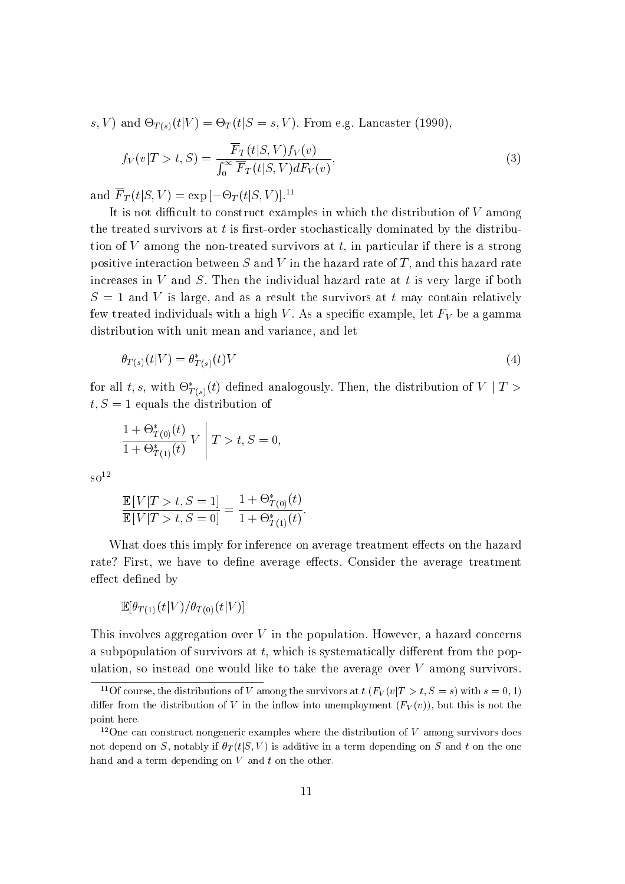$s, V)$ and $\Theta_{T(s)}(t|V) = \Theta_T(t|S = s, V)$. From e.g. Lancaster (1990),

$$f_V(v|T > t, S) = \frac{\overline{F}_T(t|S, V) f_V(v)}{\int_0^\infty \overline{F}_T(t|S, V) dF_V(v)}, \tag{3}$$

and $\overline{F}_T(t|S, V) = \exp[-\Theta_T(t|S, V)]$.[11]

It is not difficult to construct examples in which the distribution of $V$ among the treated survivors at $t$ is first-order stochastically dominated by the distribution of $V$ among the non-treated survivors at $t$, in particular if there is a strong positive interaction between $S$ and $V$ in the hazard rate of $T$, and this hazard rate increases in $V$ and $S$. Then the individual hazard rate at $t$ is very large if both $S = 1$ and $V$ is large, and as a result the survivors at $t$ may contain relatively few treated individuals with a high $V$. As a specific example, let $F_V$ be a gamma distribution with unit mean and variance, and let

$$\theta_{T(s)}(t|V) = \theta^*_{T(s)}(t) V \tag{4}$$

for all $t, s$, with $\Theta^*_{T(s)}(t)$ defined analogously. Then, the distribution of $V \mid T > t, S = 1$ equals the distribution of

$$\frac{1 + \Theta^*_{T(0)}(t)}{1 + \Theta^*_{T(1)}(t)} V \;\Bigg|\; T > t, S = 0,$$

so[12]

$$\frac{\mathbb{E}[V|T > t, S = 1]}{\mathbb{E}[V|T > t, S = 0]} = \frac{1 + \Theta^*_{T(0)}(t)}{1 + \Theta^*_{T(1)}(t)}.$$

What does this imply for inference on average treatment effects on the hazard rate? First, we have to define average effects. Consider the average treatment effect defined by

$$\mathbb{E}[\theta_{T(1)}(t|V)/\theta_{T(0)}(t|V)]$$

This involves aggregation over $V$ in the population. However, a hazard concerns a subpopulation of survivors at $t$, which is systematically different from the population, so instead one would like to take the average over $V$ among survivors.

[11] Of course, the distributions of $V$ among the survivors at $t$ ($F_V(v|T > t, S = s)$ with $s = 0, 1$) differ from the distribution of $V$ in the inflow into unemployment ($F_V(v)$), but this is not the point here.

[12] One can construct nongeneric examples where the distribution of $V$ among survivors does not depend on $S$, notably if $\theta_T(t|S, V)$ is additive in a term depending on $S$ and $t$ on the one hand and a term depending on $V$ and $t$ on the other.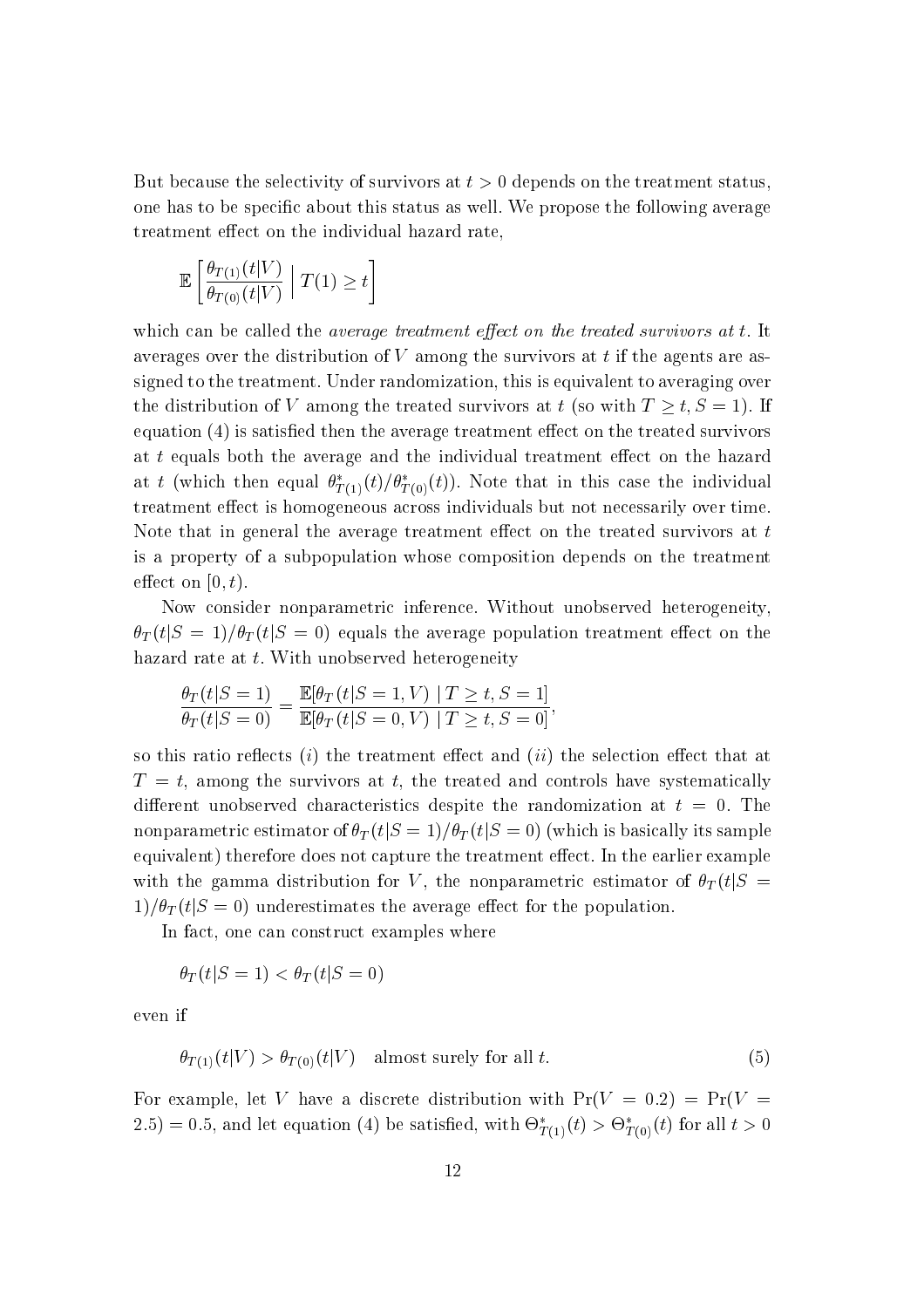But because the selectivity of survivors at $t > 0$ depends on the treatment status, one has to be specific about this status as well. We propose the following average treatment effect on the individual hazard rate,

$$\mathbb{E}\left[\frac{\theta_{T(1)}(t|V)}{\theta_{T(0)}(t|V)} \;\Big|\; T(1) \geq t\right]$$

which can be called the *average treatment effect on the treated survivors at* $t$. It averages over the distribution of $V$ among the survivors at $t$ if the agents are assigned to the treatment. Under randomization, this is equivalent to averaging over the distribution of $V$ among the treated survivors at $t$ (so with $T \geq t, S = 1$). If equation (4) is satisfied then the average treatment effect on the treated survivors at $t$ equals both the average and the individual treatment effect on the hazard at $t$ (which then equal $\theta^*_{T(1)}(t)/\theta^*_{T(0)}(t)$). Note that in this case the individual treatment effect is homogeneous across individuals but not necessarily over time. Note that in general the average treatment effect on the treated survivors at $t$ is a property of a subpopulation whose composition depends on the treatment effect on $[0, t)$.

Now consider nonparametric inference. Without unobserved heterogeneity, $\theta_T(t|S = 1)/\theta_T(t|S = 0)$ equals the average population treatment effect on the hazard rate at $t$. With unobserved heterogeneity

$$\frac{\theta_T(t|S = 1)}{\theta_T(t|S = 0)} = \frac{\mathbb{E}[\theta_T(t|S = 1, V) \mid T \geq t, S = 1]}{\mathbb{E}[\theta_T(t|S = 0, V) \mid T \geq t, S = 0]},$$

so this ratio reflects $(i)$ the treatment effect and $(ii)$ the selection effect that at $T = t$, among the survivors at $t$, the treated and controls have systematically different unobserved characteristics despite the randomization at $t = 0$. The nonparametric estimator of $\theta_T(t|S = 1)/\theta_T(t|S = 0)$ (which is basically its sample equivalent) therefore does not capture the treatment effect. In the earlier example with the gamma distribution for $V$, the nonparametric estimator of $\theta_T(t|S = 1)/\theta_T(t|S = 0)$ underestimates the average effect for the population.

In fact, one can construct examples where

$$\theta_T(t|S = 1) < \theta_T(t|S = 0)$$

even if

$$\theta_{T(1)}(t|V) > \theta_{T(0)}(t|V) \quad \text{almost surely for all } t. \tag{5}$$

For example, let $V$ have a discrete distribution with $\Pr(V = 0.2) = \Pr(V = 2.5) = 0.5$, and let equation (4) be satisfied, with $\Theta^*_{T(1)}(t) > \Theta^*_{T(0)}(t)$ for all $t > 0$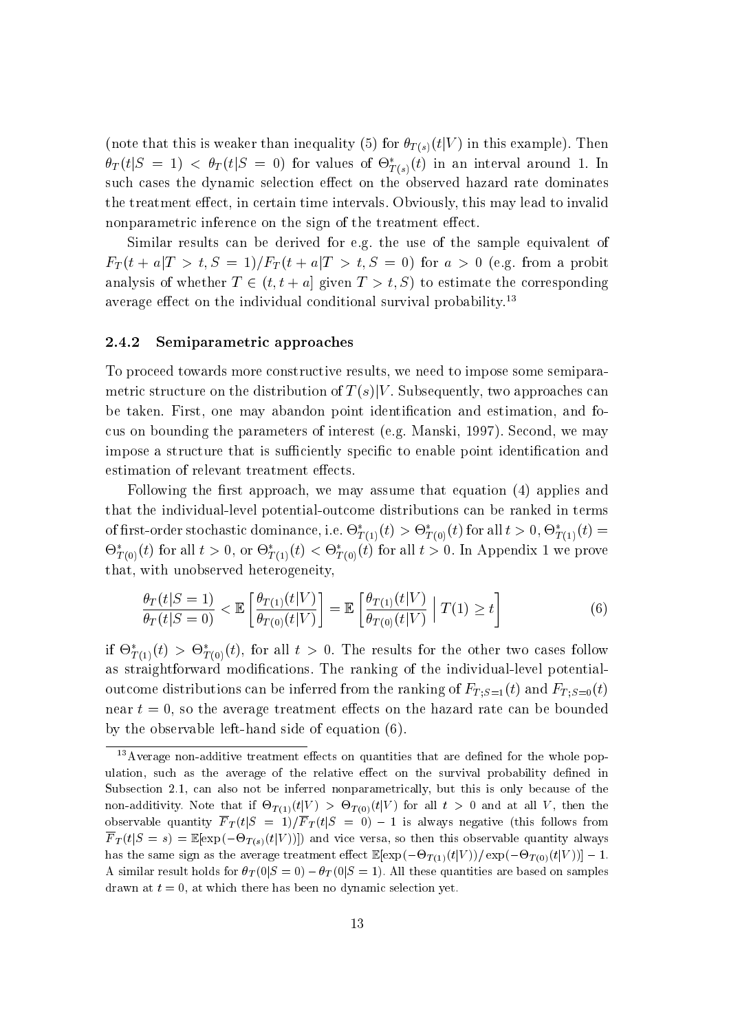(note that this is weaker than inequality (5) for $\theta_{T(s)}(t|V)$ in this example). Then $\theta_T(t|S=1) < \theta_T(t|S=0)$ for values of $\Theta^*_{T(s)}(t)$ in an interval around 1. In such cases the dynamic selection effect on the observed hazard rate dominates the treatment effect, in certain time intervals. Obviously, this may lead to invalid nonparametric inference on the sign of the treatment effect.

Similar results can be derived for e.g. the use of the sample equivalent of $F_T(t+a|T>t, S=1)/F_T(t+a|T>t, S=0)$ for $a>0$ (e.g. from a probit analysis of whether $T \in (t, t+a]$ given $T>t, S$) to estimate the corresponding average effect on the individual conditional survival probability.[13]

### 2.4.2 Semiparametric approaches

To proceed towards more constructive results, we need to impose some semiparametric structure on the distribution of $T(s)|V$. Subsequently, two approaches can be taken. First, one may abandon point identification and estimation, and focus on bounding the parameters of interest (e.g. Manski, 1997). Second, we may impose a structure that is sufficiently specific to enable point identification and estimation of relevant treatment effects.

Following the first approach, we may assume that equation (4) applies and that the individual-level potential-outcome distributions can be ranked in terms of first-order stochastic dominance, i.e. $\Theta^*_{T(1)}(t) > \Theta^*_{T(0)}(t)$ for all $t>0$, $\Theta^*_{T(1)}(t) = \Theta^*_{T(0)}(t)$ for all $t>0$, or $\Theta^*_{T(1)}(t) < \Theta^*_{T(0)}(t)$ for all $t>0$. In Appendix 1 we prove that, with unobserved heterogeneity,

$$\frac{\theta_T(t|S=1)}{\theta_T(t|S=0)} < \mathbb{E}\left[\frac{\theta_{T(1)}(t|V)}{\theta_{T(0)}(t|V)}\right] = \mathbb{E}\left[\frac{\theta_{T(1)}(t|V)}{\theta_{T(0)}(t|V)} \;\Big|\; T(1) \geq t\right] \tag{6}$$

if $\Theta^*_{T(1)}(t) > \Theta^*_{T(0)}(t)$, for all $t>0$. The results for the other two cases follow as straightforward modifications. The ranking of the individual-level potential-outcome distributions can be inferred from the ranking of $F_{T;S=1}(t)$ and $F_{T;S=0}(t)$ near $t=0$, so the average treatment effects on the hazard rate can be bounded by the observable left-hand side of equation (6).

---

[13] Average non-additive treatment effects on quantities that are defined for the whole population, such as the average of the relative effect on the survival probability defined in Subsection 2.1, can also not be inferred nonparametrically, but this is only because of the non-additivity. Note that if $\Theta_{T(1)}(t|V) > \Theta_{T(0)}(t|V)$ for all $t>0$ and at all $V$, then the observable quantity $\overline{F}_T(t|S=1)/\overline{F}_T(t|S=0) - 1$ is always negative (this follows from $\overline{F}_T(t|S=s) = \mathbb{E}[\exp(-\Theta_{T(s)}(t|V))]$) and vice versa, so then this observable quantity always has the same sign as the average treatment effect $\mathbb{E}[\exp(-\Theta_{T(1)}(t|V))/\exp(-\Theta_{T(0)}(t|V))] - 1$. A similar result holds for $\theta_T(0|S=0) - \theta_T(0|S=1)$. All these quantities are based on samples drawn at $t=0$, at which there has been no dynamic selection yet.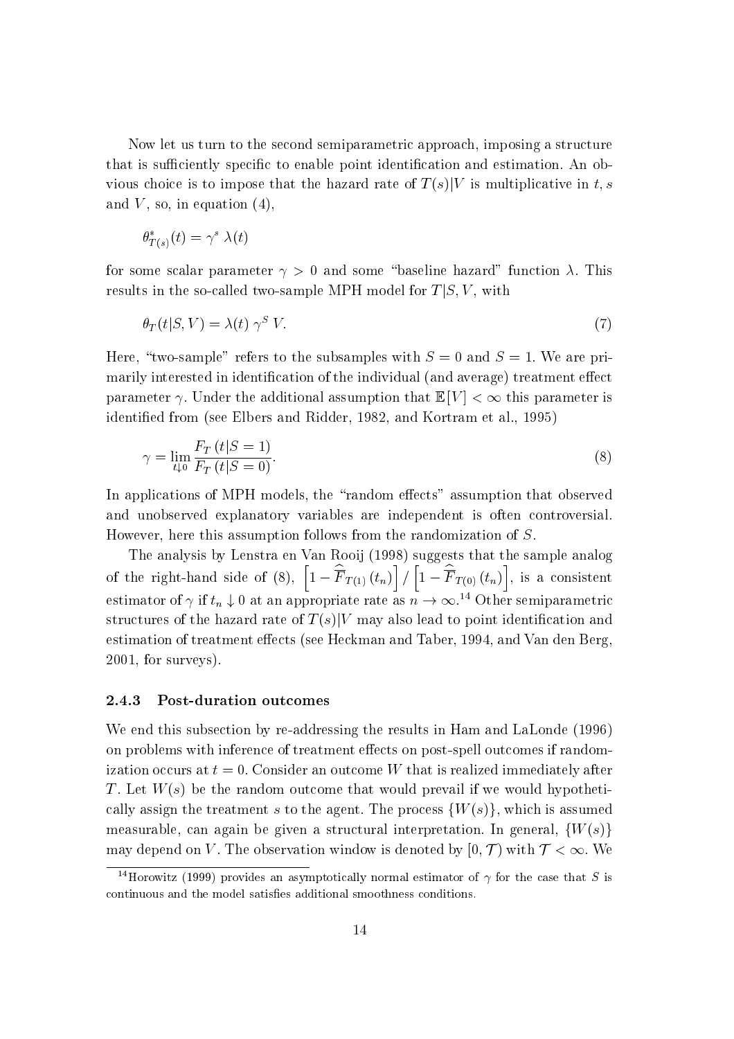Now let us turn to the second semiparametric approach, imposing a structure that is sufficiently specific to enable point identification and estimation. An obvious choice is to impose that the hazard rate of $T(s)|V$ is multiplicative in $t, s$ and $V$, so, in equation (4),

$$\theta^*_{T(s)}(t) = \gamma^s \, \lambda(t)$$

for some scalar parameter $\gamma > 0$ and some "baseline hazard" function $\lambda$. This results in the so-called two-sample MPH model for $T|S, V$, with

$$\theta_T(t|S, V) = \lambda(t) \, \gamma^S \, V. \tag{7}$$

Here, "two-sample" refers to the subsamples with $S = 0$ and $S = 1$. We are primarily interested in identification of the individual (and average) treatment effect parameter $\gamma$. Under the additional assumption that $\mathbb{E}[V] < \infty$ this parameter is identified from (see Elbers and Ridder, 1982, and Kortram et al., 1995)

$$\gamma = \lim_{t \downarrow 0} \frac{F_T\,(t|S = 1)}{F_T\,(t|S = 0)}. \tag{8}$$

In applications of MPH models, the "random effects" assumption that observed and unobserved explanatory variables are independent is often controversial. However, here this assumption follows from the randomization of $S$.

The analysis by Lenstra en Van Rooij (1998) suggests that the sample analog of the right-hand side of (8), $\left[1 - \widehat{\overline{F}}_{T(1)}\,(t_n)\right] / \left[1 - \widehat{\overline{F}}_{T(0)}\,(t_n)\right]$, is a consistent estimator of $\gamma$ if $t_n \downarrow 0$ at an appropriate rate as $n \to \infty$.[14] Other semiparametric structures of the hazard rate of $T(s)|V$ may also lead to point identification and estimation of treatment effects (see Heckman and Taber, 1994, and Van den Berg, 2001, for surveys).

### 2.4.3 Post-duration outcomes

We end this subsection by re-addressing the results in Ham and LaLonde (1996) on problems with inference of treatment effects on post-spell outcomes if randomization occurs at $t = 0$. Consider an outcome $W$ that is realized immediately after $T$. Let $W(s)$ be the random outcome that would prevail if we would hypothetically assign the treatment $s$ to the agent. The process $\{W(s)\}$, which is assumed measurable, can again be given a structural interpretation. In general, $\{W(s)\}$ may depend on $V$. The observation window is denoted by $[0, \mathcal{T})$ with $\mathcal{T} < \infty$. We

[14] Horowitz (1999) provides an asymptotically normal estimator of $\gamma$ for the case that $S$ is continuous and the model satisfies additional smoothness conditions.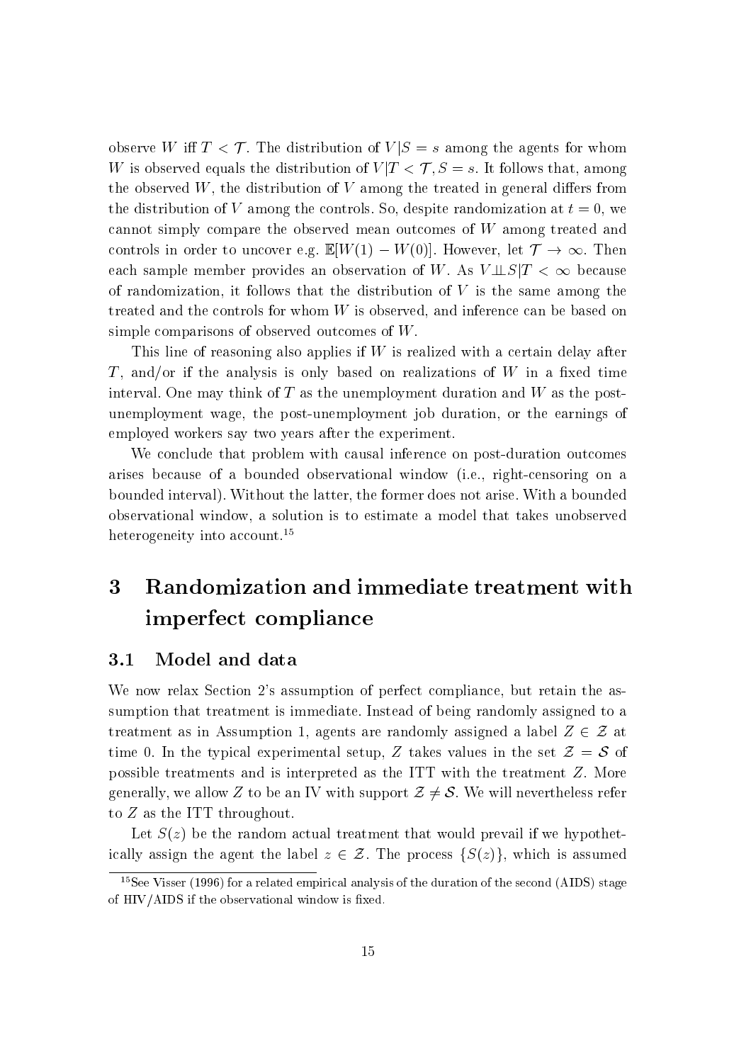observe $W$ iff $T < \mathcal{T}$. The distribution of $V|S = s$ among the agents for whom $W$ is observed equals the distribution of $V|T < \mathcal{T}, S = s$. It follows that, among the observed $W$, the distribution of $V$ among the treated in general differs from the distribution of $V$ among the controls. So, despite randomization at $t = 0$, we cannot simply compare the observed mean outcomes of $W$ among treated and controls in order to uncover e.g. $\mathbb{E}[W(1) - W(0)]$. However, let $\mathcal{T} \to \infty$. Then each sample member provides an observation of $W$. As $V \perp\!\!\!\perp S | T < \infty$ because of randomization, it follows that the distribution of $V$ is the same among the treated and the controls for whom $W$ is observed, and inference can be based on simple comparisons of observed outcomes of $W$.

This line of reasoning also applies if $W$ is realized with a certain delay after $T$, and/or if the analysis is only based on realizations of $W$ in a fixed time interval. One may think of $T$ as the unemployment duration and $W$ as the post-unemployment wage, the post-unemployment job duration, or the earnings of employed workers say two years after the experiment.

We conclude that problem with causal inference on post-duration outcomes arises because of a bounded observational window (i.e., right-censoring on a bounded interval). Without the latter, the former does not arise. With a bounded observational window, a solution is to estimate a model that takes unobserved heterogeneity into account.[15]

# 3 Randomization and immediate treatment with imperfect compliance

## 3.1 Model and data

We now relax Section 2's assumption of perfect compliance, but retain the assumption that treatment is immediate. Instead of being randomly assigned to a treatment as in Assumption 1, agents are randomly assigned a label $Z \in \mathcal{Z}$ at time 0. In the typical experimental setup, $Z$ takes values in the set $\mathcal{Z} = \mathcal{S}$ of possible treatments and is interpreted as the ITT with the treatment $Z$. More generally, we allow $Z$ to be an IV with support $\mathcal{Z} \neq \mathcal{S}$. We will nevertheless refer to $Z$ as the ITT throughout.

Let $S(z)$ be the random actual treatment that would prevail if we hypothetically assign the agent the label $z \in \mathcal{Z}$. The process $\{S(z)\}$, which is assumed

[15] See Visser (1996) for a related empirical analysis of the duration of the second (AIDS) stage of HIV/AIDS if the observational window is fixed.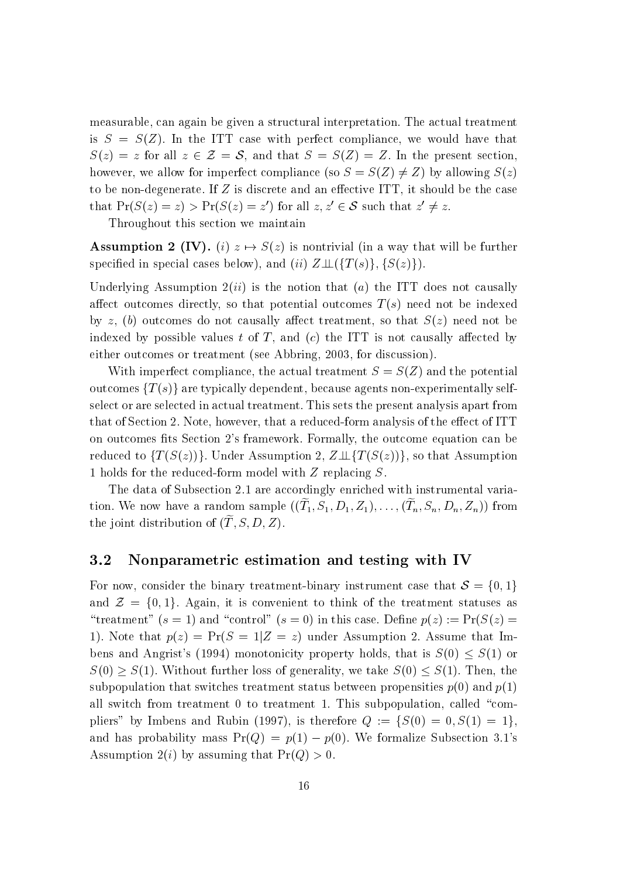measurable, can again be given a structural interpretation. The actual treatment is $S = S(Z)$. In the ITT case with perfect compliance, we would have that $S(z) = z$ for all $z \in \mathcal{Z} = \mathcal{S}$, and that $S = S(Z) = Z$. In the present section, however, we allow for imperfect compliance (so $S = S(Z) \neq Z$) by allowing $S(z)$ to be non-degenerate. If $Z$ is discrete and an effective ITT, it should be the case that $\Pr(S(z) = z) > \Pr(S(z) = z')$ for all $z, z' \in \mathcal{S}$ such that $z' \neq z$.

Throughout this section we maintain

**Assumption 2 (IV).** $(i)$ $z \mapsto S(z)$ is nontrivial (in a way that will be further specified in special cases below), and $(ii)$ $Z \perp\!\!\!\perp (\{T(s)\}, \{S(z)\})$.

Underlying Assumption $2(ii)$ is the notion that $(a)$ the ITT does not causally affect outcomes directly, so that potential outcomes $T(s)$ need not be indexed by $z$, $(b)$ outcomes do not causally affect treatment, so that $S(z)$ need not be indexed by possible values $t$ of $T$, and $(c)$ the ITT is not causally affected by either outcomes or treatment (see Abbring, 2003, for discussion).

With imperfect compliance, the actual treatment $S = S(Z)$ and the potential outcomes $\{T(s)\}$ are typically dependent, because agents non-experimentally self-select or are selected in actual treatment. This sets the present analysis apart from that of Section 2. Note, however, that a reduced-form analysis of the effect of ITT on outcomes fits Section 2's framework. Formally, the outcome equation can be reduced to $\{T(S(z))\}$. Under Assumption 2, $Z \perp\!\!\!\perp \{T(S(z))\}$, so that Assumption 1 holds for the reduced-form model with $Z$ replacing $S$.

The data of Subsection 2.1 are accordingly enriched with instrumental variation. We now have a random sample $((\widetilde{T}_1, S_1, D_1, Z_1), \ldots, (\widetilde{T}_n, S_n, D_n, Z_n))$ from the joint distribution of $(\widetilde{T}, S, D, Z)$.

## 3.2 Nonparametric estimation and testing with IV

For now, consider the binary treatment-binary instrument case that $\mathcal{S} = \{0, 1\}$ and $\mathcal{Z} = \{0, 1\}$. Again, it is convenient to think of the treatment statuses as "treatment" ($s = 1$) and "control" ($s = 0$) in this case. Define $p(z) := \Pr(S(z) = 1)$. Note that $p(z) = \Pr(S = 1 | Z = z)$ under Assumption 2. Assume that Imbens and Angrist's (1994) monotonicity property holds, that is $S(0) \leq S(1)$ or $S(0) \geq S(1)$. Without further loss of generality, we take $S(0) \leq S(1)$. Then, the subpopulation that switches treatment status between propensities $p(0)$ and $p(1)$ all switch from treatment 0 to treatment 1. This subpopulation, called "compliers" by Imbens and Rubin (1997), is therefore $Q := \{S(0) = 0, S(1) = 1\}$, and has probability mass $\Pr(Q) = p(1) - p(0)$. We formalize Subsection 3.1's Assumption $2(i)$ by assuming that $\Pr(Q) > 0$.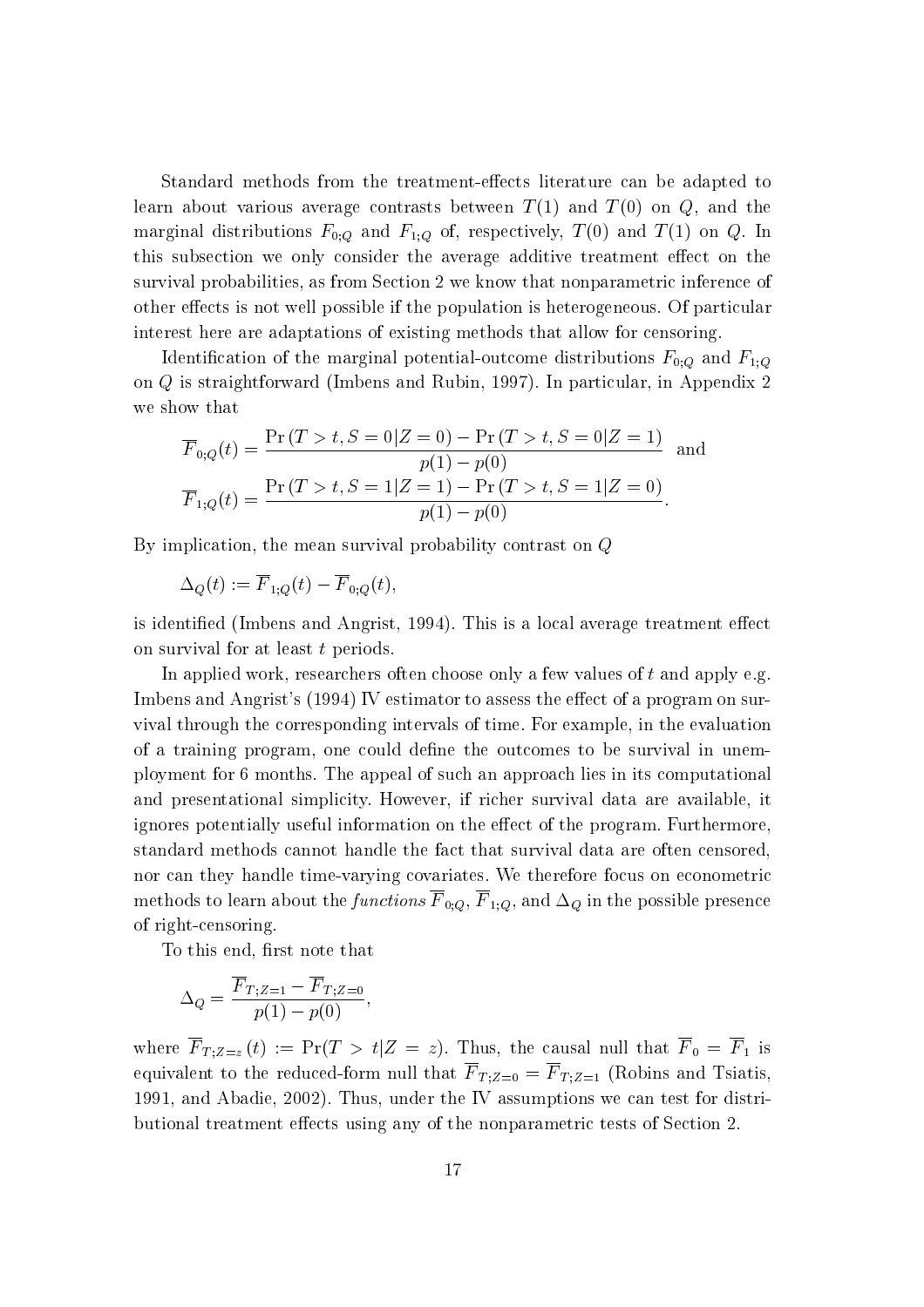Standard methods from the treatment-effects literature can be adapted to learn about various average contrasts between $T(1)$ and $T(0)$ on $Q$, and the marginal distributions $F_{0;Q}$ and $F_{1;Q}$ of, respectively, $T(0)$ and $T(1)$ on $Q$. In this subsection we only consider the average additive treatment effect on the survival probabilities, as from Section 2 we know that nonparametric inference of other effects is not well possible if the population is heterogeneous. Of particular interest here are adaptations of existing methods that allow for censoring.

Identification of the marginal potential-outcome distributions $F_{0;Q}$ and $F_{1;Q}$ on $Q$ is straightforward (Imbens and Rubin, 1997). In particular, in Appendix 2 we show that

$$\overline{F}_{0;Q}(t) = \frac{\Pr(T > t, S = 0 | Z = 0) - \Pr(T > t, S = 0 | Z = 1)}{p(1) - p(0)} \quad \text{and}$$

$$\overline{F}_{1;Q}(t) = \frac{\Pr(T > t, S = 1 | Z = 1) - \Pr(T > t, S = 1 | Z = 0)}{p(1) - p(0)}.$$

By implication, the mean survival probability contrast on $Q$

$$\Delta_Q(t) := \overline{F}_{1;Q}(t) - \overline{F}_{0;Q}(t),$$

is identified (Imbens and Angrist, 1994). This is a local average treatment effect on survival for at least $t$ periods.

In applied work, researchers often choose only a few values of $t$ and apply e.g. Imbens and Angrist's (1994) IV estimator to assess the effect of a program on survival through the corresponding intervals of time. For example, in the evaluation of a training program, one could define the outcomes to be survival in unemployment for 6 months. The appeal of such an approach lies in its computational and presentational simplicity. However, if richer survival data are available, it ignores potentially useful information on the effect of the program. Furthermore, standard methods cannot handle the fact that survival data are often censored, nor can they handle time-varying covariates. We therefore focus on econometric methods to learn about the *functions* $\overline{F}_{0;Q}$, $\overline{F}_{1;Q}$, and $\Delta_Q$ in the possible presence of right-censoring.

To this end, first note that

$$\Delta_Q = \frac{\overline{F}_{T;Z=1} - \overline{F}_{T;Z=0}}{p(1) - p(0)},$$

where $\overline{F}_{T;Z=z}(t) := \Pr(T > t | Z = z)$. Thus, the causal null that $\overline{F}_0 = \overline{F}_1$ is equivalent to the reduced-form null that $\overline{F}_{T;Z=0} = \overline{F}_{T;Z=1}$ (Robins and Tsiatis, 1991, and Abadie, 2002). Thus, under the IV assumptions we can test for distributional treatment effects using any of the nonparametric tests of Section 2.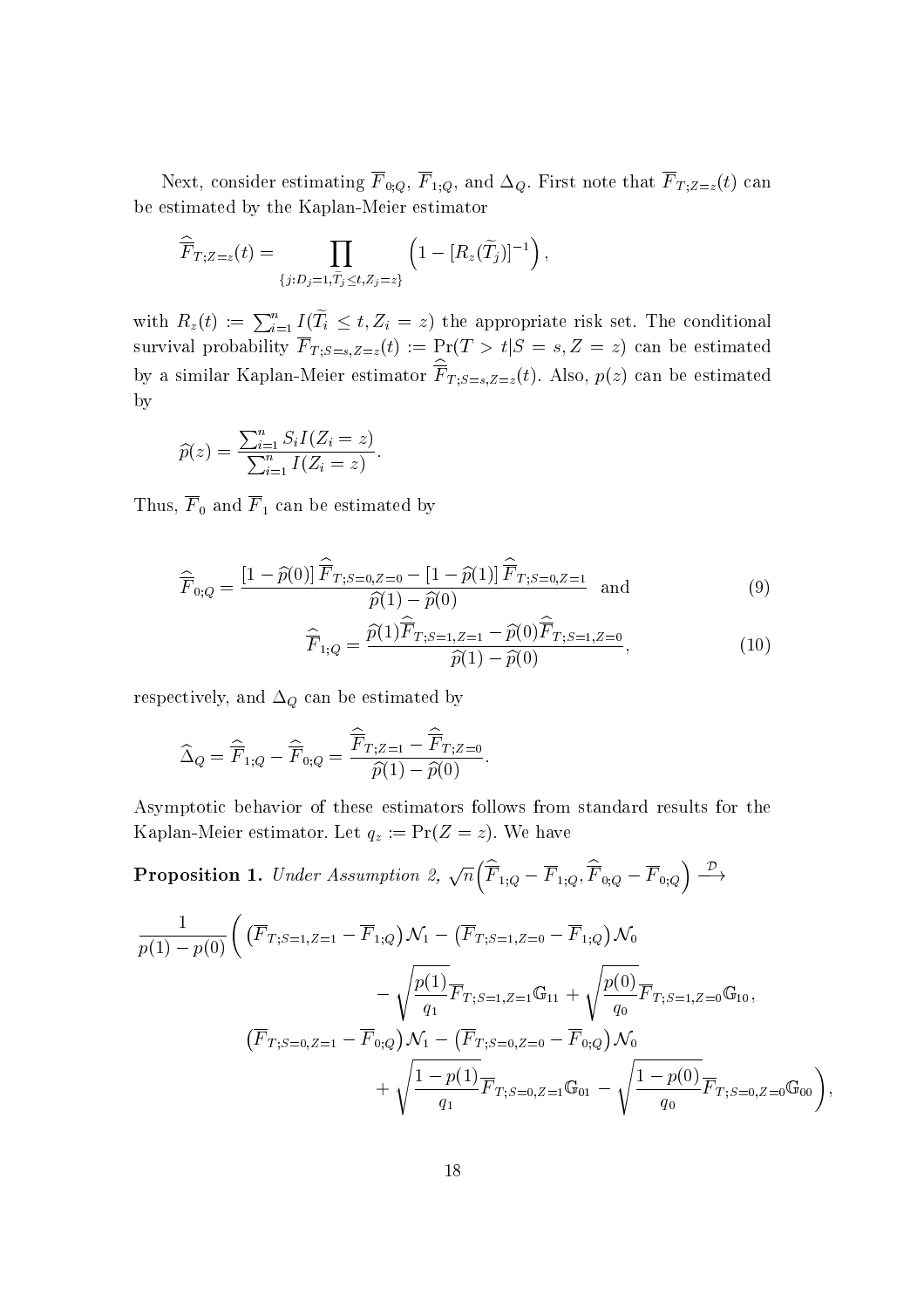Next, consider estimating $\overline{F}_{0;Q}$, $\overline{F}_{1;Q}$, and $\Delta_Q$. First note that $\overline{F}_{T;Z=z}(t)$ can be estimated by the Kaplan-Meier estimator

$$\widehat{\overline{F}}_{T;Z=z}(t) = \prod_{\{j: D_j=1, \widetilde{T}_j \le t, Z_j = z\}} \left(1 - [R_z(\widetilde{T}_j)]^{-1}\right),$$

with $R_z(t) := \sum_{i=1}^n I(\widetilde{T}_i \le t, Z_i = z)$ the appropriate risk set. The conditional survival probability $\overline{F}_{T;S=s,Z=z}(t) := \Pr(T > t | S = s, Z = z)$ can be estimated by a similar Kaplan-Meier estimator $\widehat{\overline{F}}_{T;S=s,Z=z}(t)$. Also, $p(z)$ can be estimated by

$$\widehat{p}(z) = \frac{\sum_{i=1}^n S_i I(Z_i = z)}{\sum_{i=1}^n I(Z_i = z)}.$$

Thus, $\overline{F}_0$ and $\overline{F}_1$ can be estimated by

$$\widehat{\overline{F}}_{0;Q} = \frac{[1-\widehat{p}(0)]\,\widehat{\overline{F}}_{T;S=0,Z=0} - [1-\widehat{p}(1)]\,\widehat{\overline{F}}_{T;S=0,Z=1}}{\widehat{p}(1) - \widehat{p}(0)} \quad \text{and} \tag{9}$$

$$\widehat{\overline{F}}_{1;Q} = \frac{\widehat{p}(1)\widehat{\overline{F}}_{T;S=1,Z=1} - \widehat{p}(0)\widehat{\overline{F}}_{T;S=1,Z=0}}{\widehat{p}(1) - \widehat{p}(0)}, \tag{10}$$

respectively, and $\Delta_Q$ can be estimated by

$$\widehat{\Delta}_Q = \widehat{\overline{F}}_{1;Q} - \widehat{\overline{F}}_{0;Q} = \frac{\widehat{\overline{F}}_{T;Z=1} - \widehat{\overline{F}}_{T;Z=0}}{\widehat{p}(1) - \widehat{p}(0)}.$$

Asymptotic behavior of these estimators follows from standard results for the Kaplan-Meier estimator. Let $q_z := \Pr(Z = z)$. We have

**Proposition 1.** *Under Assumption 2,* $\sqrt{n}\Big(\widehat{\overline{F}}_{1;Q} - \overline{F}_{1;Q}, \widehat{\overline{F}}_{0;Q} - \overline{F}_{0;Q}\Big) \xrightarrow{\mathcal{D}}$

$$\begin{aligned}
\frac{1}{p(1)-p(0)}\bigg( &\left(\overline{F}_{T;S=1,Z=1} - \overline{F}_{1;Q}\right)\mathcal{N}_1 - \left(\overline{F}_{T;S=1,Z=0} - \overline{F}_{1;Q}\right)\mathcal{N}_0 \\
&\qquad - \sqrt{\frac{p(1)}{q_1}}\overline{F}_{T;S=1,Z=1}\mathbb{G}_{11} + \sqrt{\frac{p(0)}{q_0}}\overline{F}_{T;S=1,Z=0}\mathbb{G}_{10}, \\
&\left(\overline{F}_{T;S=0,Z=1} - \overline{F}_{0;Q}\right)\mathcal{N}_1 - \left(\overline{F}_{T;S=0,Z=0} - \overline{F}_{0;Q}\right)\mathcal{N}_0 \\
&\qquad + \sqrt{\frac{1-p(1)}{q_1}}\overline{F}_{T;S=0,Z=1}\mathbb{G}_{01} - \sqrt{\frac{1-p(0)}{q_0}}\overline{F}_{T;S=0,Z=0}\mathbb{G}_{00}\bigg),
\end{aligned}$$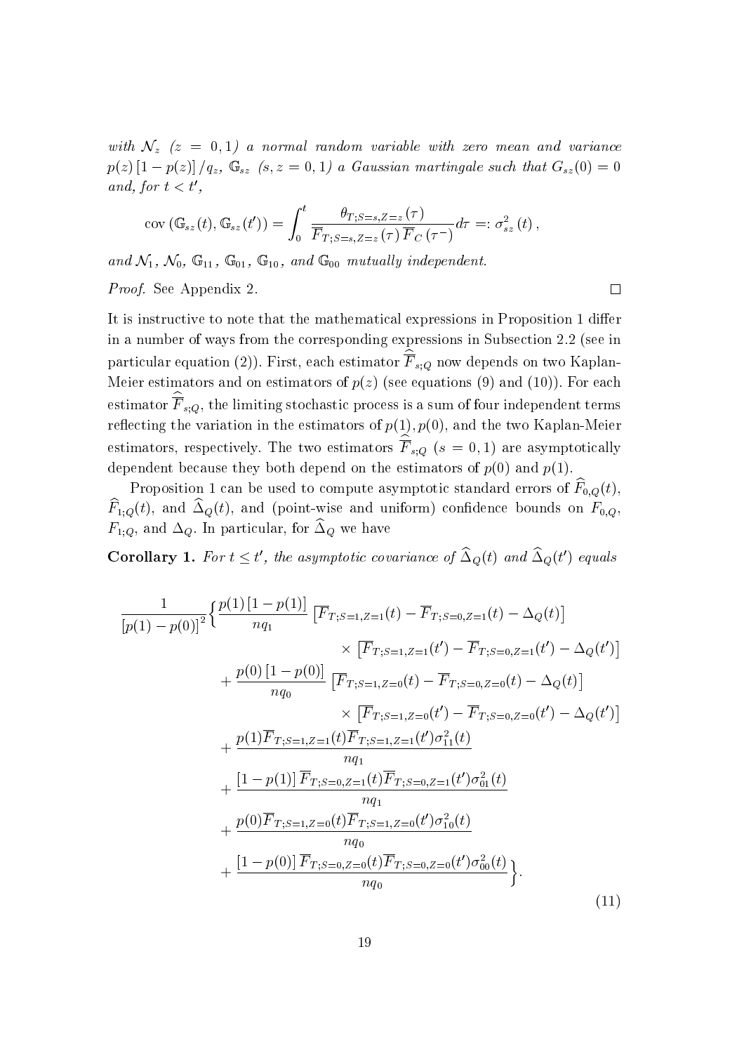*with $\mathcal{N}_z$ ($z = 0, 1$) a normal random variable with zero mean and variance $p(z)[1-p(z)]/q_z$, $\mathbb{G}_{sz}$ ($s, z = 0, 1$) a Gaussian martingale such that $G_{sz}(0) = 0$ and, for $t < t'$,*

$$\operatorname{cov}\left(\mathbb{G}_{sz}(t), \mathbb{G}_{sz}(t')\right) = \int_0^t \frac{\theta_{T;S=s,Z=z}(\tau)}{\overline{F}_{T;S=s,Z=z}(\tau)\,\overline{F}_C(\tau^-)} d\tau =: \sigma^2_{sz}(t)\,,$$

*and $\mathcal{N}_1$, $\mathcal{N}_0$, $\mathbb{G}_{11}$, $\mathbb{G}_{01}$, $\mathbb{G}_{10}$, and $\mathbb{G}_{00}$ mutually independent.*

*Proof.* See Appendix 2. □

It is instructive to note that the mathematical expressions in Proposition 1 differ in a number of ways from the corresponding expressions in Subsection 2.2 (see in particular equation (2)). First, each estimator $\widehat{\overline{F}}_{s;Q}$ now depends on two Kaplan-Meier estimators and on estimators of $p(z)$ (see equations (9) and (10)). For each estimator $\widehat{\overline{F}}_{s;Q}$, the limiting stochastic process is a sum of four independent terms reflecting the variation in the estimators of $p(1), p(0)$, and the two Kaplan-Meier estimators, respectively. The two estimators $\widehat{\overline{F}}_{s;Q}$ ($s = 0, 1$) are asymptotically dependent because they both depend on the estimators of $p(0)$ and $p(1)$.

Proposition 1 can be used to compute asymptotic standard errors of $\widehat{F}_{0,Q}(t)$, $\widehat{F}_{1;Q}(t)$, and $\widehat{\Delta}_Q(t)$, and (point-wise and uniform) confidence bounds on $F_{0,Q}$, $F_{1;Q}$, and $\Delta_Q$. In particular, for $\widehat{\Delta}_Q$ we have

**Corollary 1.** *For $t \leq t'$, the asymptotic covariance of $\widehat{\Delta}_Q(t)$ and $\widehat{\Delta}_Q(t')$ equals*

$$\begin{aligned}
\frac{1}{[p(1)-p(0)]^2}\Big\{ & \frac{p(1)[1-p(1)]}{nq_1}\left[\overline{F}_{T;S=1,Z=1}(t) - \overline{F}_{T;S=0,Z=1}(t) - \Delta_Q(t)\right] \\
& \qquad\qquad \times \left[\overline{F}_{T;S=1,Z=1}(t') - \overline{F}_{T;S=0,Z=1}(t') - \Delta_Q(t')\right] \\
& + \frac{p(0)[1-p(0)]}{nq_0}\left[\overline{F}_{T;S=1,Z=0}(t) - \overline{F}_{T;S=0,Z=0}(t) - \Delta_Q(t)\right] \\
& \qquad\qquad \times \left[\overline{F}_{T;S=1,Z=0}(t') - \overline{F}_{T;S=0,Z=0}(t') - \Delta_Q(t')\right] \\
& + \frac{p(1)\overline{F}_{T;S=1,Z=1}(t)\overline{F}_{T;S=1,Z=1}(t')\sigma^2_{11}(t)}{nq_1} \\
& + \frac{[1-p(1)]\,\overline{F}_{T;S=0,Z=1}(t)\overline{F}_{T;S=0,Z=1}(t')\sigma^2_{01}(t)}{nq_1} \\
& + \frac{p(0)\overline{F}_{T;S=1,Z=0}(t)\overline{F}_{T;S=1,Z=0}(t')\sigma^2_{10}(t)}{nq_0} \\
& + \frac{[1-p(0)]\,\overline{F}_{T;S=0,Z=0}(t)\overline{F}_{T;S=0,Z=0}(t')\sigma^2_{00}(t)}{nq_0}\Big\}.
\end{aligned} \tag{11}$$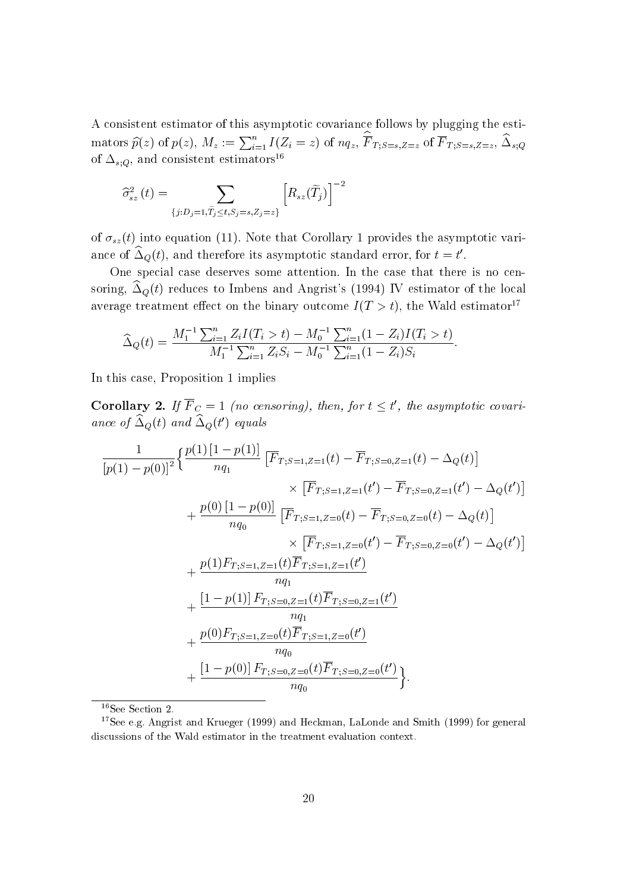A consistent estimator of this asymptotic covariance follows by plugging the estimators $\widehat{p}(z)$ of $p(z)$, $M_z := \sum_{i=1}^n I(Z_i = z)$ of $nq_z$, $\widehat{\overline{F}}_{T;S=s,Z=z}$ of $\overline{F}_{T;S=s,Z=z}$, $\widehat{\Delta}_{s;Q}$ of $\Delta_{s;Q}$, and consistent estimators[16]

$$\widehat{\sigma}^2_{sz}(t) = \sum_{\{j: D_j=1, \widetilde{T}_j \leq t, S_j = s, Z_j = z\}} \left[R_{sz}(\widetilde{T}_j)\right]^{-2}$$

of $\sigma_{sz}(t)$ into equation (11). Note that Corollary 1 provides the asymptotic variance of $\widehat{\Delta}_Q(t)$, and therefore its asymptotic standard error, for $t = t'$.

One special case deserves some attention. In the case that there is no censoring, $\widehat{\Delta}_Q(t)$ reduces to Imbens and Angrist's (1994) IV estimator of the local average treatment effect on the binary outcome $I(T > t)$, the Wald estimator[17]

$$\widehat{\Delta}_Q(t) = \frac{M_1^{-1} \sum_{i=1}^n Z_i I(T_i > t) - M_0^{-1} \sum_{i=1}^n (1 - Z_i) I(T_i > t)}{M_1^{-1} \sum_{i=1}^n Z_i S_i - M_0^{-1} \sum_{i=1}^n (1 - Z_i) S_i}.$$

In this case, Proposition 1 implies

**Corollary 2.** *If $\overline{F}_C = 1$ (no censoring), then, for $t \leq t'$, the asymptotic covariance of $\widehat{\Delta}_Q(t)$ and $\widehat{\Delta}_Q(t')$ equals*

$$\begin{aligned}
\frac{1}{[p(1) - p(0)]^2} \Bigg\{ & \frac{p(1)[1 - p(1)]}{nq_1} \left[\overline{F}_{T;S=1,Z=1}(t) - \overline{F}_{T;S=0,Z=1}(t) - \Delta_Q(t)\right] \\
& \qquad \times \left[\overline{F}_{T;S=1,Z=1}(t') - \overline{F}_{T;S=0,Z=1}(t') - \Delta_Q(t')\right] \\
& + \frac{p(0)[1 - p(0)]}{nq_0} \left[\overline{F}_{T;S=1,Z=0}(t) - \overline{F}_{T;S=0,Z=0}(t) - \Delta_Q(t)\right] \\
& \qquad \times \left[\overline{F}_{T;S=1,Z=0}(t') - \overline{F}_{T;S=0,Z=0}(t') - \Delta_Q(t')\right] \\
& + \frac{p(1) F_{T;S=1,Z=1}(t) \overline{F}_{T;S=1,Z=1}(t')}{nq_1} \\
& + \frac{[1 - p(1)] F_{T;S=0,Z=1}(t) \overline{F}_{T;S=0,Z=1}(t')}{nq_1} \\
& + \frac{p(0) F_{T;S=1,Z=0}(t) \overline{F}_{T;S=1,Z=0}(t')}{nq_0} \\
& + \frac{[1 - p(0)] F_{T;S=0,Z=0}(t) \overline{F}_{T;S=0,Z=0}(t')}{nq_0} \Bigg\}.
\end{aligned}$$

[16] See Section 2.

[17] See e.g. Angrist and Krueger (1999) and Heckman, LaLonde and Smith (1999) for general discussions of the Wald estimator in the treatment evaluation context.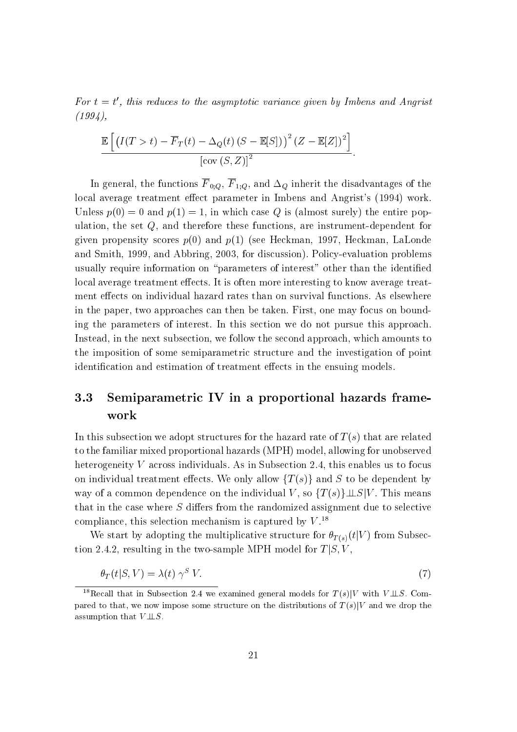*For $t = t'$, this reduces to the asymptotic variance given by Imbens and Angrist (1994),*

$$\frac{\mathbb{E}\left[\left(I(T > t) - \overline{F}_T(t) - \Delta_Q(t)\,(S - \mathbb{E}[S])\right)^2 (Z - \mathbb{E}[Z])^2\right]}{\left[\text{cov}\,(S, Z)\right]^2}.$$

In general, the functions $\overline{F}_{0;Q}$, $\overline{F}_{1;Q}$, and $\Delta_Q$ inherit the disadvantages of the local average treatment effect parameter in Imbens and Angrist's (1994) work. Unless $p(0) = 0$ and $p(1) = 1$, in which case $Q$ is (almost surely) the entire population, the set $Q$, and therefore these functions, are instrument-dependent for given propensity scores $p(0)$ and $p(1)$ (see Heckman, 1997, Heckman, LaLonde and Smith, 1999, and Abbring, 2003, for discussion). Policy-evaluation problems usually require information on "parameters of interest" other than the identified local average treatment effects. It is often more interesting to know average treatment effects on individual hazard rates than on survival functions. As elsewhere in the paper, two approaches can then be taken. First, one may focus on bounding the parameters of interest. In this section we do not pursue this approach. Instead, in the next subsection, we follow the second approach, which amounts to the imposition of some semiparametric structure and the investigation of point identification and estimation of treatment effects in the ensuing models.

## 3.3 Semiparametric IV in a proportional hazards framework

In this subsection we adopt structures for the hazard rate of $T(s)$ that are related to the familiar mixed proportional hazards (MPH) model, allowing for unobserved heterogeneity $V$ across individuals. As in Subsection 2.4, this enables us to focus on individual treatment effects. We only allow $\{T(s)\}$ and $S$ to be dependent by way of a common dependence on the individual $V$, so $\{T(s)\} \perp\!\!\!\perp S | V$. This means that in the case where $S$ differs from the randomized assignment due to selective compliance, this selection mechanism is captured by $V$.[18]

We start by adopting the multiplicative structure for $\theta_{T(s)}(t|V)$ from Subsection 2.4.2, resulting in the two-sample MPH model for $T|S, V$,

$$\theta_T(t|S, V) = \lambda(t)\,\gamma^S\,V. \tag{7}$$

[18] Recall that in Subsection 2.4 we examined general models for $T(s)|V$ with $V \perp\!\!\!\perp S$. Compared to that, we now impose some structure on the distributions of $T(s)|V$ and we drop the assumption that $V \perp\!\!\!\perp S$.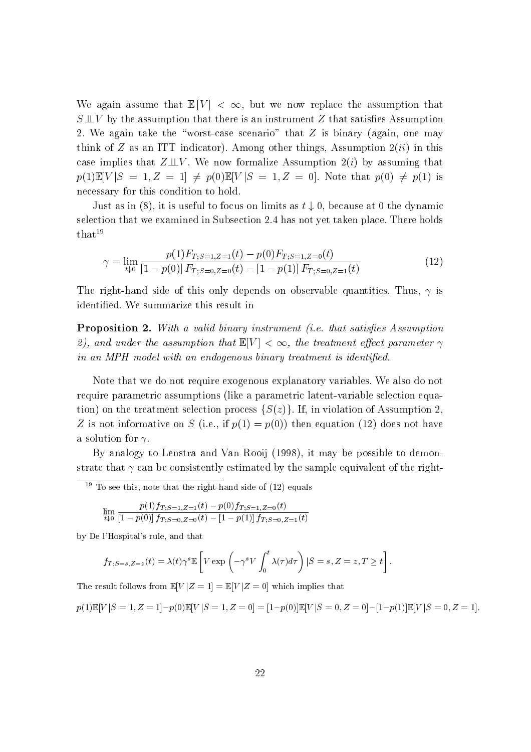We again assume that $\mathbb{E}[V] < \infty$, but we now replace the assumption that $S \perp\!\!\!\perp V$ by the assumption that there is an instrument $Z$ that satisfies Assumption 2. We again take the "worst-case scenario" that $Z$ is binary (again, one may think of $Z$ as an ITT indicator). Among other things, Assumption $2(ii)$ in this case implies that $Z \perp\!\!\!\perp V$. We now formalize Assumption $2(i)$ by assuming that $p(1)\mathbb{E}[V|S = 1, Z = 1] \neq p(0)\mathbb{E}[V|S = 1, Z = 0]$. Note that $p(0) \neq p(1)$ is necessary for this condition to hold.

Just as in (8), it is useful to focus on limits as $t \downarrow 0$, because at 0 the dynamic selection that we examined in Subsection 2.4 has not yet taken place. There holds that[19]

$$\gamma = \lim_{t \downarrow 0} \frac{p(1)F_{T;S=1,Z=1}(t) - p(0)F_{T;S=1,Z=0}(t)}{[1 - p(0)]\, F_{T;S=0,Z=0}(t) - [1 - p(1)]\, F_{T;S=0,Z=1}(t)} \tag{12}$$

The right-hand side of this only depends on observable quantities. Thus, $\gamma$ is identified. We summarize this result in

**Proposition 2.** *With a valid binary instrument (i.e. that satisfies Assumption 2), and under the assumption that $\mathbb{E}[V] < \infty$, the treatment effect parameter $\gamma$ in an MPH model with an endogenous binary treatment is identified.*

Note that we do not require exogenous explanatory variables. We also do not require parametric assumptions (like a parametric latent-variable selection equation) on the treatment selection process $\{S(z)\}$. If, in violation of Assumption 2, $Z$ is not informative on $S$ (i.e., if $p(1) = p(0)$) then equation (12) does not have a solution for $\gamma$.

By analogy to Lenstra and Van Rooij (1998), it may be possible to demonstrate that $\gamma$ can be consistently estimated by the sample equivalent of the right-

---

[19] To see this, note that the right-hand side of (12) equals

$$\lim_{t \downarrow 0} \frac{p(1)f_{T;S=1,Z=1}(t) - p(0)f_{T;S=1,Z=0}(t)}{[1 - p(0)]\, f_{T;S=0,Z=0}(t) - [1 - p(1)]\, f_{T;S=0,Z=1}(t)}$$

by De l'Hospital's rule, and that

$$f_{T;S=s,Z=z}(t) = \lambda(t)\gamma^s \mathbb{E}\left[V \exp\left(-\gamma^s V \int_0^t \lambda(\tau)d\tau\right) |S = s, Z = z, T \geq t\right].$$

The result follows from $\mathbb{E}[V|Z = 1] = \mathbb{E}[V|Z = 0]$ which implies that

$$p(1)\mathbb{E}[V|S = 1, Z = 1] - p(0)\mathbb{E}[V|S = 1, Z = 0] = [1-p(0)]\mathbb{E}[V|S = 0, Z = 0] - [1-p(1)]\mathbb{E}[V|S = 0, Z = 1].$$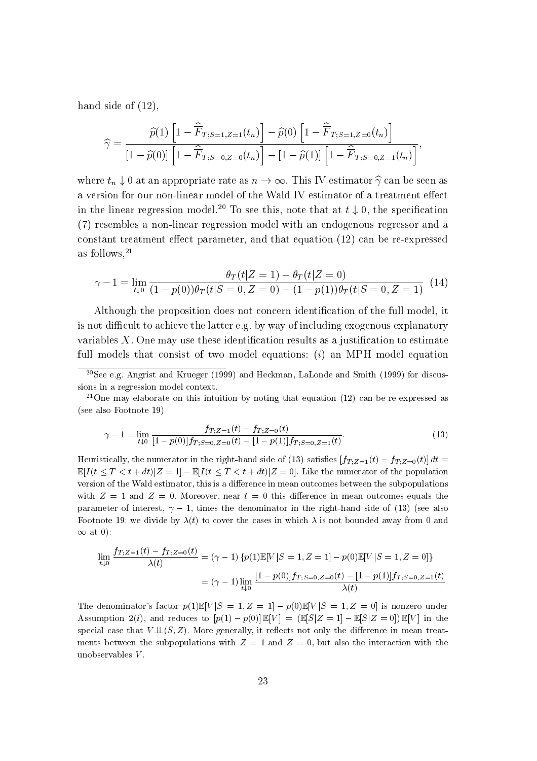hand side of (12),

$$\widehat{\gamma} = \frac{\widehat{p}(1)\left[1 - \widehat{\overline{F}}_{T;S=1,Z=1}(t_n)\right] - \widehat{p}(0)\left[1 - \widehat{\overline{F}}_{T;S=1,Z=0}(t_n)\right]}{\left[1 - \widehat{p}(0)\right]\left[1 - \widehat{\overline{F}}_{T;S=0,Z=0}(t_n)\right] - \left[1 - \widehat{p}(1)\right]\left[1 - \widehat{\overline{F}}_{T;S=0,Z=1}(t_n)\right]},$$

where $t_n \downarrow 0$ at an appropriate rate as $n \to \infty$. This IV estimator $\widehat{\gamma}$ can be seen as a version for our non-linear model of the Wald IV estimator of a treatment effect in the linear regression model.[20] To see this, note that at $t \downarrow 0$, the specification (7) resembles a non-linear regression model with an endogenous regressor and a constant treatment effect parameter, and that equation (12) can be re-expressed as follows,[21]

$$\gamma - 1 = \lim_{t \downarrow 0} \frac{\theta_T(t|Z=1) - \theta_T(t|Z=0)}{(1-p(0))\theta_T(t|S=0,Z=0) - (1-p(1))\theta_T(t|S=0,Z=1)} \quad (14)$$

Although the proposition does not concern identification of the full model, it is not difficult to achieve the latter e.g. by way of including exogenous explanatory variables $X$. One may use these identification results as a justification to estimate full models that consist of two model equations: $(i)$ an MPH model equation

---

[20] See e.g. Angrist and Krueger (1999) and Heckman, LaLonde and Smith (1999) for discussions in a regression model context.

[21] One may elaborate on this intuition by noting that equation (12) can be re-expressed as (see also Footnote 19)

$$\gamma - 1 = \lim_{t \downarrow 0} \frac{f_{T;Z=1}(t) - f_{T;Z=0}(t)}{[1-p(0)]f_{T;S=0,Z=0}(t) - [1-p(1)]f_{T;S=0,Z=1}(t)}. \quad (13)$$

Heuristically, the numerator in the right-hand side of (13) satisfies $[f_{T;Z=1}(t) - f_{T;Z=0}(t)]\, dt = \mathbb{E}[I(t \leq T < t+dt)|Z=1] - \mathbb{E}[I(t \leq T < t+dt)|Z=0]$. Like the numerator of the population version of the Wald estimator, this is a difference in mean outcomes between the subpopulations with $Z=1$ and $Z=0$. Moreover, near $t=0$ this difference in mean outcomes equals the parameter of interest, $\gamma - 1$, times the denominator in the right-hand side of (13) (see also Footnote 19; we divide by $\lambda(t)$ to cover the cases in which $\lambda$ is not bounded away from 0 and $\infty$ at 0):

$$\begin{aligned} \lim_{t \downarrow 0} \frac{f_{T;Z=1}(t) - f_{T;Z=0}(t)}{\lambda(t)} &= (\gamma - 1)\left\{p(1)\mathbb{E}[V|S=1,Z=1] - p(0)\mathbb{E}[V|S=1,Z=0]\right\} \\ &= (\gamma - 1)\lim_{t \downarrow 0} \frac{[1-p(0)]f_{T;S=0,Z=0}(t) - [1-p(1)]f_{T;S=0,Z=1}(t)}{\lambda(t)}. \end{aligned}$$

The denominator's factor $p(1)\mathbb{E}[V|S=1,Z=1] - p(0)\mathbb{E}[V|S=1,Z=0]$ is nonzero under Assumption 2$(i)$, and reduces to $[p(1) - p(0)]\,\mathbb{E}[V] = (\mathbb{E}[S|Z=1] - \mathbb{E}[S|Z=0])\,\mathbb{E}[V]$ in the special case that $V \perp\!\!\!\perp (S, Z)$. More generally, it reflects not only the difference in mean treatments between the subpopulations with $Z=1$ and $Z=0$, but also the interaction with the unobservables $V$.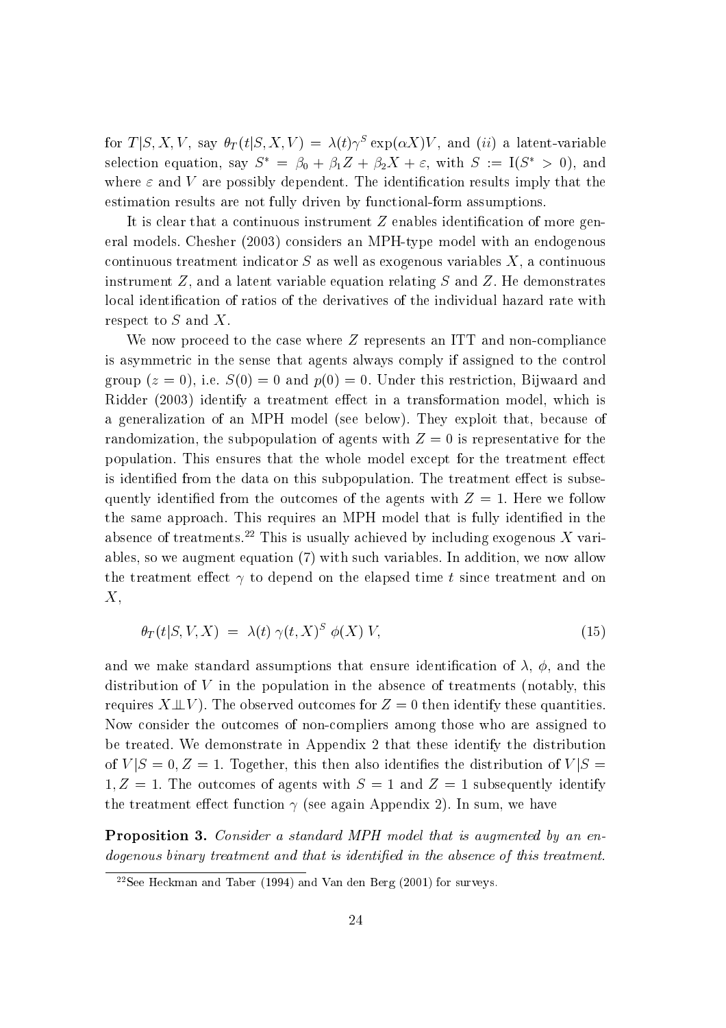for $T|S, X, V$, say $\theta_T(t|S, X, V) = \lambda(t)\gamma^S \exp(\alpha X)V$, and $(ii)$ a latent-variable selection equation, say $S^* = \beta_0 + \beta_1 Z + \beta_2 X + \varepsilon$, with $S := \mathrm{I}(S^* > 0)$, and where $\varepsilon$ and $V$ are possibly dependent. The identification results imply that the estimation results are not fully driven by functional-form assumptions.

It is clear that a continuous instrument $Z$ enables identification of more general models. Chesher (2003) considers an MPH-type model with an endogenous continuous treatment indicator $S$ as well as exogenous variables $X$, a continuous instrument $Z$, and a latent variable equation relating $S$ and $Z$. He demonstrates local identification of ratios of the derivatives of the individual hazard rate with respect to $S$ and $X$.

We now proceed to the case where $Z$ represents an ITT and non-compliance is asymmetric in the sense that agents always comply if assigned to the control group ($z = 0$), i.e. $S(0) = 0$ and $p(0) = 0$. Under this restriction, Bijwaard and Ridder (2003) identify a treatment effect in a transformation model, which is a generalization of an MPH model (see below). They exploit that, because of randomization, the subpopulation of agents with $Z = 0$ is representative for the population. This ensures that the whole model except for the treatment effect is identified from the data on this subpopulation. The treatment effect is subsequently identified from the outcomes of the agents with $Z = 1$. Here we follow the same approach. This requires an MPH model that is fully identified in the absence of treatments.[22] This is usually achieved by including exogenous $X$ variables, so we augment equation (7) with such variables. In addition, we now allow the treatment effect $\gamma$ to depend on the elapsed time $t$ since treatment and on $X$,

$$\theta_T(t|S, V, X) \;=\; \lambda(t)\, \gamma(t, X)^S\, \phi(X)\, V, \tag{15}$$

and we make standard assumptions that ensure identification of $\lambda$, $\phi$, and the distribution of $V$ in the population in the absence of treatments (notably, this requires $X \perp\!\!\!\perp V$). The observed outcomes for $Z = 0$ then identify these quantities. Now consider the outcomes of non-compliers among those who are assigned to be treated. We demonstrate in Appendix 2 that these identify the distribution of $V|S = 0, Z = 1$. Together, this then also identifies the distribution of $V|S = 1, Z = 1$. The outcomes of agents with $S = 1$ and $Z = 1$ subsequently identify the treatment effect function $\gamma$ (see again Appendix 2). In sum, we have

**Proposition 3.** *Consider a standard MPH model that is augmented by an endogenous binary treatment and that is identified in the absence of this treatment.*

[22] See Heckman and Taber (1994) and Van den Berg (2001) for surveys.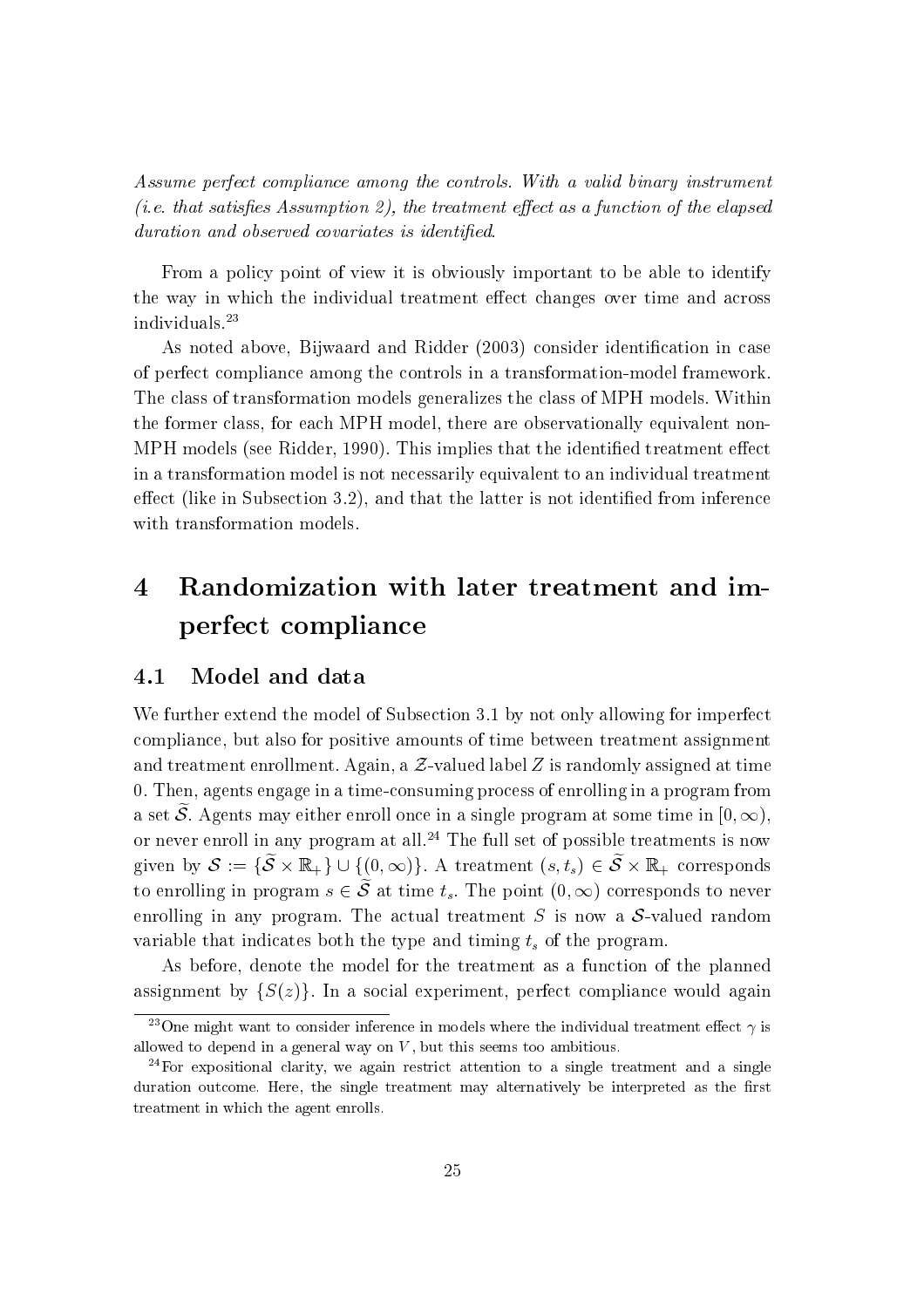*Assume perfect compliance among the controls. With a valid binary instrument (i.e. that satisfies Assumption 2), the treatment effect as a function of the elapsed duration and observed covariates is identified.*

From a policy point of view it is obviously important to be able to identify the way in which the individual treatment effect changes over time and across individuals.[23]

As noted above, Bijwaard and Ridder (2003) consider identification in case of perfect compliance among the controls in a transformation-model framework. The class of transformation models generalizes the class of MPH models. Within the former class, for each MPH model, there are observationally equivalent non-MPH models (see Ridder, 1990). This implies that the identified treatment effect in a transformation model is not necessarily equivalent to an individual treatment effect (like in Subsection 3.2), and that the latter is not identified from inference with transformation models.

# 4 Randomization with later treatment and imperfect compliance

## 4.1 Model and data

We further extend the model of Subsection 3.1 by not only allowing for imperfect compliance, but also for positive amounts of time between treatment assignment and treatment enrollment. Again, a $\mathcal{Z}$-valued label $Z$ is randomly assigned at time 0. Then, agents engage in a time-consuming process of enrolling in a program from a set $\widetilde{\mathcal{S}}$. Agents may either enroll once in a single program at some time in $[0, \infty)$, or never enroll in any program at all.[24] The full set of possible treatments is now given by $\mathcal{S} := \{\widetilde{\mathcal{S}} \times \mathbb{R}_+\} \cup \{(0, \infty)\}$. A treatment $(s, t_s) \in \widetilde{\mathcal{S}} \times \mathbb{R}_+$ corresponds to enrolling in program $s \in \widetilde{\mathcal{S}}$ at time $t_s$. The point $(0, \infty)$ corresponds to never enrolling in any program. The actual treatment $S$ is now a $\mathcal{S}$-valued random variable that indicates both the type and timing $t_s$ of the program.

As before, denote the model for the treatment as a function of the planned assignment by $\{S(z)\}$. In a social experiment, perfect compliance would again

[23] One might want to consider inference in models where the individual treatment effect $\gamma$ is allowed to depend in a general way on $V$, but this seems too ambitious.

[24] For expositional clarity, we again restrict attention to a single treatment and a single duration outcome. Here, the single treatment may alternatively be interpreted as the first treatment in which the agent enrolls.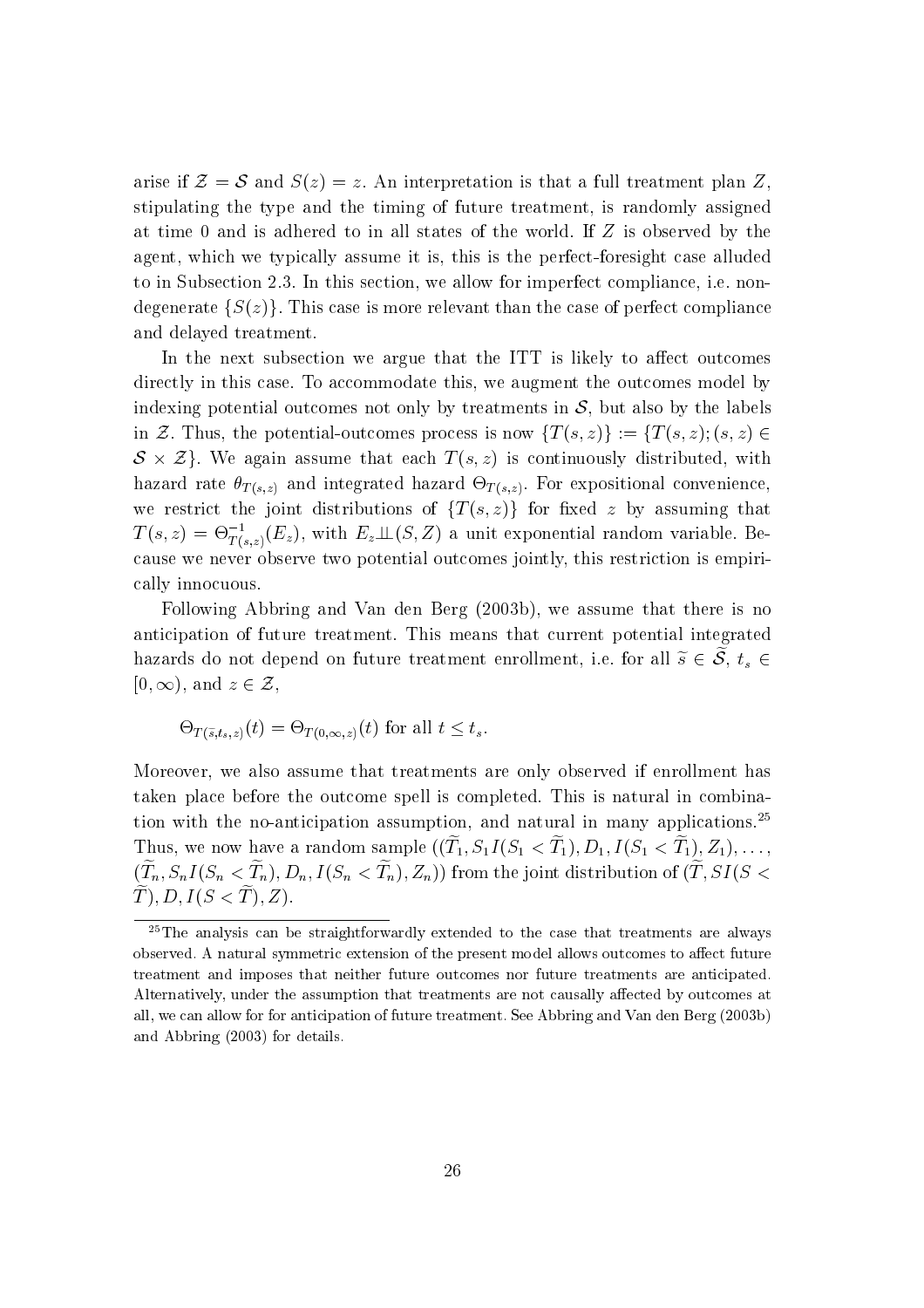arise if $\mathcal{Z} = \mathcal{S}$ and $S(z) = z$. An interpretation is that a full treatment plan $Z$, stipulating the type and the timing of future treatment, is randomly assigned at time 0 and is adhered to in all states of the world. If $Z$ is observed by the agent, which we typically assume it is, this is the perfect-foresight case alluded to in Subsection 2.3. In this section, we allow for imperfect compliance, i.e. non-degenerate $\{S(z)\}$. This case is more relevant than the case of perfect compliance and delayed treatment.

In the next subsection we argue that the ITT is likely to affect outcomes directly in this case. To accommodate this, we augment the outcomes model by indexing potential outcomes not only by treatments in $\mathcal{S}$, but also by the labels in $\mathcal{Z}$. Thus, the potential-outcomes process is now $\{T(s,z)\} := \{T(s,z); (s,z) \in \mathcal{S} \times \mathcal{Z}\}$. We again assume that each $T(s,z)$ is continuously distributed, with hazard rate $\theta_{T(s,z)}$ and integrated hazard $\Theta_{T(s,z)}$. For expositional convenience, we restrict the joint distributions of $\{T(s,z)\}$ for fixed $z$ by assuming that $T(s,z) = \Theta^{-1}_{T(s,z)}(E_z)$, with $E_z \perp\!\!\!\perp (S,Z)$ a unit exponential random variable. Because we never observe two potential outcomes jointly, this restriction is empirically innocuous.

Following Abbring and Van den Berg (2003b), we assume that there is no anticipation of future treatment. This means that current potential integrated hazards do not depend on future treatment enrollment, i.e. for all $\widetilde{s} \in \widetilde{\mathcal{S}}$, $t_s \in [0,\infty)$, and $z \in \mathcal{Z}$,

$$\Theta_{T(\widetilde{s},t_s,z)}(t) = \Theta_{T(0,\infty,z)}(t) \text{ for all } t \leq t_s.$$

Moreover, we also assume that treatments are only observed if enrollment has taken place before the outcome spell is completed. This is natural in combination with the no-anticipation assumption, and natural in many applications.[25] Thus, we now have a random sample $((\widetilde{T}_1, S_1 I(S_1 < \widetilde{T}_1), D_1, I(S_1 < \widetilde{T}_1), Z_1), \ldots, (\widetilde{T}_n, S_n I(S_n < \widetilde{T}_n), D_n, I(S_n < \widetilde{T}_n), Z_n))$ from the joint distribution of $(\widetilde{T}, SI(S < \widetilde{T}), D, I(S < \widetilde{T}), Z)$.

[25] The analysis can be straightforwardly extended to the case that treatments are always observed. A natural symmetric extension of the present model allows outcomes to affect future treatment and imposes that neither future outcomes nor future treatments are anticipated. Alternatively, under the assumption that treatments are not causally affected by outcomes at all, we can allow for for anticipation of future treatment. See Abbring and Van den Berg (2003b) and Abbring (2003) for details.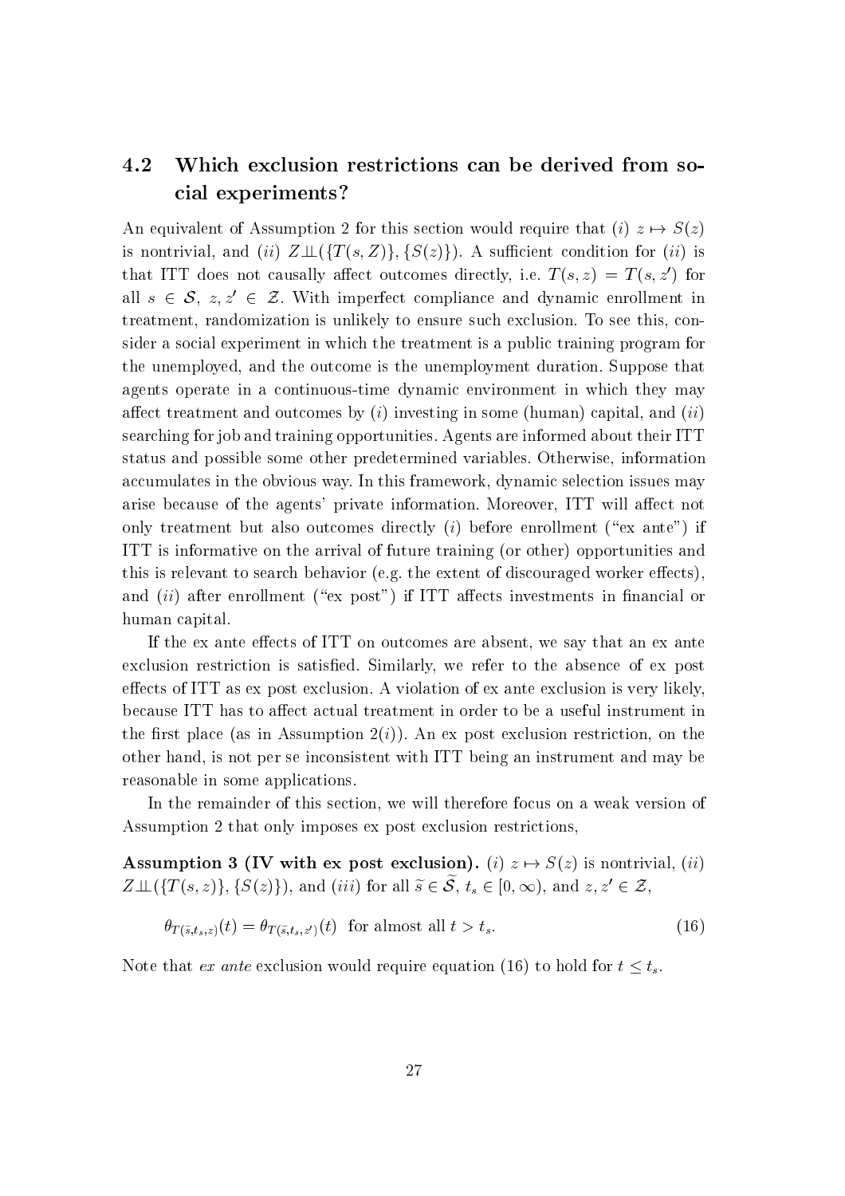## 4.2 Which exclusion restrictions can be derived from social experiments?

An equivalent of Assumption 2 for this section would require that $(i)$ $z \mapsto S(z)$ is nontrivial, and $(ii)$ $Z \perp\!\!\!\perp (\{T(s,Z)\}, \{S(z)\})$. A sufficient condition for $(ii)$ is that ITT does not causally affect outcomes directly, i.e. $T(s,z) = T(s,z')$ for all $s \in \mathcal{S}$, $z, z' \in \mathcal{Z}$. With imperfect compliance and dynamic enrollment in treatment, randomization is unlikely to ensure such exclusion. To see this, consider a social experiment in which the treatment is a public training program for the unemployed, and the outcome is the unemployment duration. Suppose that agents operate in a continuous-time dynamic environment in which they may affect treatment and outcomes by $(i)$ investing in some (human) capital, and $(ii)$ searching for job and training opportunities. Agents are informed about their ITT status and possible some other predetermined variables. Otherwise, information accumulates in the obvious way. In this framework, dynamic selection issues may arise because of the agents' private information. Moreover, ITT will affect not only treatment but also outcomes directly $(i)$ before enrollment ("ex ante") if ITT is informative on the arrival of future training (or other) opportunities and this is relevant to search behavior (e.g. the extent of discouraged worker effects), and $(ii)$ after enrollment ("ex post") if ITT affects investments in financial or human capital.

If the ex ante effects of ITT on outcomes are absent, we say that an ex ante exclusion restriction is satisfied. Similarly, we refer to the absence of ex post effects of ITT as ex post exclusion. A violation of ex ante exclusion is very likely, because ITT has to affect actual treatment in order to be a useful instrument in the first place (as in Assumption 2$(i)$). An ex post exclusion restriction, on the other hand, is not per se inconsistent with ITT being an instrument and may be reasonable in some applications.

In the remainder of this section, we will therefore focus on a weak version of Assumption 2 that only imposes ex post exclusion restrictions,

**Assumption 3 (IV with ex post exclusion).** $(i)$ $z \mapsto S(z)$ is nontrivial, $(ii)$ $Z \perp\!\!\!\perp (\{T(s,z)\}, \{S(z)\})$, and $(iii)$ for all $\widetilde{s} \in \widetilde{\mathcal{S}}$, $t_s \in [0, \infty)$, and $z, z' \in \mathcal{Z}$,

$$\theta_{T(\widetilde{s},t_s,z)}(t) = \theta_{T(\widetilde{s},t_s,z')}(t) \quad \text{for almost all } t > t_s. \tag{16}$$

Note that *ex ante* exclusion would require equation (16) to hold for $t \leq t_s$.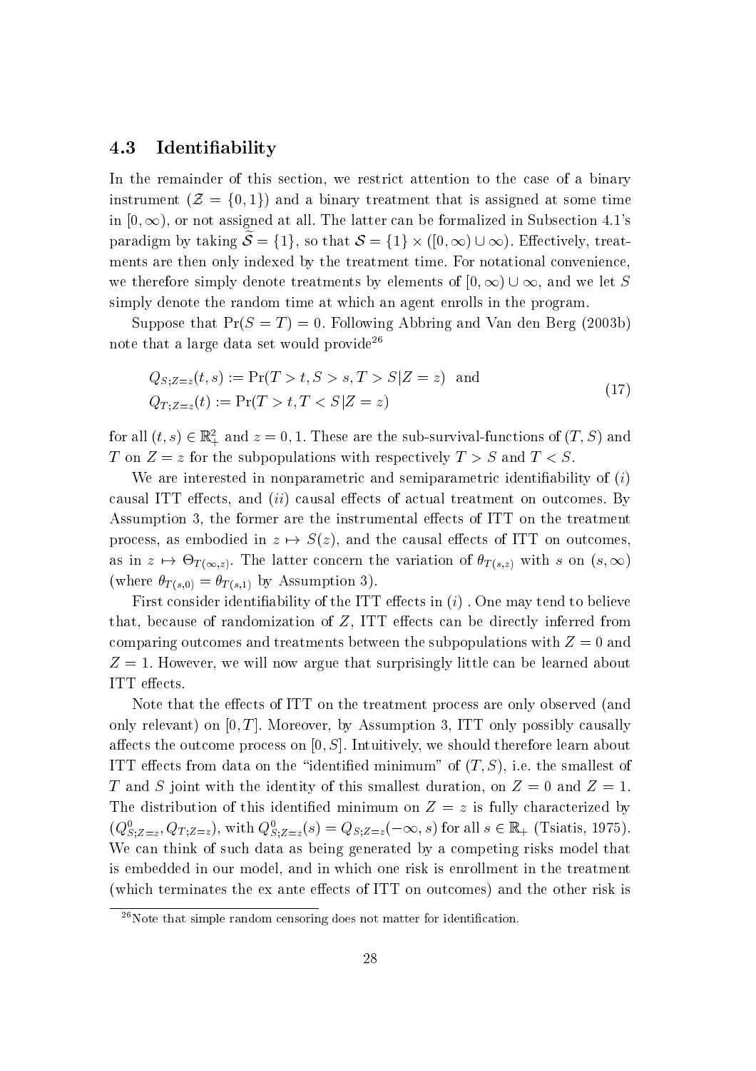### 4.3 Identifiability

In the remainder of this section, we restrict attention to the case of a binary instrument ($\mathcal{Z} = \{0, 1\}$) and a binary treatment that is assigned at some time in $[0, \infty)$, or not assigned at all. The latter can be formalized in Subsection 4.1's paradigm by taking $\widetilde{\mathcal{S}} = \{1\}$, so that $\mathcal{S} = \{1\} \times ([0, \infty) \cup \infty)$. Effectively, treatments are then only indexed by the treatment time. For notational convenience, we therefore simply denote treatments by elements of $[0, \infty) \cup \infty$, and we let $S$ simply denote the random time at which an agent enrolls in the program.

Suppose that $\Pr(S = T) = 0$. Following Abbring and Van den Berg (2003b) note that a large data set would provide[26]

$$
\begin{aligned}
&Q_{S;Z=z}(t, s) := \Pr(T > t, S > s, T > S | Z = z) \;\; \text{and} \\
&Q_{T;Z=z}(t) := \Pr(T > t, T < S | Z = z)
\end{aligned}
\tag{17}
$$

for all $(t, s) \in \mathbb{R}_+^2$ and $z = 0, 1$. These are the sub-survival-functions of $(T, S)$ and $T$ on $Z = z$ for the subpopulations with respectively $T > S$ and $T < S$.

We are interested in nonparametric and semiparametric identifiability of $(i)$ causal ITT effects, and $(ii)$ causal effects of actual treatment on outcomes. By Assumption 3, the former are the instrumental effects of ITT on the treatment process, as embodied in $z \mapsto S(z)$, and the causal effects of ITT on outcomes, as in $z \mapsto \Theta_{T(\infty, z)}$. The latter concern the variation of $\theta_{T(s,z)}$ with $s$ on $(s, \infty)$ (where $\theta_{T(s,0)} = \theta_{T(s,1)}$ by Assumption 3).

First consider identifiability of the ITT effects in $(i)$ . One may tend to believe that, because of randomization of $Z$, ITT effects can be directly inferred from comparing outcomes and treatments between the subpopulations with $Z = 0$ and $Z = 1$. However, we will now argue that surprisingly little can be learned about ITT effects.

Note that the effects of ITT on the treatment process are only observed (and only relevant) on $[0, T]$. Moreover, by Assumption 3, ITT only possibly causally affects the outcome process on $[0, S]$. Intuitively, we should therefore learn about ITT effects from data on the "identified minimum" of $(T, S)$, i.e. the smallest of $T$ and $S$ joint with the identity of this smallest duration, on $Z = 0$ and $Z = 1$. The distribution of this identified minimum on $Z = z$ is fully characterized by $(Q^0_{S;Z=z}, Q_{T;Z=z})$, with $Q^0_{S;Z=z}(s) = Q_{S;Z=z}(-\infty, s)$ for all $s \in \mathbb{R}_+$ (Tsiatis, 1975). We can think of such data as being generated by a competing risks model that is embedded in our model, and in which one risk is enrollment in the treatment (which terminates the ex ante effects of ITT on outcomes) and the other risk is

[26] Note that simple random censoring does not matter for identification.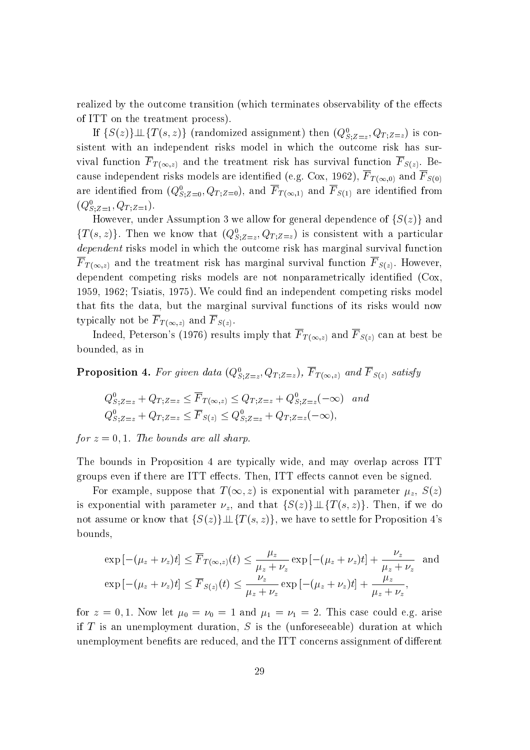realized by the outcome transition (which terminates observability of the effects of ITT on the treatment process).

If $\{S(z)\} \perp\!\!\!\perp \{T(s,z)\}$ (randomized assignment) then $(Q^0_{S;Z=z}, Q_{T;Z=z})$ is consistent with an independent risks model in which the outcome risk has survival function $\overline{F}_{T(\infty,z)}$ and the treatment risk has survival function $\overline{F}_{S(z)}$. Because independent risks models are identified (e.g. Cox, 1962), $\overline{F}_{T(\infty,0)}$ and $\overline{F}_{S(0)}$ are identified from $(Q^0_{S;Z=0}, Q_{T;Z=0})$, and $\overline{F}_{T(\infty,1)}$ and $\overline{F}_{S(1)}$ are identified from $(Q^0_{S;Z=1}, Q_{T;Z=1})$.

However, under Assumption 3 we allow for general dependence of $\{S(z)\}$ and $\{T(s,z)\}$. Then we know that $(Q^0_{S;Z=z}, Q_{T;Z=z})$ is consistent with a particular *dependent* risks model in which the outcome risk has marginal survival function $\overline{F}_{T(\infty,z)}$ and the treatment risk has marginal survival function $\overline{F}_{S(z)}$. However, dependent competing risks models are not nonparametrically identified (Cox, 1959, 1962; Tsiatis, 1975). We could find an independent competing risks model that fits the data, but the marginal survival functions of its risks would now typically not be $\overline{F}_{T(\infty,z)}$ and $\overline{F}_{S(z)}$.

Indeed, Peterson's (1976) results imply that $\overline{F}_{T(\infty,z)}$ and $\overline{F}_{S(z)}$ can at best be bounded, as in

**Proposition 4.** *For given data $(Q^0_{S;Z=z}, Q_{T;Z=z})$, $\overline{F}_{T(\infty,z)}$ and $\overline{F}_{S(z)}$ satisfy*

$$
\begin{aligned}
&Q^0_{S;Z=z} + Q_{T;Z=z} \leq \overline{F}_{T(\infty,z)} \leq Q_{T;Z=z} + Q^0_{S;Z=z}(-\infty) \quad \text{and} \\
&Q^0_{S;Z=z} + Q_{T;Z=z} \leq \overline{F}_{S(z)} \leq Q^0_{S;Z=z} + Q_{T;Z=z}(-\infty),
\end{aligned}
$$

*for $z = 0, 1$. The bounds are all sharp.*

The bounds in Proposition 4 are typically wide, and may overlap across ITT groups even if there are ITT effects. Then, ITT effects cannot even be signed.

For example, suppose that $T(\infty, z)$ is exponential with parameter $\mu_z$, $S(z)$ is exponential with parameter $\nu_z$, and that $\{S(z)\} \perp\!\!\!\perp \{T(s,z)\}$. Then, if we do not assume or know that $\{S(z)\} \perp\!\!\!\perp \{T(s,z)\}$, we have to settle for Proposition 4's bounds,

$$
\begin{aligned}
&\exp\left[-(\mu_z + \nu_z)t\right] \leq \overline{F}_{T(\infty,z)}(t) \leq \frac{\mu_z}{\mu_z + \nu_z} \exp\left[-(\mu_z + \nu_z)t\right] + \frac{\nu_z}{\mu_z + \nu_z} \quad \text{and} \\
&\exp\left[-(\mu_z + \nu_z)t\right] \leq \overline{F}_{S(z)}(t) \leq \frac{\nu_z}{\mu_z + \nu_z} \exp\left[-(\mu_z + \nu_z)t\right] + \frac{\mu_z}{\mu_z + \nu_z},
\end{aligned}
$$

for $z = 0, 1$. Now let $\mu_0 = \nu_0 = 1$ and $\mu_1 = \nu_1 = 2$. This case could e.g. arise if $T$ is an unemployment duration, $S$ is the (unforeseeable) duration at which unemployment benefits are reduced, and the ITT concerns assignment of different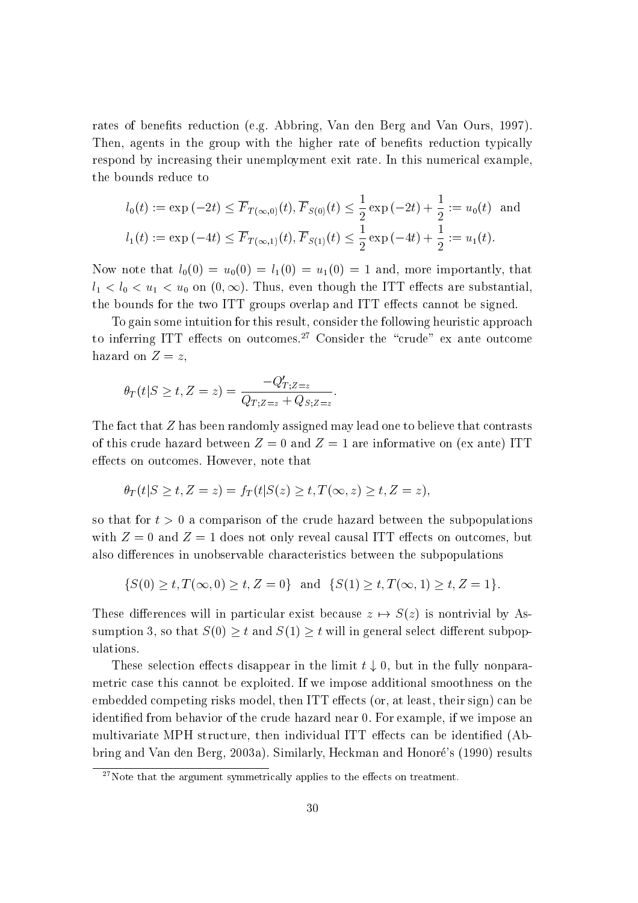rates of benefits reduction (e.g. Abbring, Van den Berg and Van Ours, 1997). Then, agents in the group with the higher rate of benefits reduction typically respond by increasing their unemployment exit rate. In this numerical example, the bounds reduce to

$$l_0(t) := \exp(-2t) \leq \overline{F}_{T(\infty,0)}(t), \overline{F}_{S(0)}(t) \leq \frac{1}{2}\exp(-2t) + \frac{1}{2} := u_0(t) \quad \text{and}$$
$$l_1(t) := \exp(-4t) \leq \overline{F}_{T(\infty,1)}(t), \overline{F}_{S(1)}(t) \leq \frac{1}{2}\exp(-4t) + \frac{1}{2} := u_1(t).$$

Now note that $l_0(0) = u_0(0) = l_1(0) = u_1(0) = 1$ and, more importantly, that $l_1 < l_0 < u_1 < u_0$ on $(0, \infty)$. Thus, even though the ITT effects are substantial, the bounds for the two ITT groups overlap and ITT effects cannot be signed.

To gain some intuition for this result, consider the following heuristic approach to inferring ITT effects on outcomes.[27] Consider the "crude" ex ante outcome hazard on $Z = z$,

$$\theta_T(t|S \geq t, Z = z) = \frac{-Q'_{T;Z=z}}{Q_{T;Z=z} + Q_{S;Z=z}}.$$

The fact that $Z$ has been randomly assigned may lead one to believe that contrasts of this crude hazard between $Z = 0$ and $Z = 1$ are informative on (ex ante) ITT effects on outcomes. However, note that

$$\theta_T(t|S \geq t, Z = z) = f_T(t|S(z) \geq t, T(\infty, z) \geq t, Z = z),$$

so that for $t > 0$ a comparison of the crude hazard between the subpopulations with $Z = 0$ and $Z = 1$ does not only reveal causal ITT effects on outcomes, but also differences in unobservable characteristics between the subpopulations

$$\{S(0) \geq t, T(\infty, 0) \geq t, Z = 0\} \quad \text{and} \quad \{S(1) \geq t, T(\infty, 1) \geq t, Z = 1\}.$$

These differences will in particular exist because $z \mapsto S(z)$ is nontrivial by Assumption 3, so that $S(0) \geq t$ and $S(1) \geq t$ will in general select different subpopulations.

These selection effects disappear in the limit $t \downarrow 0$, but in the fully nonparametric case this cannot be exploited. If we impose additional smoothness on the embedded competing risks model, then ITT effects (or, at least, their sign) can be identified from behavior of the crude hazard near 0. For example, if we impose an multivariate MPH structure, then individual ITT effects can be identified (Abbring and Van den Berg, 2003a). Similarly, Heckman and Honoré's (1990) results

[27] Note that the argument symmetrically applies to the effects on treatment.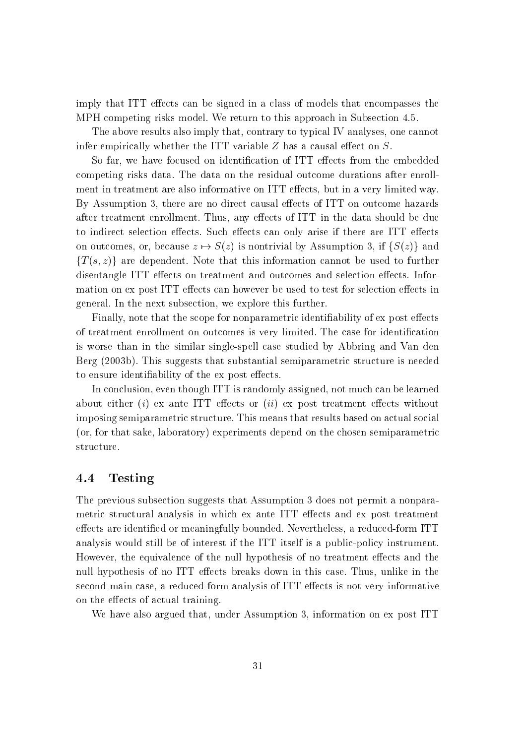imply that ITT effects can be signed in a class of models that encompasses the MPH competing risks model. We return to this approach in Subsection 4.5.

The above results also imply that, contrary to typical IV analyses, one cannot infer empirically whether the ITT variable $Z$ has a causal effect on $S$.

So far, we have focused on identification of ITT effects from the embedded competing risks data. The data on the residual outcome durations after enrollment in treatment are also informative on ITT effects, but in a very limited way. By Assumption 3, there are no direct causal effects of ITT on outcome hazards after treatment enrollment. Thus, any effects of ITT in the data should be due to indirect selection effects. Such effects can only arise if there are ITT effects on outcomes, or, because $z \mapsto S(z)$ is nontrivial by Assumption 3, if $\{S(z)\}$ and $\{T(s,z)\}$ are dependent. Note that this information cannot be used to further disentangle ITT effects on treatment and outcomes and selection effects. Information on ex post ITT effects can however be used to test for selection effects in general. In the next subsection, we explore this further.

Finally, note that the scope for nonparametric identifiability of ex post effects of treatment enrollment on outcomes is very limited. The case for identification is worse than in the similar single-spell case studied by Abbring and Van den Berg (2003b). This suggests that substantial semiparametric structure is needed to ensure identifiability of the ex post effects.

In conclusion, even though ITT is randomly assigned, not much can be learned about either ($i$) ex ante ITT effects or ($ii$) ex post treatment effects without imposing semiparametric structure. This means that results based on actual social (or, for that sake, laboratory) experiments depend on the chosen semiparametric structure.

### 4.4 Testing

The previous subsection suggests that Assumption 3 does not permit a nonparametric structural analysis in which ex ante ITT effects and ex post treatment effects are identified or meaningfully bounded. Nevertheless, a reduced-form ITT analysis would still be of interest if the ITT itself is a public-policy instrument. However, the equivalence of the null hypothesis of no treatment effects and the null hypothesis of no ITT effects breaks down in this case. Thus, unlike in the second main case, a reduced-form analysis of ITT effects is not very informative on the effects of actual training.

We have also argued that, under Assumption 3, information on ex post ITT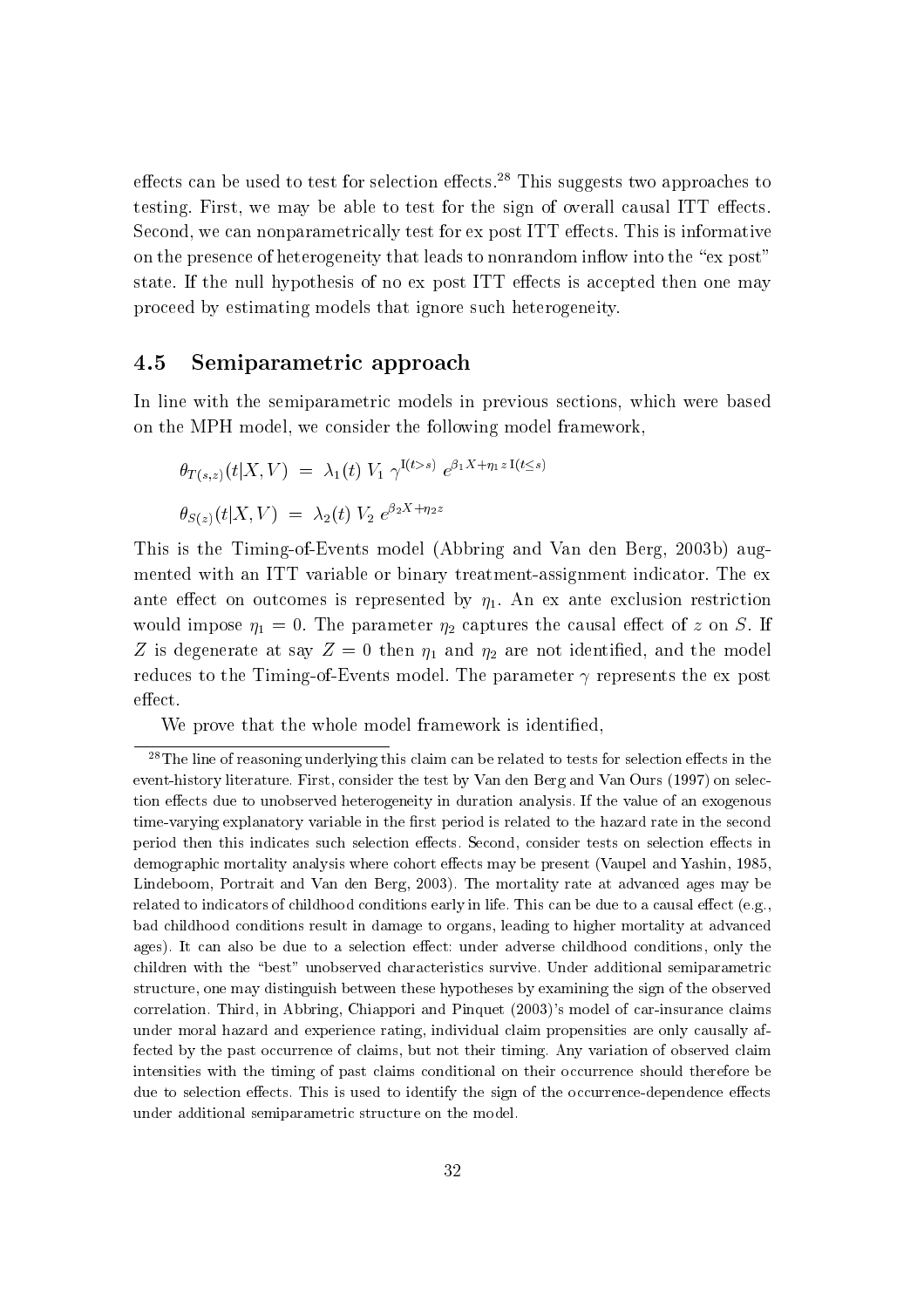effects can be used to test for selection effects.[28] This suggests two approaches to testing. First, we may be able to test for the sign of overall causal ITT effects. Second, we can nonparametrically test for ex post ITT effects. This is informative on the presence of heterogeneity that leads to nonrandom inflow into the "ex post" state. If the null hypothesis of no ex post ITT effects is accepted then one may proceed by estimating models that ignore such heterogeneity.

## 4.5 Semiparametric approach

In line with the semiparametric models in previous sections, which were based on the MPH model, we consider the following model framework,

$$\theta_{T(s,z)}(t|X,V) \;=\; \lambda_1(t)\; V_1\; \gamma^{\mathrm{I}(t>s)}\; e^{\beta_1 X + \eta_1 z\, \mathrm{I}(t\leq s)}$$

$$\theta_{S(z)}(t|X,V) \;=\; \lambda_2(t)\; V_2\; e^{\beta_2 X + \eta_2 z}$$

This is the Timing-of-Events model (Abbring and Van den Berg, 2003b) augmented with an ITT variable or binary treatment-assignment indicator. The ex ante effect on outcomes is represented by $\eta_1$. An ex ante exclusion restriction would impose $\eta_1 = 0$. The parameter $\eta_2$ captures the causal effect of $z$ on $S$. If $Z$ is degenerate at say $Z = 0$ then $\eta_1$ and $\eta_2$ are not identified, and the model reduces to the Timing-of-Events model. The parameter $\gamma$ represents the ex post effect.

We prove that the whole model framework is identified,

---

[28] The line of reasoning underlying this claim can be related to tests for selection effects in the event-history literature. First, consider the test by Van den Berg and Van Ours (1997) on selection effects due to unobserved heterogeneity in duration analysis. If the value of an exogenous time-varying explanatory variable in the first period is related to the hazard rate in the second period then this indicates such selection effects. Second, consider tests on selection effects in demographic mortality analysis where cohort effects may be present (Vaupel and Yashin, 1985, Lindeboom, Portrait and Van den Berg, 2003). The mortality rate at advanced ages may be related to indicators of childhood conditions early in life. This can be due to a causal effect (e.g., bad childhood conditions result in damage to organs, leading to higher mortality at advanced ages). It can also be due to a selection effect: under adverse childhood conditions, only the children with the "best" unobserved characteristics survive. Under additional semiparametric structure, one may distinguish between these hypotheses by examining the sign of the observed correlation. Third, in Abbring, Chiappori and Pinquet (2003)'s model of car-insurance claims under moral hazard and experience rating, individual claim propensities are only causally affected by the past occurrence of claims, but not their timing. Any variation of observed claim intensities with the timing of past claims conditional on their occurrence should therefore be due to selection effects. This is used to identify the sign of the occurrence-dependence effects under additional semiparametric structure on the model.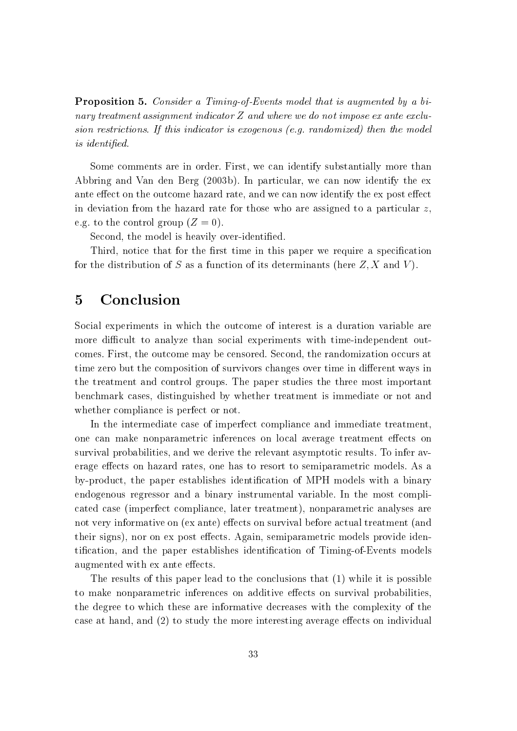**Proposition 5.** *Consider a Timing-of-Events model that is augmented by a binary treatment assignment indicator $Z$ and where we do not impose ex ante exclusion restrictions. If this indicator is exogenous (e.g. randomized) then the model is identified.*

Some comments are in order. First, we can identify substantially more than Abbring and Van den Berg (2003b). In particular, we can now identify the ex ante effect on the outcome hazard rate, and we can now identify the ex post effect in deviation from the hazard rate for those who are assigned to a particular $z$, e.g. to the control group ($Z = 0$).

Second, the model is heavily over-identified.

Third, notice that for the first time in this paper we require a specification for the distribution of $S$ as a function of its determinants (here $Z, X$ and $V$).

# 5 Conclusion

Social experiments in which the outcome of interest is a duration variable are more difficult to analyze than social experiments with time-independent outcomes. First, the outcome may be censored. Second, the randomization occurs at time zero but the composition of survivors changes over time in different ways in the treatment and control groups. The paper studies the three most important benchmark cases, distinguished by whether treatment is immediate or not and whether compliance is perfect or not.

In the intermediate case of imperfect compliance and immediate treatment, one can make nonparametric inferences on local average treatment effects on survival probabilities, and we derive the relevant asymptotic results. To infer average effects on hazard rates, one has to resort to semiparametric models. As a by-product, the paper establishes identification of MPH models with a binary endogenous regressor and a binary instrumental variable. In the most complicated case (imperfect compliance, later treatment), nonparametric analyses are not very informative on (ex ante) effects on survival before actual treatment (and their signs), nor on ex post effects. Again, semiparametric models provide identification, and the paper establishes identification of Timing-of-Events models augmented with ex ante effects.

The results of this paper lead to the conclusions that (1) while it is possible to make nonparametric inferences on additive effects on survival probabilities, the degree to which these are informative decreases with the complexity of the case at hand, and (2) to study the more interesting average effects on individual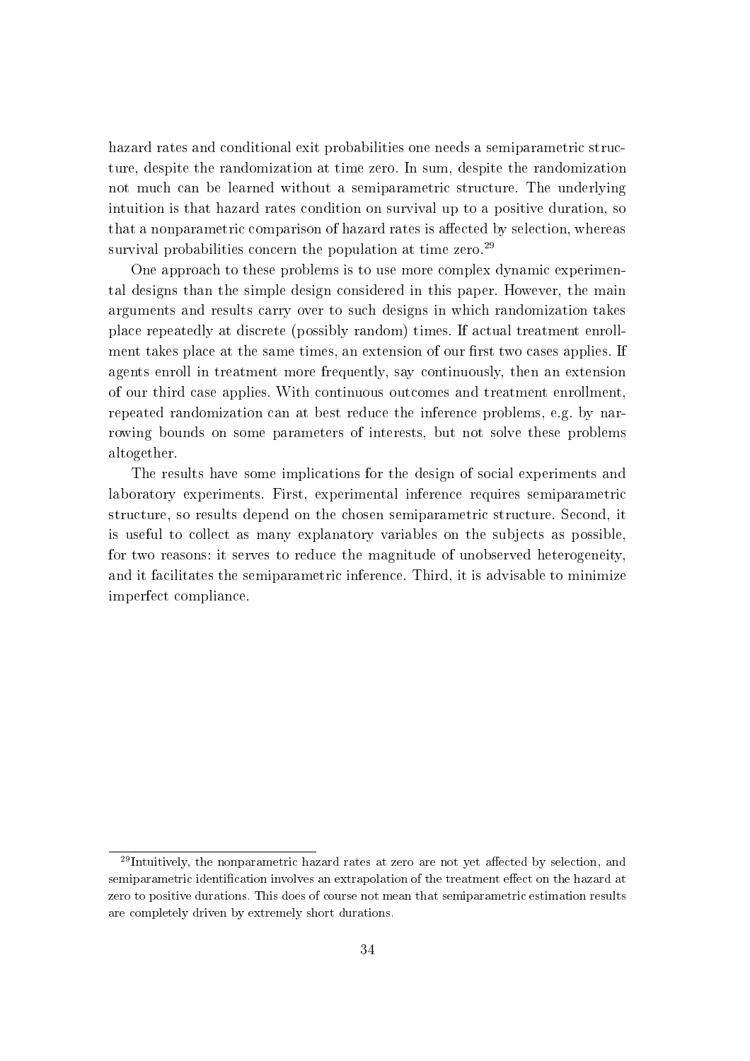hazard rates and conditional exit probabilities one needs a semiparametric structure, despite the randomization at time zero. In sum, despite the randomization not much can be learned without a semiparametric structure. The underlying intuition is that hazard rates condition on survival up to a positive duration, so that a nonparametric comparison of hazard rates is affected by selection, whereas survival probabilities concern the population at time zero.[29]

One approach to these problems is to use more complex dynamic experimental designs than the simple design considered in this paper. However, the main arguments and results carry over to such designs in which randomization takes place repeatedly at discrete (possibly random) times. If actual treatment enrollment takes place at the same times, an extension of our first two cases applies. If agents enroll in treatment more frequently, say continuously, then an extension of our third case applies. With continuous outcomes and treatment enrollment, repeated randomization can at best reduce the inference problems, e.g. by narrowing bounds on some parameters of interests, but not solve these problems altogether.

The results have some implications for the design of social experiments and laboratory experiments. First, experimental inference requires semiparametric structure, so results depend on the chosen semiparametric structure. Second, it is useful to collect as many explanatory variables on the subjects as possible, for two reasons: it serves to reduce the magnitude of unobserved heterogeneity, and it facilitates the semiparametric inference. Third, it is advisable to minimize imperfect compliance.

[29] Intuitively, the nonparametric hazard rates at zero are not yet affected by selection, and semiparametric identification involves an extrapolation of the treatment effect on the hazard at zero to positive durations. This does of course not mean that semiparametric estimation results are completely driven by extremely short durations.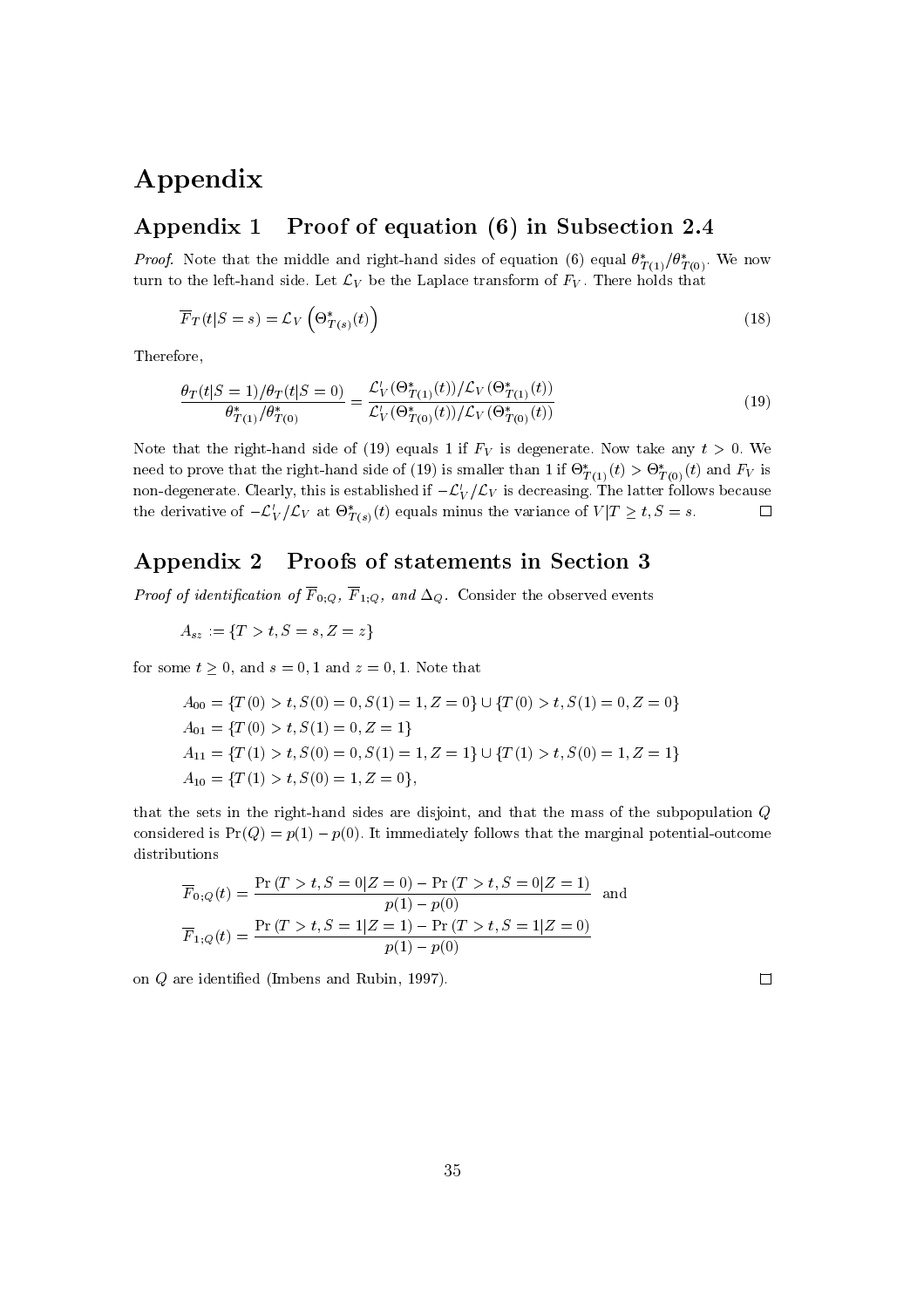# Appendix

## Appendix 1 Proof of equation (6) in Subsection 2.4

*Proof.* Note that the middle and right-hand sides of equation (6) equal $\theta^*_{T(1)}/\theta^*_{T(0)}$. We now turn to the left-hand side. Let $\mathcal{L}_V$ be the Laplace transform of $F_V$. There holds that

$$\overline{F}_T(t|S=s) = \mathcal{L}_V\left(\Theta^*_{T(s)}(t)\right) \tag{18}$$

Therefore,

$$\frac{\theta_T(t|S=1)/\theta_T(t|S=0)}{\theta^*_{T(1)}/\theta^*_{T(0)}} = \frac{\mathcal{L}'_V(\Theta^*_{T(1)}(t))/\mathcal{L}_V(\Theta^*_{T(1)}(t))}{\mathcal{L}'_V(\Theta^*_{T(0)}(t))/\mathcal{L}_V(\Theta^*_{T(0)}(t))} \tag{19}$$

Note that the right-hand side of (19) equals 1 if $F_V$ is degenerate. Now take any $t > 0$. We need to prove that the right-hand side of (19) is smaller than 1 if $\Theta^*_{T(1)}(t) > \Theta^*_{T(0)}(t)$ and $F_V$ is non-degenerate. Clearly, this is established if $-\mathcal{L}'_V/\mathcal{L}_V$ is decreasing. The latter follows because the derivative of $-\mathcal{L}'_V/\mathcal{L}_V$ at $\Theta^*_{T(s)}(t)$ equals minus the variance of $V|T \geq t, S = s$. □

## Appendix 2 Proofs of statements in Section 3

*Proof of identification of $\overline{F}_{0;Q}$, $\overline{F}_{1;Q}$, and $\Delta_Q$.* Consider the observed events

$$A_{sz} := \{T > t, S = s, Z = z\}$$

for some $t \geq 0$, and $s = 0, 1$ and $z = 0, 1$. Note that

$$A_{00} = \{T(0) > t, S(0) = 0, S(1) = 1, Z = 0\} \cup \{T(0) > t, S(1) = 0, Z = 0\}$$
$$A_{01} = \{T(0) > t, S(1) = 0, Z = 1\}$$
$$A_{11} = \{T(1) > t, S(0) = 0, S(1) = 1, Z = 1\} \cup \{T(1) > t, S(0) = 1, Z = 1\}$$
$$A_{10} = \{T(1) > t, S(0) = 1, Z = 0\},$$

that the sets in the right-hand sides are disjoint, and that the mass of the subpopulation $Q$ considered is $\Pr(Q) = p(1) - p(0)$. It immediately follows that the marginal potential-outcome distributions

$$\overline{F}_{0;Q}(t) = \frac{\Pr(T > t, S = 0|Z = 0) - \Pr(T > t, S = 0|Z = 1)}{p(1) - p(0)} \quad \text{and}$$
$$\overline{F}_{1;Q}(t) = \frac{\Pr(T > t, S = 1|Z = 1) - \Pr(T > t, S = 1|Z = 0)}{p(1) - p(0)}$$

on $Q$ are identified (Imbens and Rubin, 1997). □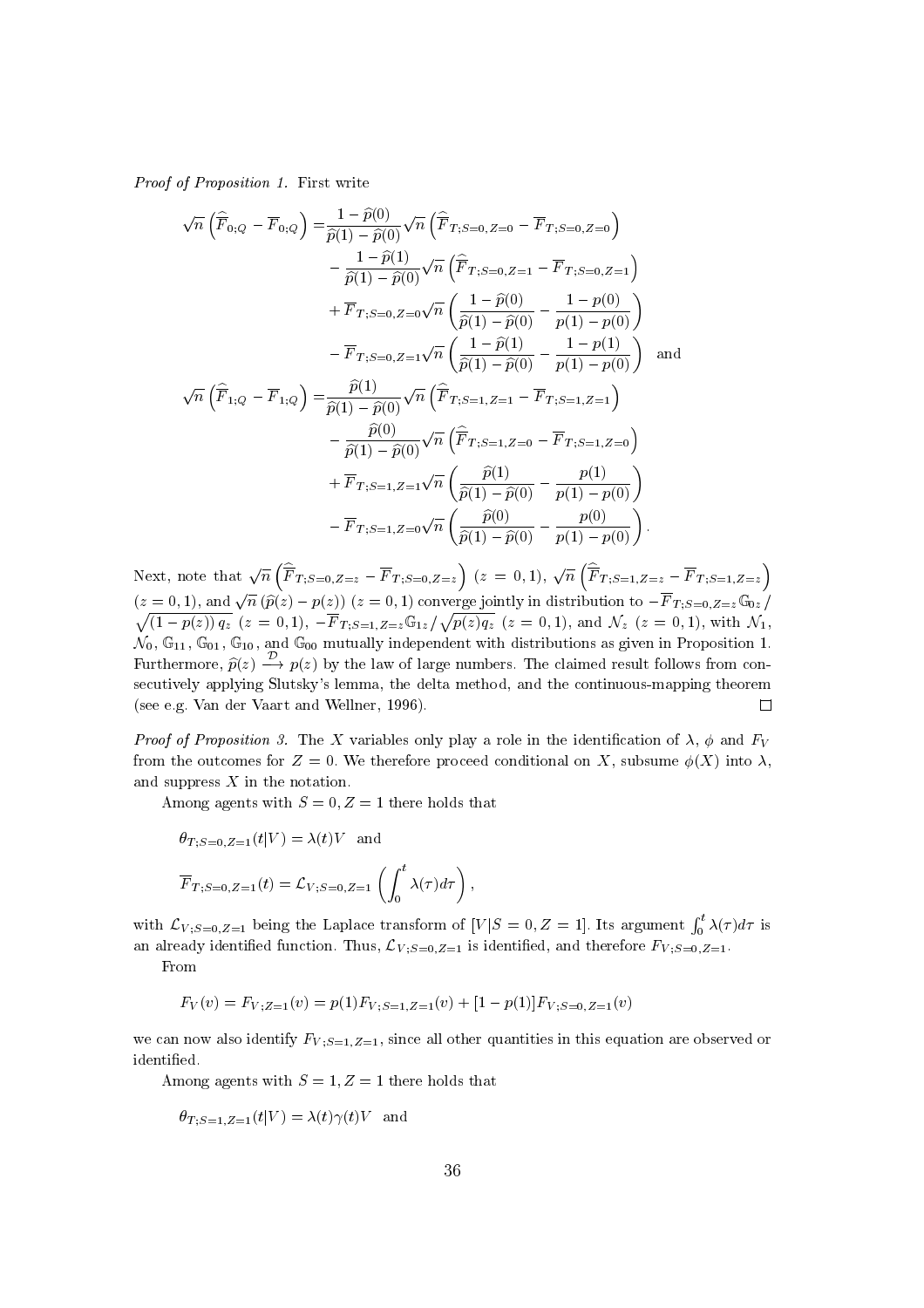*Proof of Proposition 1.* First write

$$
\begin{aligned}
\sqrt{n}\left(\widehat{\overline{F}}_{0;Q} - \overline{F}_{0;Q}\right) =& \frac{1-\widehat{p}(0)}{\widehat{p}(1)-\widehat{p}(0)}\sqrt{n}\left(\widehat{\overline{F}}_{T;S=0,Z=0} - \overline{F}_{T;S=0,Z=0}\right) \\
&- \frac{1-\widehat{p}(1)}{\widehat{p}(1)-\widehat{p}(0)}\sqrt{n}\left(\widehat{\overline{F}}_{T;S=0,Z=1} - \overline{F}_{T;S=0,Z=1}\right) \\
&+ \overline{F}_{T;S=0,Z=0}\sqrt{n}\left(\frac{1-\widehat{p}(0)}{\widehat{p}(1)-\widehat{p}(0)} - \frac{1-p(0)}{p(1)-p(0)}\right) \\
&- \overline{F}_{T;S=0,Z=1}\sqrt{n}\left(\frac{1-\widehat{p}(1)}{\widehat{p}(1)-\widehat{p}(0)} - \frac{1-p(1)}{p(1)-p(0)}\right) \quad \text{and}
\end{aligned}
$$

$$
\begin{aligned}
\sqrt{n}\left(\widehat{\overline{F}}_{1;Q} - \overline{F}_{1;Q}\right) =& \frac{\widehat{p}(1)}{\widehat{p}(1)-\widehat{p}(0)}\sqrt{n}\left(\widehat{\overline{F}}_{T;S=1,Z=1} - \overline{F}_{T;S=1,Z=1}\right) \\
&- \frac{\widehat{p}(0)}{\widehat{p}(1)-\widehat{p}(0)}\sqrt{n}\left(\widehat{\overline{F}}_{T;S=1,Z=0} - \overline{F}_{T;S=1,Z=0}\right) \\
&+ \overline{F}_{T;S=1,Z=1}\sqrt{n}\left(\frac{\widehat{p}(1)}{\widehat{p}(1)-\widehat{p}(0)} - \frac{p(1)}{p(1)-p(0)}\right) \\
&- \overline{F}_{T;S=1,Z=0}\sqrt{n}\left(\frac{\widehat{p}(0)}{\widehat{p}(1)-\widehat{p}(0)} - \frac{p(0)}{p(1)-p(0)}\right).
\end{aligned}
$$

Next, note that $\sqrt{n}\left(\widehat{\overline{F}}_{T;S=0,Z=z} - \overline{F}_{T;S=0,Z=z}\right)$ $(z=0,1)$, $\sqrt{n}\left(\widehat{\overline{F}}_{T;S=1,Z=z} - \overline{F}_{T;S=1,Z=z}\right)$ $(z=0,1)$, and $\sqrt{n}\left(\widehat{p}(z)-p(z)\right)$ $(z=0,1)$ converge jointly in distribution to $-\overline{F}_{T;S=0,Z=z}\mathbb{G}_{0z}/\sqrt{(1-p(z))\,q_z}$ $(z=0,1)$, $-\overline{F}_{T;S=1,Z=z}\mathbb{G}_{1z}/\sqrt{p(z)q_z}$ $(z=0,1)$, and $\mathcal{N}_z$ $(z=0,1)$, with $\mathcal{N}_1$, $\mathcal{N}_0$, $\mathbb{G}_{11}$, $\mathbb{G}_{01}$, $\mathbb{G}_{10}$, and $\mathbb{G}_{00}$ mutually independent with distributions as given in Proposition 1. Furthermore, $\widehat{p}(z) \xrightarrow{\mathcal{D}} p(z)$ by the law of large numbers. The claimed result follows from consecutively applying Slutsky's lemma, the delta method, and the continuous-mapping theorem (see e.g. Van der Vaart and Wellner, 1996). $\square$

*Proof of Proposition 3.* The $X$ variables only play a role in the identification of $\lambda$, $\phi$ and $F_V$ from the outcomes for $Z=0$. We therefore proceed conditional on $X$, subsume $\phi(X)$ into $\lambda$, and suppress $X$ in the notation.

Among agents with $S=0, Z=1$ there holds that

$$
\theta_{T;S=0,Z=1}(t|V) = \lambda(t)V \quad \text{and}
$$

$$
\overline{F}_{T;S=0,Z=1}(t) = \mathcal{L}_{V;S=0,Z=1}\left(\int_0^t \lambda(\tau)d\tau\right),
$$

with $\mathcal{L}_{V;S=0,Z=1}$ being the Laplace transform of $[V|S=0,Z=1]$. Its argument $\int_0^t \lambda(\tau)d\tau$ is an already identified function. Thus, $\mathcal{L}_{V;S=0,Z=1}$ is identified, and therefore $F_{V;S=0,Z=1}$.

From

$$
F_V(v) = F_{V;Z=1}(v) = p(1)F_{V;S=1,Z=1}(v) + [1-p(1)]F_{V;S=0,Z=1}(v)
$$

we can now also identify $F_{V;S=1,Z=1}$, since all other quantities in this equation are observed or identified.

Among agents with $S=1, Z=1$ there holds that

$$
\theta_{T;S=1,Z=1}(t|V) = \lambda(t)\gamma(t)V \quad \text{and}
$$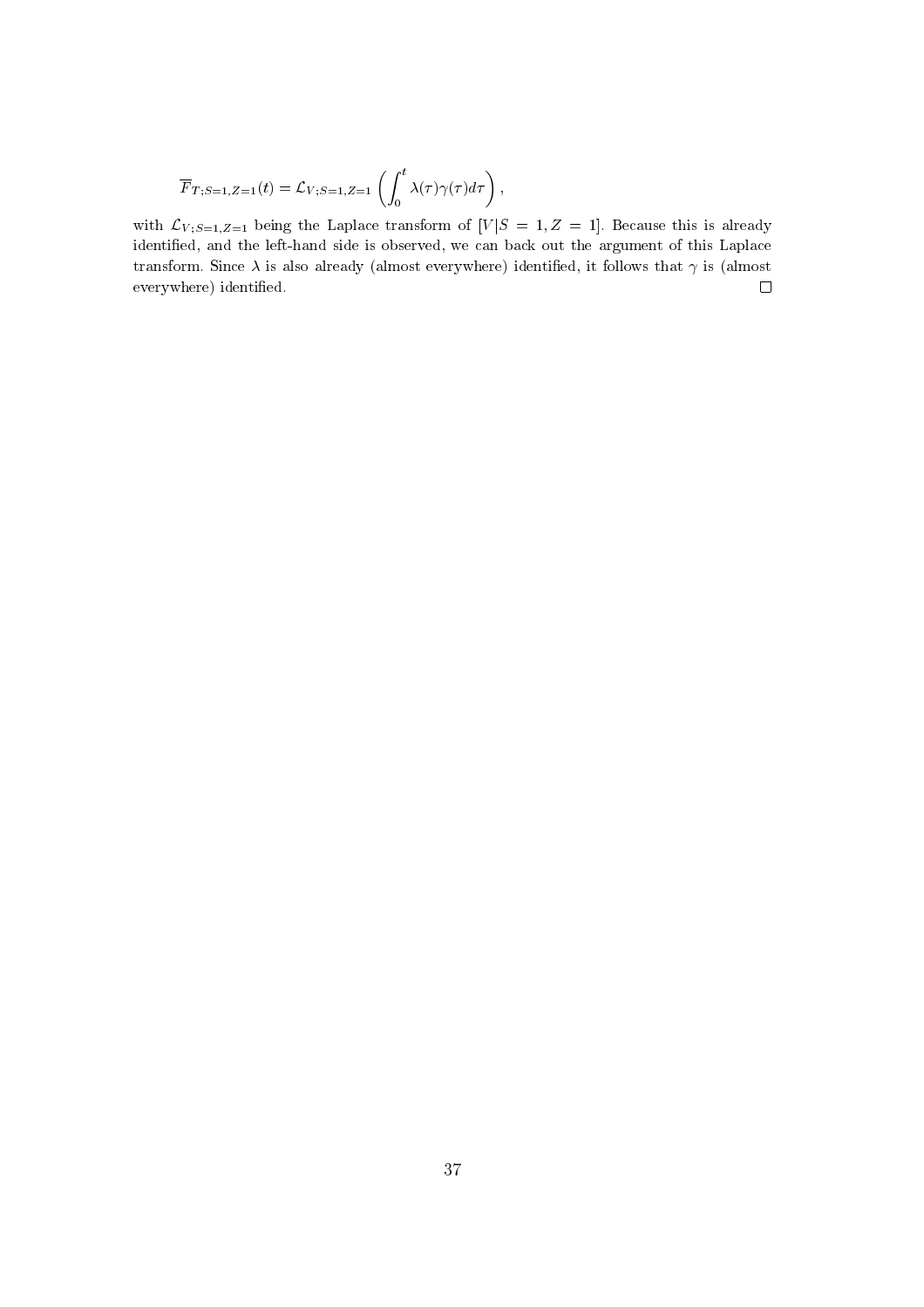$$\overline{F}_{T;S=1,Z=1}(t) = \mathcal{L}_{V;S=1,Z=1}\left(\int_0^t \lambda(\tau)\gamma(\tau)d\tau\right),$$

with $\mathcal{L}_{V;S=1,Z=1}$ being the Laplace transform of $[V|S = 1, Z = 1]$. Because this is already identified, and the left-hand side is observed, we can back out the argument of this Laplace transform. Since $\lambda$ is also already (almost everywhere) identified, it follows that $\gamma$ is (almost everywhere) identified. $\square$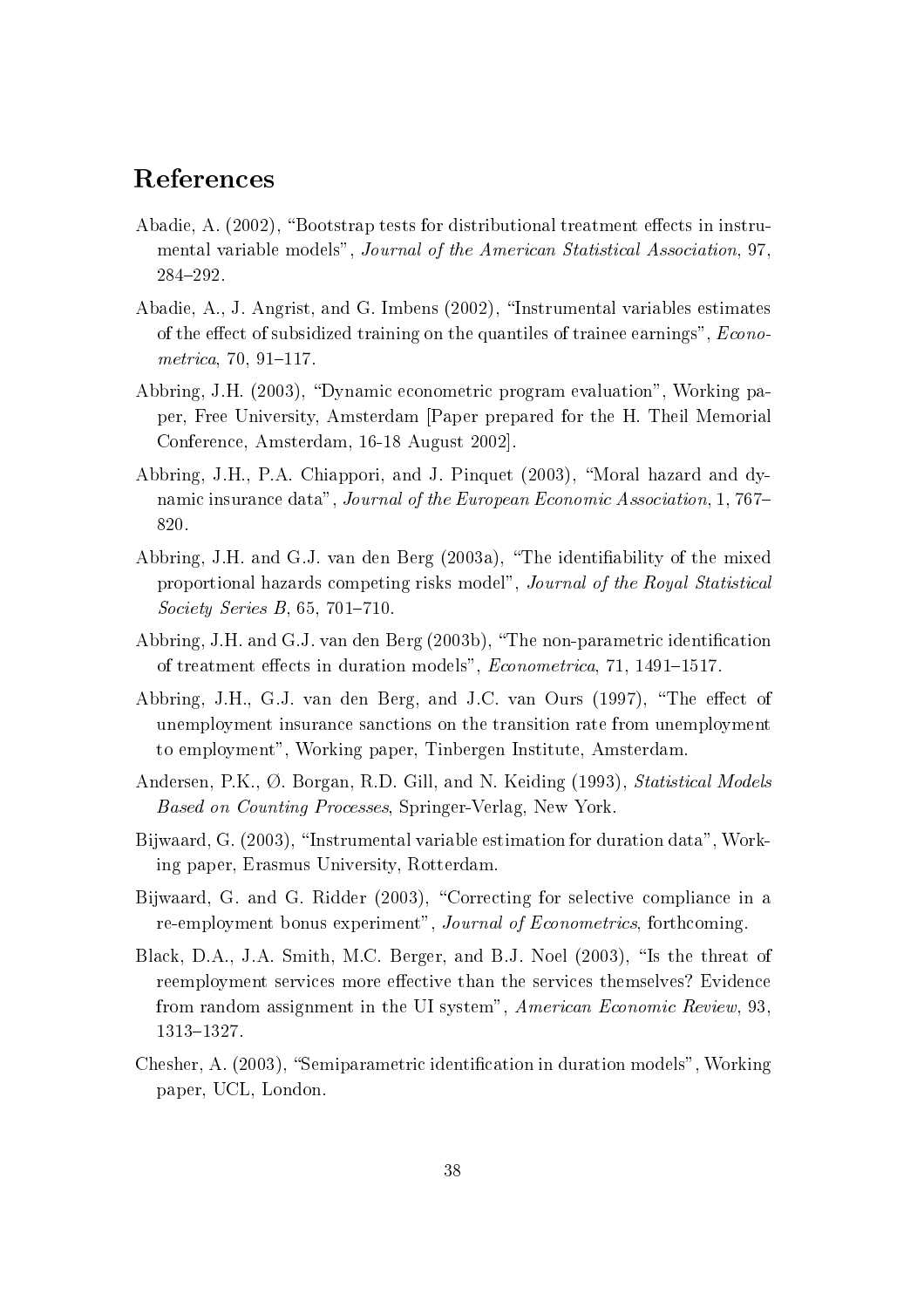# References

Abadie, A. (2002), "Bootstrap tests for distributional treatment effects in instrumental variable models", *Journal of the American Statistical Association*, 97, 284–292.

Abadie, A., J. Angrist, and G. Imbens (2002), "Instrumental variables estimates of the effect of subsidized training on the quantiles of trainee earnings", *Econometrica*, 70, 91–117.

Abbring, J.H. (2003), "Dynamic econometric program evaluation", Working paper, Free University, Amsterdam [Paper prepared for the H. Theil Memorial Conference, Amsterdam, 16-18 August 2002].

Abbring, J.H., P.A. Chiappori, and J. Pinquet (2003), "Moral hazard and dynamic insurance data", *Journal of the European Economic Association*, 1, 767–820.

Abbring, J.H. and G.J. van den Berg (2003a), "The identifiability of the mixed proportional hazards competing risks model", *Journal of the Royal Statistical Society Series B*, 65, 701–710.

Abbring, J.H. and G.J. van den Berg (2003b), "The non-parametric identification of treatment effects in duration models", *Econometrica*, 71, 1491–1517.

Abbring, J.H., G.J. van den Berg, and J.C. van Ours (1997), "The effect of unemployment insurance sanctions on the transition rate from unemployment to employment", Working paper, Tinbergen Institute, Amsterdam.

Andersen, P.K., Ø. Borgan, R.D. Gill, and N. Keiding (1993), *Statistical Models Based on Counting Processes*, Springer-Verlag, New York.

Bijwaard, G. (2003), "Instrumental variable estimation for duration data", Working paper, Erasmus University, Rotterdam.

Bijwaard, G. and G. Ridder (2003), "Correcting for selective compliance in a re-employment bonus experiment", *Journal of Econometrics*, forthcoming.

Black, D.A., J.A. Smith, M.C. Berger, and B.J. Noel (2003), "Is the threat of reemployment services more effective than the services themselves? Evidence from random assignment in the UI system", *American Economic Review*, 93, 1313–1327.

Chesher, A. (2003), "Semiparametric identification in duration models", Working paper, UCL, London.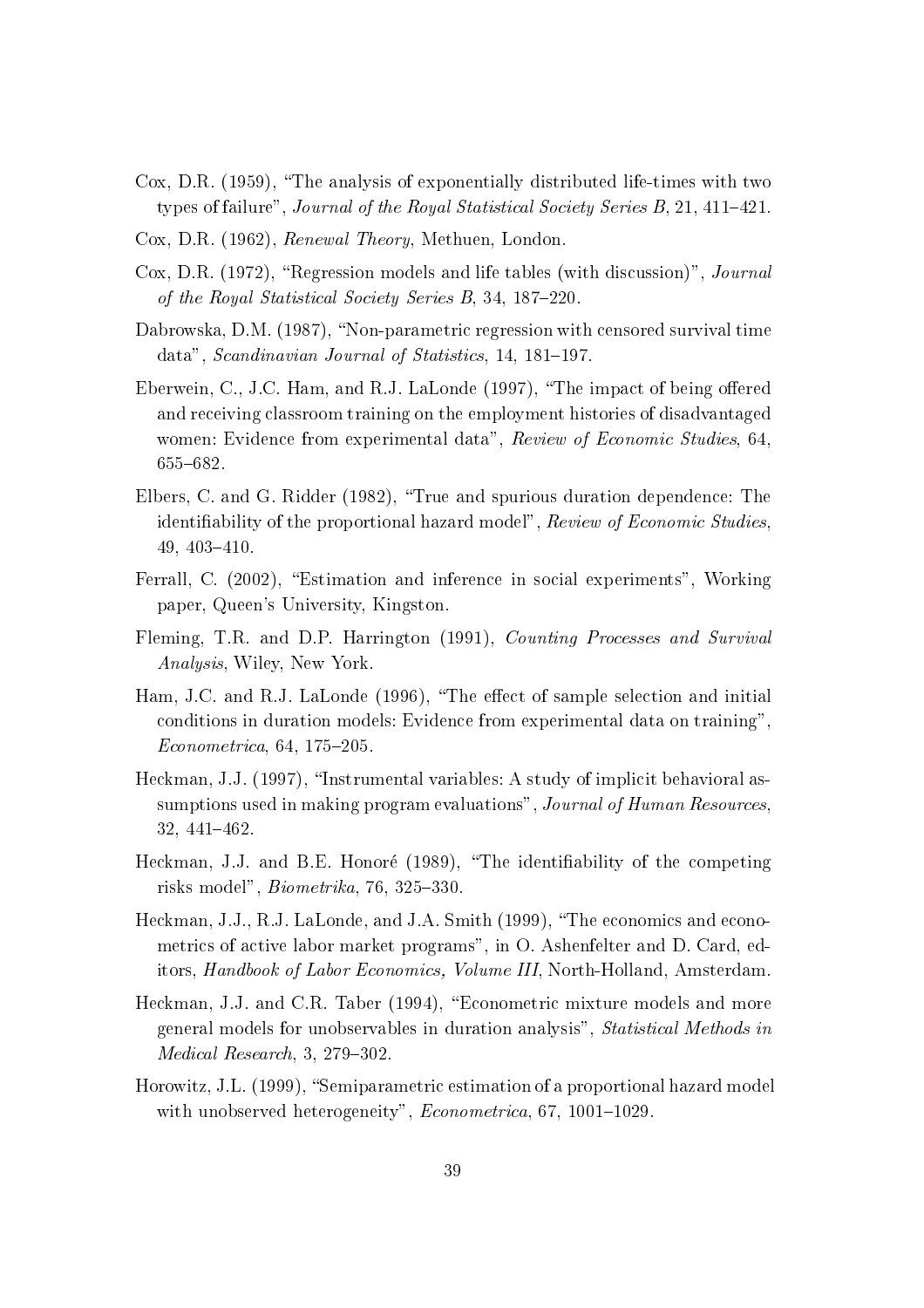Cox, D.R. (1959), "The analysis of exponentially distributed life-times with two types of failure", *Journal of the Royal Statistical Society Series B*, 21, 411–421.

Cox, D.R. (1962), *Renewal Theory*, Methuen, London.

Cox, D.R. (1972), "Regression models and life tables (with discussion)", *Journal of the Royal Statistical Society Series B*, 34, 187–220.

Dabrowska, D.M. (1987), "Non-parametric regression with censored survival time data", *Scandinavian Journal of Statistics*, 14, 181–197.

Eberwein, C., J.C. Ham, and R.J. LaLonde (1997), "The impact of being offered and receiving classroom training on the employment histories of disadvantaged women: Evidence from experimental data", *Review of Economic Studies*, 64, 655–682.

Elbers, C. and G. Ridder (1982), "True and spurious duration dependence: The identifiability of the proportional hazard model", *Review of Economic Studies*, 49, 403–410.

Ferrall, C. (2002), "Estimation and inference in social experiments", Working paper, Queen's University, Kingston.

Fleming, T.R. and D.P. Harrington (1991), *Counting Processes and Survival Analysis*, Wiley, New York.

Ham, J.C. and R.J. LaLonde (1996), "The effect of sample selection and initial conditions in duration models: Evidence from experimental data on training", *Econometrica*, 64, 175–205.

Heckman, J.J. (1997), "Instrumental variables: A study of implicit behavioral assumptions used in making program evaluations", *Journal of Human Resources*, 32, 441–462.

Heckman, J.J. and B.E. Honoré (1989), "The identifiability of the competing risks model", *Biometrika*, 76, 325–330.

Heckman, J.J., R.J. LaLonde, and J.A. Smith (1999), "The economics and econometrics of active labor market programs", in O. Ashenfelter and D. Card, editors, *Handbook of Labor Economics, Volume III*, North-Holland, Amsterdam.

Heckman, J.J. and C.R. Taber (1994), "Econometric mixture models and more general models for unobservables in duration analysis", *Statistical Methods in Medical Research*, 3, 279–302.

Horowitz, J.L. (1999), "Semiparametric estimation of a proportional hazard model with unobserved heterogeneity", *Econometrica*, 67, 1001–1029.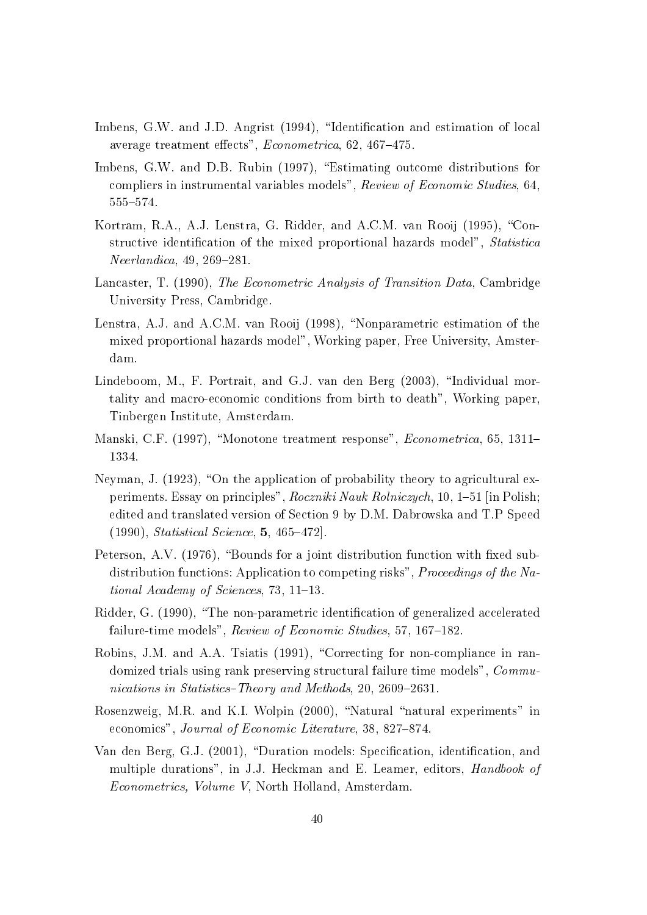Imbens, G.W. and J.D. Angrist (1994), "Identification and estimation of local average treatment effects", *Econometrica*, 62, 467–475.

Imbens, G.W. and D.B. Rubin (1997), "Estimating outcome distributions for compliers in instrumental variables models", *Review of Economic Studies*, 64, 555–574.

Kortram, R.A., A.J. Lenstra, G. Ridder, and A.C.M. van Rooij (1995), "Constructive identification of the mixed proportional hazards model", *Statistica Neerlandica*, 49, 269–281.

Lancaster, T. (1990), *The Econometric Analysis of Transition Data*, Cambridge University Press, Cambridge.

Lenstra, A.J. and A.C.M. van Rooij (1998), "Nonparametric estimation of the mixed proportional hazards model", Working paper, Free University, Amsterdam.

Lindeboom, M., F. Portrait, and G.J. van den Berg (2003), "Individual mortality and macro-economic conditions from birth to death", Working paper, Tinbergen Institute, Amsterdam.

Manski, C.F. (1997), "Monotone treatment response", *Econometrica*, 65, 1311–1334.

Neyman, J. (1923), "On the application of probability theory to agricultural experiments. Essay on principles", *Roczniki Nauk Rolniczych*, 10, 1–51 [in Polish; edited and translated version of Section 9 by D.M. Dabrowska and T.P Speed (1990), *Statistical Science*, **5**, 465–472].

Peterson, A.V. (1976), "Bounds for a joint distribution function with fixed subdistribution functions: Application to competing risks", *Proceedings of the National Academy of Sciences*, 73, 11–13.

Ridder, G. (1990), "The non-parametric identification of generalized accelerated failure-time models", *Review of Economic Studies*, 57, 167–182.

Robins, J.M. and A.A. Tsiatis (1991), "Correcting for non-compliance in randomized trials using rank preserving structural failure time models", *Communications in Statistics–Theory and Methods*, 20, 2609–2631.

Rosenzweig, M.R. and K.I. Wolpin (2000), "Natural "natural experiments" in economics", *Journal of Economic Literature*, 38, 827–874.

Van den Berg, G.J. (2001), "Duration models: Specification, identification, and multiple durations", in J.J. Heckman and E. Leamer, editors, *Handbook of Econometrics, Volume V*, North Holland, Amsterdam.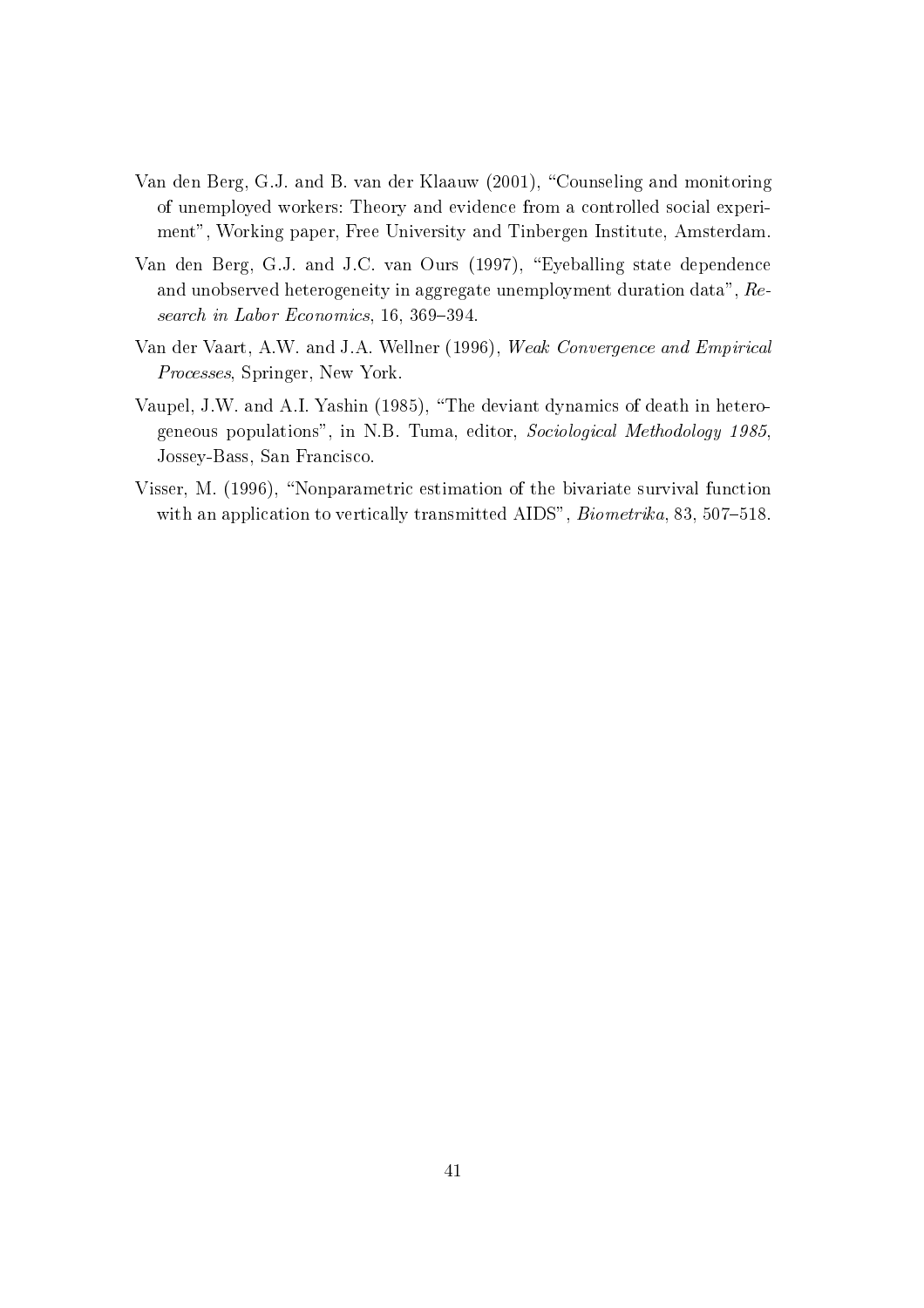Van den Berg, G.J. and B. van der Klaauw (2001), "Counseling and monitoring of unemployed workers: Theory and evidence from a controlled social experiment", Working paper, Free University and Tinbergen Institute, Amsterdam.

Van den Berg, G.J. and J.C. van Ours (1997), "Eyeballing state dependence and unobserved heterogeneity in aggregate unemployment duration data", *Research in Labor Economics*, 16, 369–394.

Van der Vaart, A.W. and J.A. Wellner (1996), *Weak Convergence and Empirical Processes*, Springer, New York.

Vaupel, J.W. and A.I. Yashin (1985), "The deviant dynamics of death in heterogeneous populations", in N.B. Tuma, editor, *Sociological Methodology 1985*, Jossey-Bass, San Francisco.

Visser, M. (1996), "Nonparametric estimation of the bivariate survival function with an application to vertically transmitted AIDS", *Biometrika*, 83, 507–518.